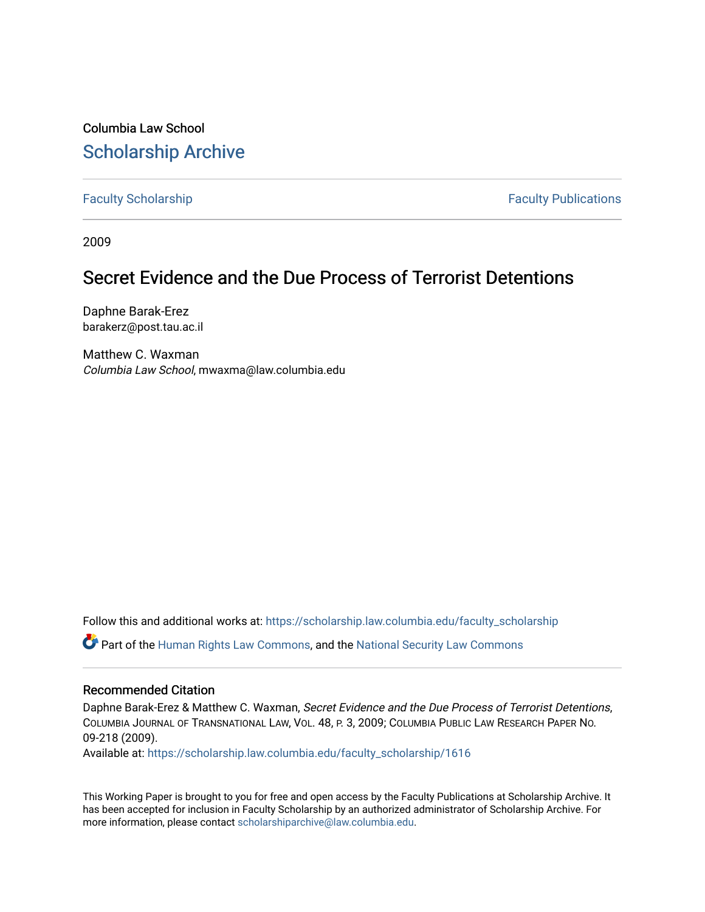Columbia Law School

## Scholarship Archive

Faculty Scholarship | Faculty Publications

2009

# Secret Evidence and the Due Process of Terrorist Detentions

Daphne Barak-Erez
barakerz@post.tau.ac.il

Matthew C. Waxman
*Columbia Law School*, mwaxma@law.columbia.edu

Follow this and additional works at: https://scholarship.law.columbia.edu/faculty_scholarship

Part of the Human Rights Law Commons, and the National Security Law Commons

### Recommended Citation

Daphne Barak-Erez & Matthew C. Waxman, *Secret Evidence and the Due Process of Terrorist Detentions*, Columbia Journal of Transnational Law, Vol. 48, p. 3, 2009; Columbia Public Law Research Paper No. 09-218 (2009).
Available at: https://scholarship.law.columbia.edu/faculty_scholarship/1616

This Working Paper is brought to you for free and open access by the Faculty Publications at Scholarship Archive. It has been accepted for inclusion in Faculty Scholarship by an authorized administrator of Scholarship Archive. For more information, please contact scholarshiparchive@law.columbia.edu.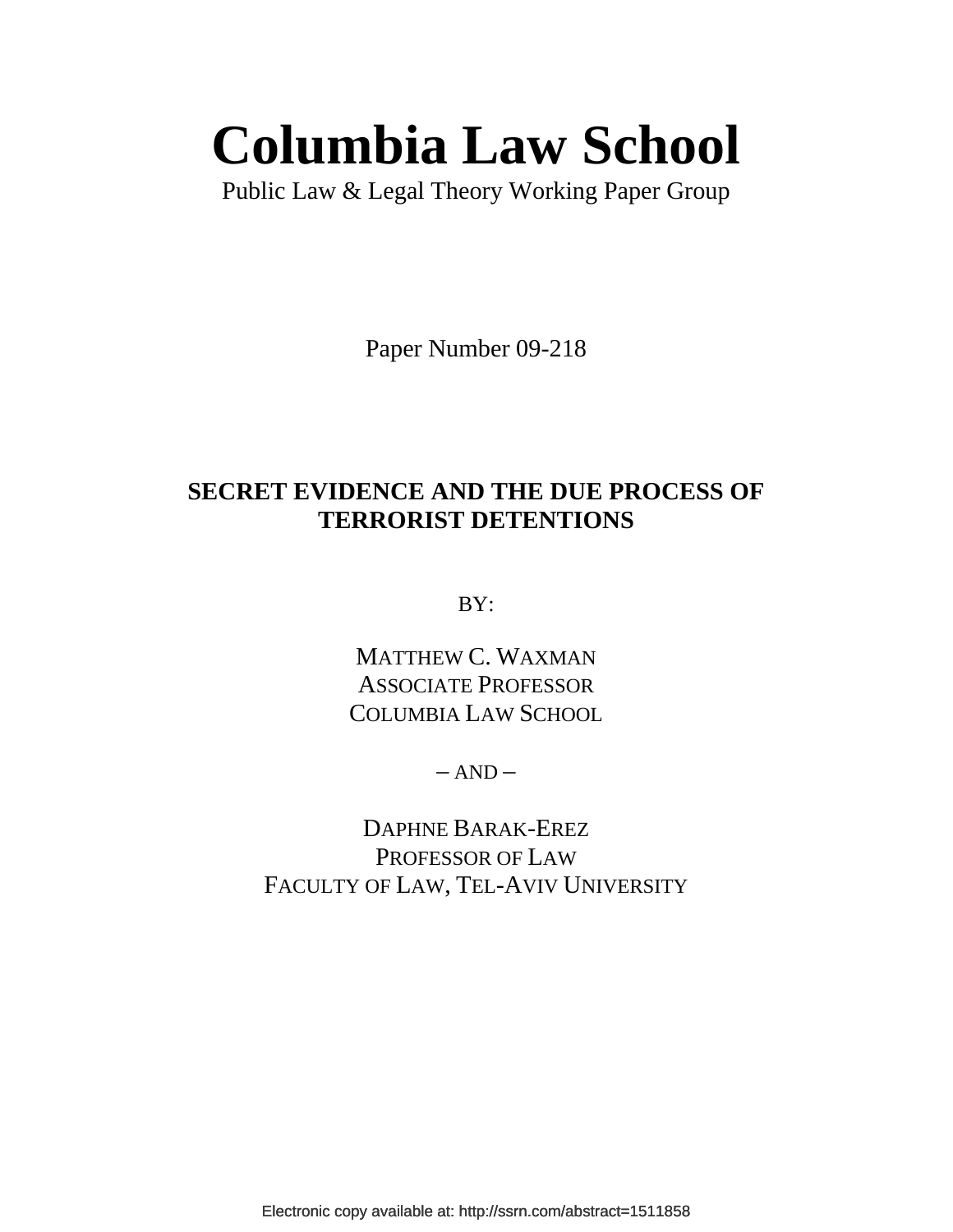# Columbia Law School

Public Law & Legal Theory Working Paper Group

Paper Number 09-218

## SECRET EVIDENCE AND THE DUE PROCESS OF TERRORIST DETENTIONS

BY:

MATTHEW C. WAXMAN
ASSOCIATE PROFESSOR
COLUMBIA LAW SCHOOL

– AND –

DAPHNE BARAK-EREZ
PROFESSOR OF LAW
FACULTY OF LAW, TEL-AVIV UNIVERSITY

Electronic copy available at: http://ssrn.com/abstract=1511858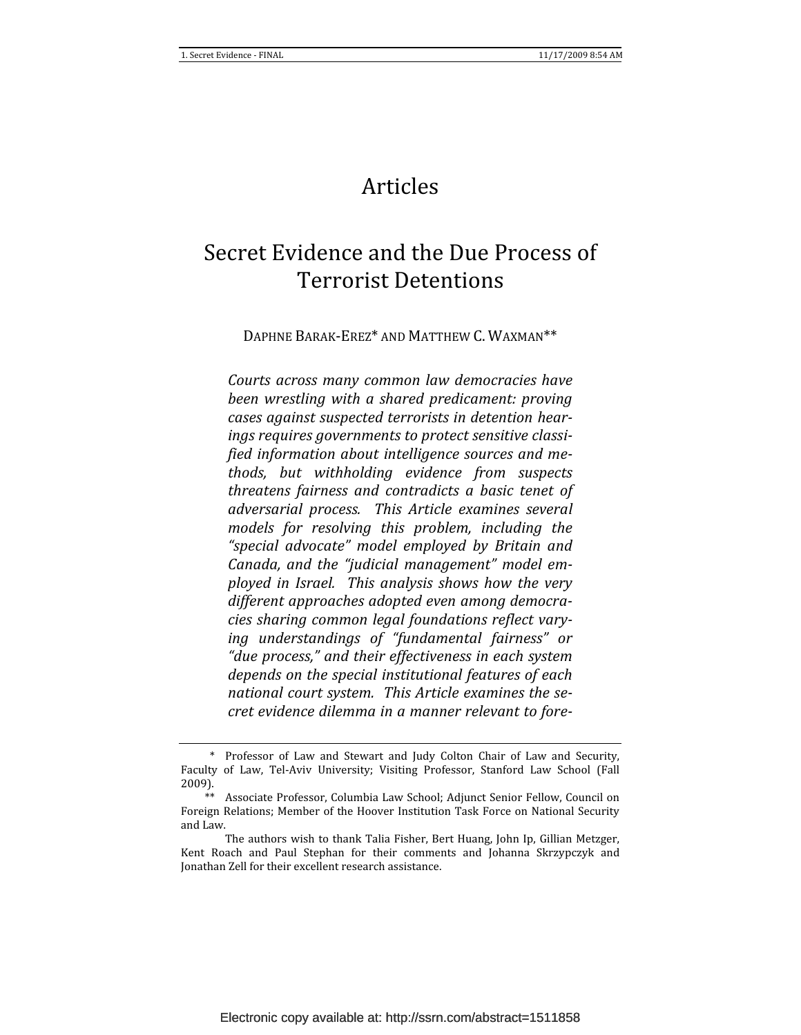# Articles

## Secret Evidence and the Due Process of Terrorist Detentions

DAPHNE BARAK-EREZ* AND MATTHEW C. WAXMAN**

*Courts across many common law democracies have been wrestling with a shared predicament: proving cases against suspected terrorists in detention hearings requires governments to protect sensitive classified information about intelligence sources and methods, but withholding evidence from suspects threatens fairness and contradicts a basic tenet of adversarial process. This Article examines several models for resolving this problem, including the "special advocate" model employed by Britain and Canada, and the "judicial management" model employed in Israel. This analysis shows how the very different approaches adopted even among democracies sharing common legal foundations reflect varying understandings of "fundamental fairness" or "due process," and their effectiveness in each system depends on the special institutional features of each national court system. This Article examines the secret evidence dilemma in a manner relevant to fore-*

---

\* Professor of Law and Stewart and Judy Colton Chair of Law and Security, Faculty of Law, Tel-Aviv University; Visiting Professor, Stanford Law School (Fall 2009).

\*\* Associate Professor, Columbia Law School; Adjunct Senior Fellow, Council on Foreign Relations; Member of the Hoover Institution Task Force on National Security and Law.

The authors wish to thank Talia Fisher, Bert Huang, John Ip, Gillian Metzger, Kent Roach and Paul Stephan for their comments and Johanna Skrzypczyk and Jonathan Zell for their excellent research assistance.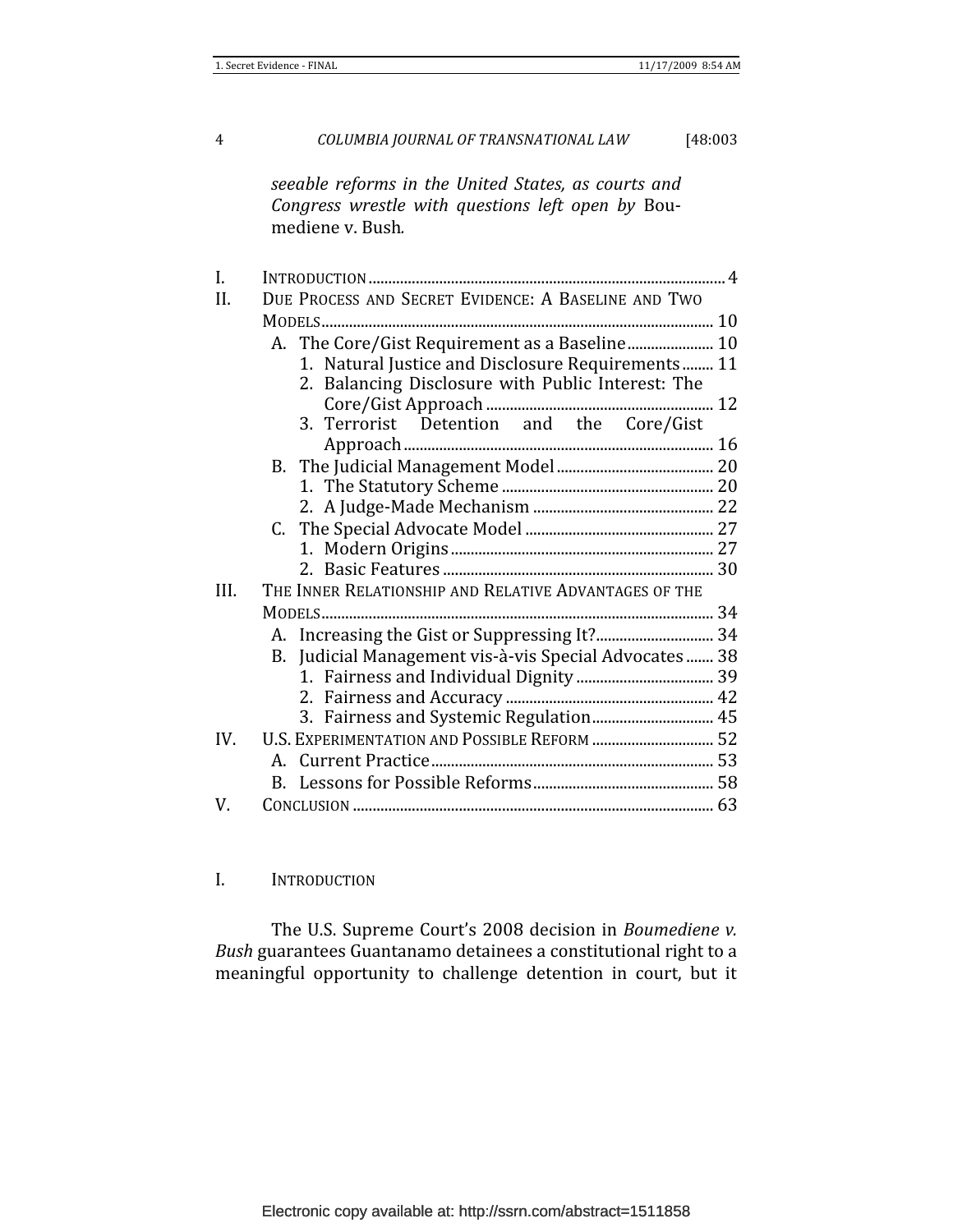*seeable reforms in the United States, as courts and Congress wrestle with questions left open by* Boumediene v. Bush*.*

I. INTRODUCTION .......... 4

II. DUE PROCESS AND SECRET EVIDENCE: A BASELINE AND TWO MODELS .......... 10

- A. The Core/Gist Requirement as a Baseline .......... 10
  1. Natural Justice and Disclosure Requirements .......... 11
  2. Balancing Disclosure with Public Interest: The Core/Gist Approach .......... 12
  3. Terrorist Detention and the Core/Gist Approach .......... 16
- B. The Judicial Management Model .......... 20
  1. The Statutory Scheme .......... 20
  2. A Judge-Made Mechanism .......... 22
- C. The Special Advocate Model .......... 27
  1. Modern Origins .......... 27
  2. Basic Features .......... 30

III. THE INNER RELATIONSHIP AND RELATIVE ADVANTAGES OF THE MODELS .......... 34

- A. Increasing the Gist or Suppressing It? .......... 34
- B. Judicial Management vis-à-vis Special Advocates .......... 38
  1. Fairness and Individual Dignity .......... 39
  2. Fairness and Accuracy .......... 42
  3. Fairness and Systemic Regulation .......... 45

IV. U.S. EXPERIMENTATION AND POSSIBLE REFORM .......... 52

- A. Current Practice .......... 53
- B. Lessons for Possible Reforms .......... 58

V. CONCLUSION .......... 63

## I. INTRODUCTION

The U.S. Supreme Court's 2008 decision in *Boumediene v. Bush* guarantees Guantanamo detainees a constitutional right to a meaningful opportunity to challenge detention in court, but it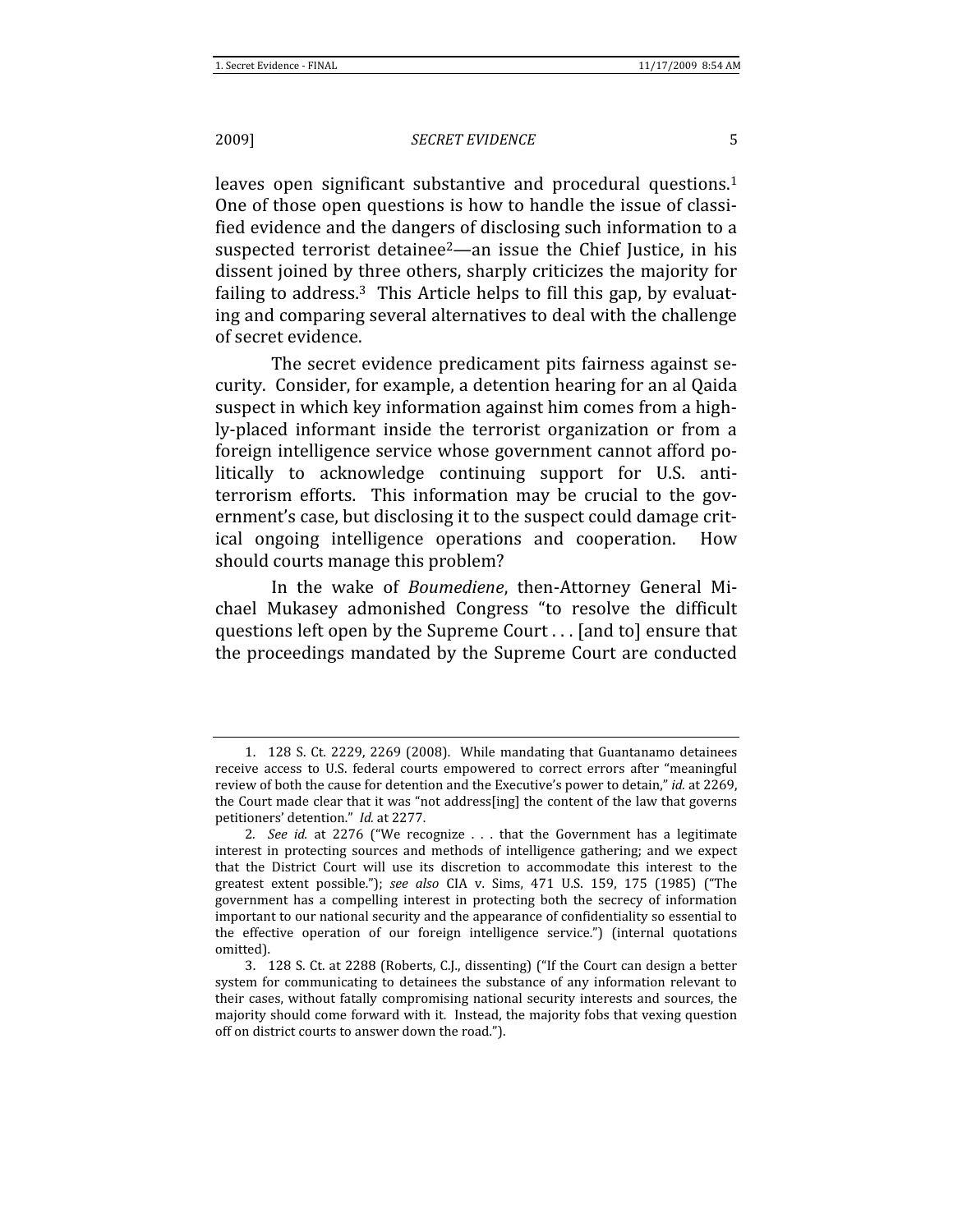leaves open significant substantive and procedural questions.[1] One of those open questions is how to handle the issue of classified evidence and the dangers of disclosing such information to a suspected terrorist detainee[2]—an issue the Chief Justice, in his dissent joined by three others, sharply criticizes the majority for failing to address.[3] This Article helps to fill this gap, by evaluating and comparing several alternatives to deal with the challenge of secret evidence.

The secret evidence predicament pits fairness against security. Consider, for example, a detention hearing for an al Qaida suspect in which key information against him comes from a highly-placed informant inside the terrorist organization or from a foreign intelligence service whose government cannot afford politically to acknowledge continuing support for U.S. anti-terrorism efforts. This information may be crucial to the government's case, but disclosing it to the suspect could damage critical ongoing intelligence operations and cooperation. How should courts manage this problem?

In the wake of *Boumediene*, then-Attorney General Michael Mukasey admonished Congress "to resolve the difficult questions left open by the Supreme Court . . . [and to] ensure that the proceedings mandated by the Supreme Court are conducted

---

1. 128 S. Ct. 2229, 2269 (2008). While mandating that Guantanamo detainees receive access to U.S. federal courts empowered to correct errors after "meaningful review of both the cause for detention and the Executive's power to detain," *id.* at 2269, the Court made clear that it was "not address[ing] the content of the law that governs petitioners' detention." *Id.* at 2277.

2. *See id.* at 2276 ("We recognize . . . that the Government has a legitimate interest in protecting sources and methods of intelligence gathering; and we expect that the District Court will use its discretion to accommodate this interest to the greatest extent possible."); *see also* CIA v. Sims, 471 U.S. 159, 175 (1985) ("The government has a compelling interest in protecting both the secrecy of information important to our national security and the appearance of confidentiality so essential to the effective operation of our foreign intelligence service.") (internal quotations omitted).

3. 128 S. Ct. at 2288 (Roberts, C.J., dissenting) ("If the Court can design a better system for communicating to detainees the substance of any information relevant to their cases, without fatally compromising national security interests and sources, the majority should come forward with it. Instead, the majority fobs that vexing question off on district courts to answer down the road.").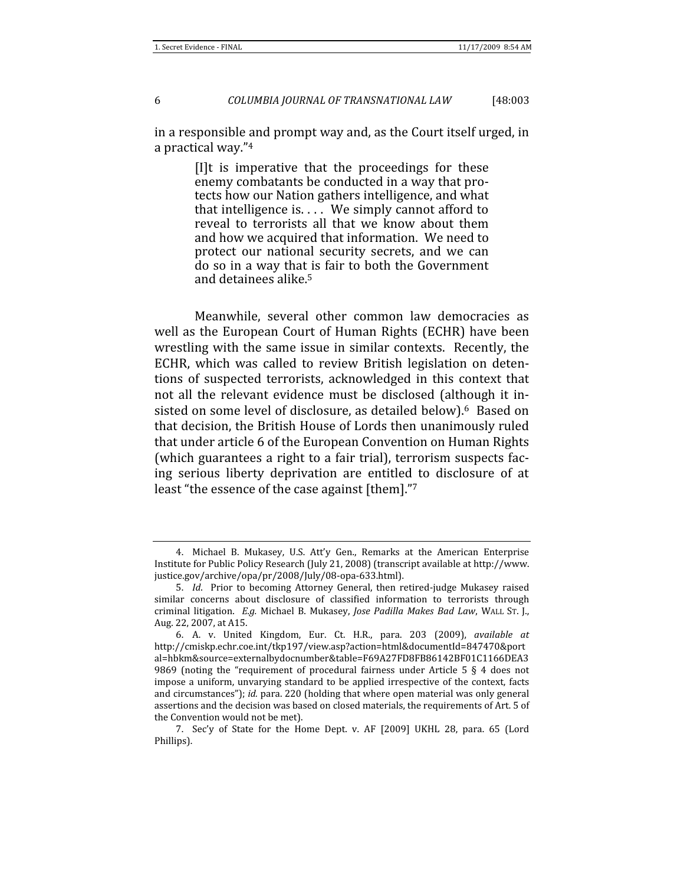in a responsible and prompt way and, as the Court itself urged, in a practical way."[4]

> [I]t is imperative that the proceedings for these enemy combatants be conducted in a way that protects how our Nation gathers intelligence, and what that intelligence is. . . . We simply cannot afford to reveal to terrorists all that we know about them and how we acquired that information. We need to protect our national security secrets, and we can do so in a way that is fair to both the Government and detainees alike.[5]

Meanwhile, several other common law democracies as well as the European Court of Human Rights (ECHR) have been wrestling with the same issue in similar contexts. Recently, the ECHR, which was called to review British legislation on detentions of suspected terrorists, acknowledged in this context that not all the relevant evidence must be disclosed (although it insisted on some level of disclosure, as detailed below).[6] Based on that decision, the British House of Lords then unanimously ruled that under article 6 of the European Convention on Human Rights (which guarantees a right to a fair trial), terrorism suspects facing serious liberty deprivation are entitled to disclosure of at least "the essence of the case against [them]."[7]

---

4. Michael B. Mukasey, U.S. Att'y Gen., Remarks at the American Enterprise Institute for Public Policy Research (July 21, 2008) (transcript available at http://www.justice.gov/archive/opa/pr/2008/July/08-opa-633.html).

5. *Id*. Prior to becoming Attorney General, then retired-judge Mukasey raised similar concerns about disclosure of classified information to terrorists through criminal litigation. *E.g.* Michael B. Mukasey, *Jose Padilla Makes Bad Law*, WALL ST. J., Aug. 22, 2007, at A15.

6. A. v. United Kingdom, Eur. Ct. H.R., para. 203 (2009), *available at* http://cmiskp.echr.coe.int/tkp197/view.asp?action=html&documentId=847470&portal=hbkm&source=externalbydocnumber&table=F69A27FD8FB86142BF01C1166DEA39869 (noting the "requirement of procedural fairness under Article 5 § 4 does not impose a uniform, unvarying standard to be applied irrespective of the context, facts and circumstances"); *id.* para. 220 (holding that where open material was only general assertions and the decision was based on closed materials, the requirements of Art. 5 of the Convention would not be met).

7. Sec'y of State for the Home Dept. v. AF [2009] UKHL 28, para. 65 (Lord Phillips).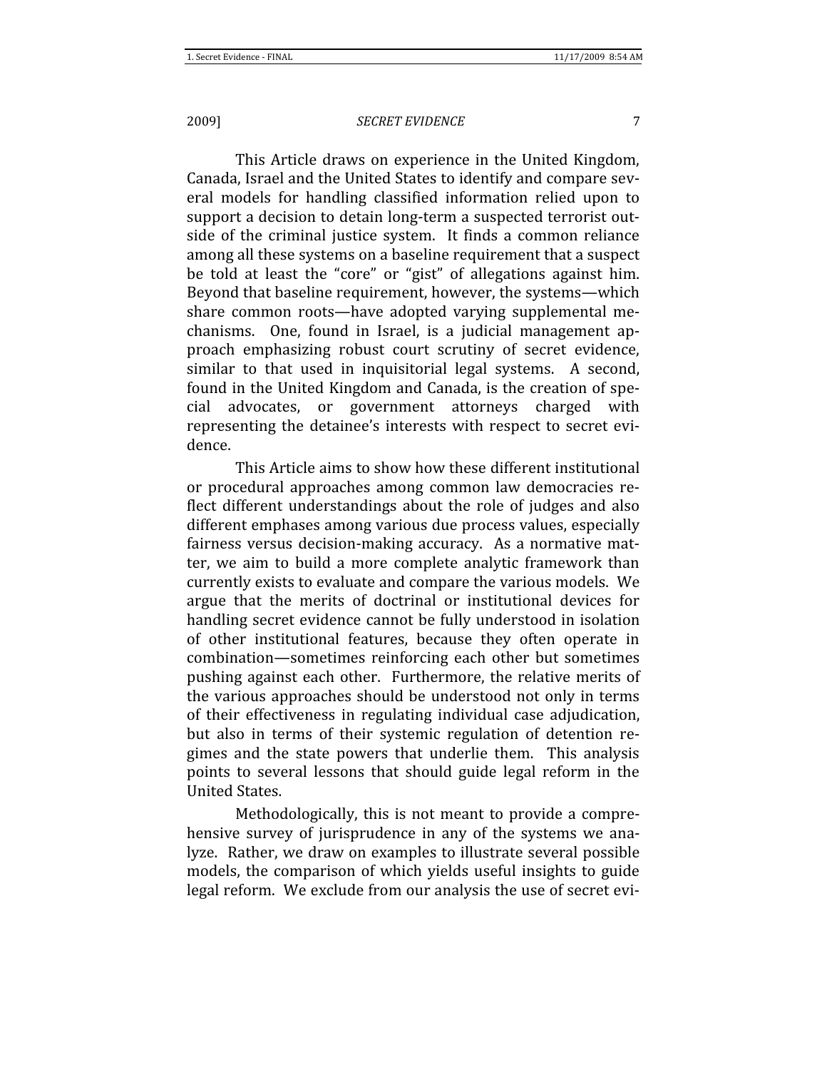This Article draws on experience in the United Kingdom, Canada, Israel and the United States to identify and compare several models for handling classified information relied upon to support a decision to detain long-term a suspected terrorist outside of the criminal justice system. It finds a common reliance among all these systems on a baseline requirement that a suspect be told at least the "core" or "gist" of allegations against him. Beyond that baseline requirement, however, the systems—which share common roots—have adopted varying supplemental mechanisms. One, found in Israel, is a judicial management approach emphasizing robust court scrutiny of secret evidence, similar to that used in inquisitorial legal systems. A second, found in the United Kingdom and Canada, is the creation of special advocates, or government attorneys charged with representing the detainee's interests with respect to secret evidence.

This Article aims to show how these different institutional or procedural approaches among common law democracies reflect different understandings about the role of judges and also different emphases among various due process values, especially fairness versus decision-making accuracy. As a normative matter, we aim to build a more complete analytic framework than currently exists to evaluate and compare the various models. We argue that the merits of doctrinal or institutional devices for handling secret evidence cannot be fully understood in isolation of other institutional features, because they often operate in combination—sometimes reinforcing each other but sometimes pushing against each other. Furthermore, the relative merits of the various approaches should be understood not only in terms of their effectiveness in regulating individual case adjudication, but also in terms of their systemic regulation of detention regimes and the state powers that underlie them. This analysis points to several lessons that should guide legal reform in the United States.

Methodologically, this is not meant to provide a comprehensive survey of jurisprudence in any of the systems we analyze. Rather, we draw on examples to illustrate several possible models, the comparison of which yields useful insights to guide legal reform. We exclude from our analysis the use of secret evi-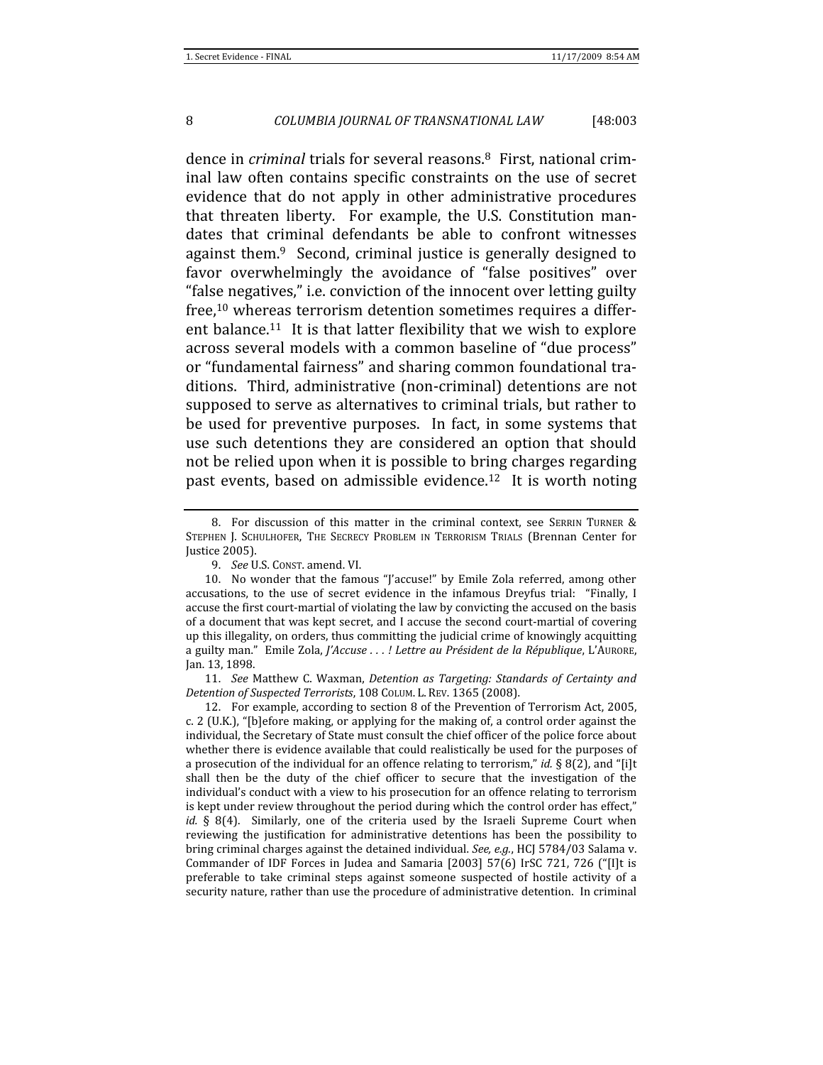dence in *criminal* trials for several reasons.[8] First, national criminal law often contains specific constraints on the use of secret evidence that do not apply in other administrative procedures that threaten liberty. For example, the U.S. Constitution mandates that criminal defendants be able to confront witnesses against them.[9] Second, criminal justice is generally designed to favor overwhelmingly the avoidance of "false positives" over "false negatives," i.e. conviction of the innocent over letting guilty free,[10] whereas terrorism detention sometimes requires a different balance.[11] It is that latter flexibility that we wish to explore across several models with a common baseline of "due process" or "fundamental fairness" and sharing common foundational traditions. Third, administrative (non-criminal) detentions are not supposed to serve as alternatives to criminal trials, but rather to be used for preventive purposes. In fact, in some systems that use such detentions they are considered an option that should not be relied upon when it is possible to bring charges regarding past events, based on admissible evidence.[12] It is worth noting

---

8. For discussion of this matter in the criminal context, see SERRIN TURNER & STEPHEN J. SCHULHOFER, THE SECRECY PROBLEM IN TERRORISM TRIALS (Brennan Center for Justice 2005).

9. *See* U.S. CONST. amend. VI.

10. No wonder that the famous "J'accuse!" by Emile Zola referred, among other accusations, to the use of secret evidence in the infamous Dreyfus trial: "Finally, I accuse the first court-martial of violating the law by convicting the accused on the basis of a document that was kept secret, and I accuse the second court-martial of covering up this illegality, on orders, thus committing the judicial crime of knowingly acquitting a guilty man." Emile Zola, *J'Accuse . . . ! Lettre au Président de la République*, L'AURORE, Jan. 13, 1898.

11. *See* Matthew C. Waxman, *Detention as Targeting: Standards of Certainty and Detention of Suspected Terrorists*, 108 COLUM. L. REV. 1365 (2008).

12. For example, according to section 8 of the Prevention of Terrorism Act, 2005, c. 2 (U.K.), "[b]efore making, or applying for the making of, a control order against the individual, the Secretary of State must consult the chief officer of the police force about whether there is evidence available that could realistically be used for the purposes of a prosecution of the individual for an offence relating to terrorism," *id.* § 8(2), and "[i]t shall then be the duty of the chief officer to secure that the investigation of the individual's conduct with a view to his prosecution for an offence relating to terrorism is kept under review throughout the period during which the control order has effect," *id.* § 8(4). Similarly, one of the criteria used by the Israeli Supreme Court when reviewing the justification for administrative detentions has been the possibility to bring criminal charges against the detained individual. *See, e.g.*, HCJ 5784/03 Salama v. Commander of IDF Forces in Judea and Samaria [2003] 57(6) IrSC 721, 726 ("[I]t is preferable to take criminal steps against someone suspected of hostile activity of a security nature, rather than use the procedure of administrative detention. In criminal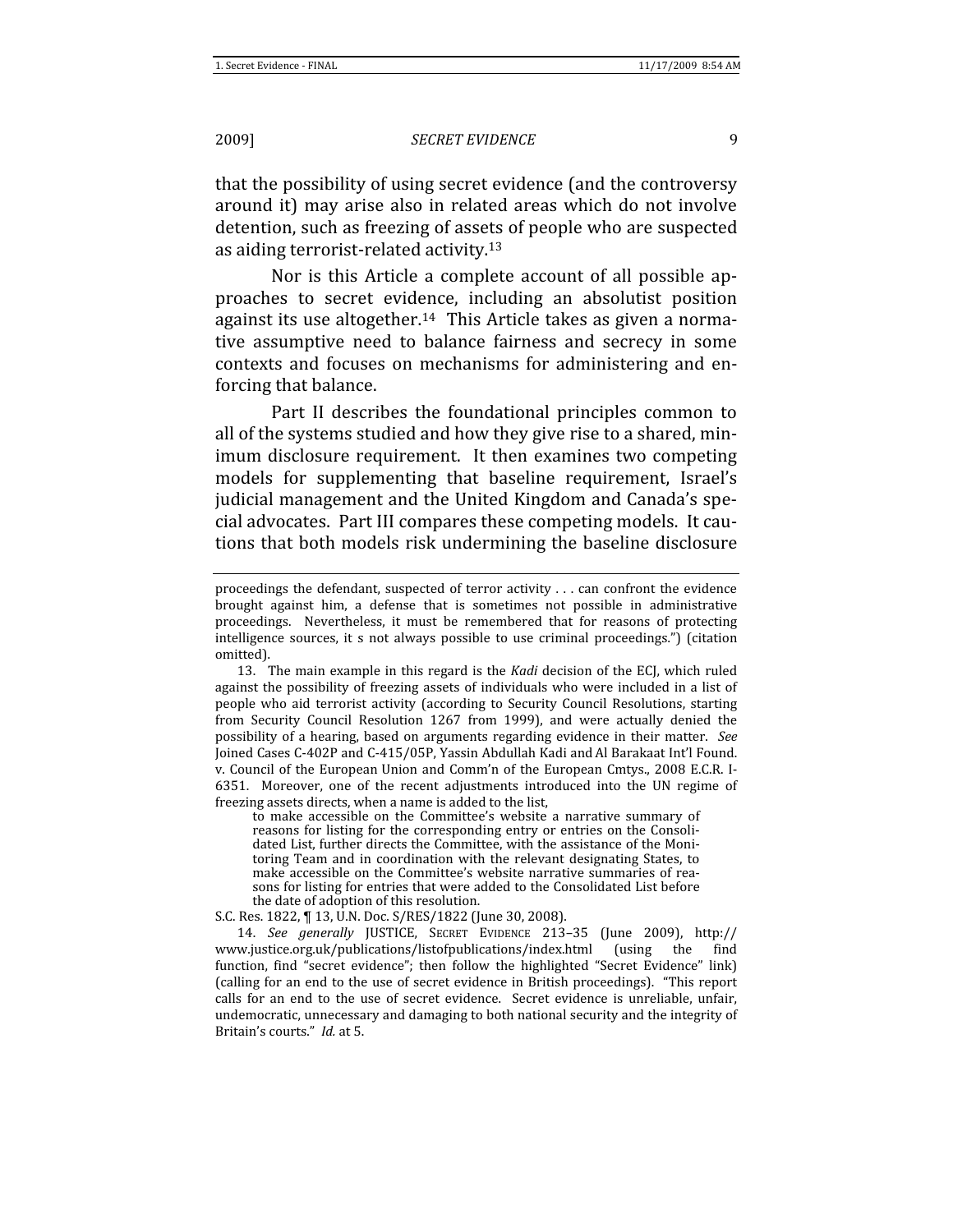that the possibility of using secret evidence (and the controversy around it) may arise also in related areas which do not involve detention, such as freezing of assets of people who are suspected as aiding terrorist-related activity.[13]

Nor is this Article a complete account of all possible approaches to secret evidence, including an absolutist position against its use altogether.[14] This Article takes as given a normative assumptive need to balance fairness and secrecy in some contexts and focuses on mechanisms for administering and enforcing that balance.

Part II describes the foundational principles common to all of the systems studied and how they give rise to a shared, minimum disclosure requirement. It then examines two competing models for supplementing that baseline requirement, Israel's judicial management and the United Kingdom and Canada's special advocates. Part III compares these competing models. It cautions that both models risk undermining the baseline disclosure

---

proceedings the defendant, suspected of terror activity . . . can confront the evidence brought against him, a defense that is sometimes not possible in administrative proceedings. Nevertheless, it must be remembered that for reasons of protecting intelligence sources, it s not always possible to use criminal proceedings.") (citation omitted).

13. The main example in this regard is the *Kadi* decision of the ECJ, which ruled against the possibility of freezing assets of individuals who were included in a list of people who aid terrorist activity (according to Security Council Resolutions, starting from Security Council Resolution 1267 from 1999), and were actually denied the possibility of a hearing, based on arguments regarding evidence in their matter. *See* Joined Cases C-402P and C-415/05P, Yassin Abdullah Kadi and Al Barakaat Int'l Found. v. Council of the European Union and Comm'n of the European Cmtys., 2008 E.C.R. I-6351. Moreover, one of the recent adjustments introduced into the UN regime of freezing assets directs, when a name is added to the list,

> to make accessible on the Committee's website a narrative summary of reasons for listing for the corresponding entry or entries on the Consolidated List, further directs the Committee, with the assistance of the Monitoring Team and in coordination with the relevant designating States, to make accessible on the Committee's website narrative summaries of reasons for listing for entries that were added to the Consolidated List before the date of adoption of this resolution.

S.C. Res. 1822, ¶ 13, U.N. Doc. S/RES/1822 (June 30, 2008).

14. *See generally* JUSTICE, SECRET EVIDENCE 213–35 (June 2009), http://www.justice.org.uk/publications/listofpublications/index.html (using the find function, find "secret evidence"; then follow the highlighted "Secret Evidence" link) (calling for an end to the use of secret evidence in British proceedings). "This report calls for an end to the use of secret evidence. Secret evidence is unreliable, unfair, undemocratic, unnecessary and damaging to both national security and the integrity of Britain's courts." *Id.* at 5.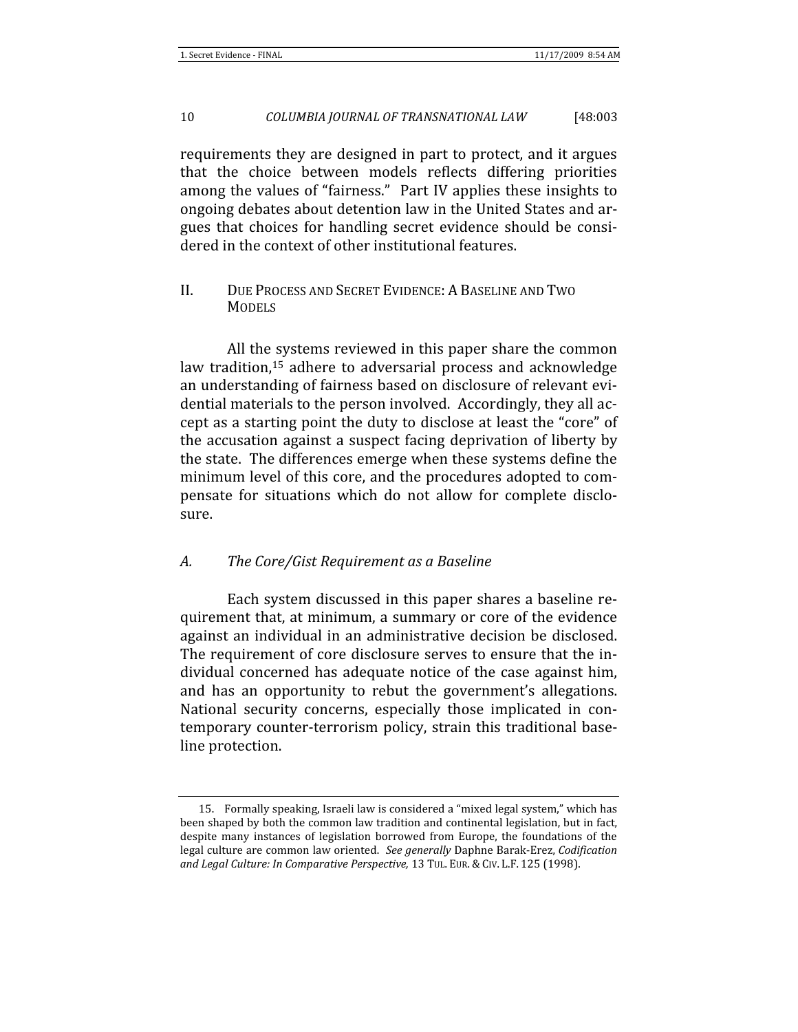requirements they are designed in part to protect, and it argues that the choice between models reflects differing priorities among the values of "fairness." Part IV applies these insights to ongoing debates about detention law in the United States and argues that choices for handling secret evidence should be considered in the context of other institutional features.

## II. DUE PROCESS AND SECRET EVIDENCE: A BASELINE AND TWO MODELS

All the systems reviewed in this paper share the common law tradition,[15] adhere to adversarial process and acknowledge an understanding of fairness based on disclosure of relevant evidential materials to the person involved. Accordingly, they all accept as a starting point the duty to disclose at least the "core" of the accusation against a suspect facing deprivation of liberty by the state. The differences emerge when these systems define the minimum level of this core, and the procedures adopted to compensate for situations which do not allow for complete disclosure.

### *A. The Core/Gist Requirement as a Baseline*

Each system discussed in this paper shares a baseline requirement that, at minimum, a summary or core of the evidence against an individual in an administrative decision be disclosed. The requirement of core disclosure serves to ensure that the individual concerned has adequate notice of the case against him, and has an opportunity to rebut the government's allegations. National security concerns, especially those implicated in contemporary counter-terrorism policy, strain this traditional baseline protection.

---

15. Formally speaking, Israeli law is considered a "mixed legal system," which has been shaped by both the common law tradition and continental legislation, but in fact, despite many instances of legislation borrowed from Europe, the foundations of the legal culture are common law oriented. *See generally* Daphne Barak-Erez, *Codification and Legal Culture: In Comparative Perspective,* 13 TUL. EUR. & CIV. L.F. 125 (1998).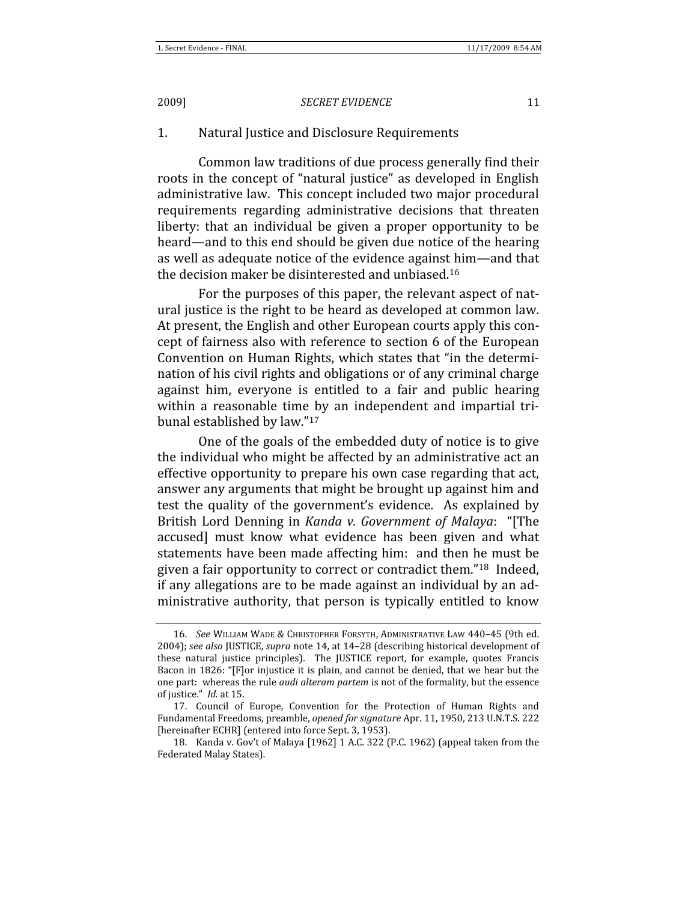### 1. Natural Justice and Disclosure Requirements

Common law traditions of due process generally find their roots in the concept of "natural justice" as developed in English administrative law. This concept included two major procedural requirements regarding administrative decisions that threaten liberty: that an individual be given a proper opportunity to be heard—and to this end should be given due notice of the hearing as well as adequate notice of the evidence against him—and that the decision maker be disinterested and unbiased.[16]

For the purposes of this paper, the relevant aspect of natural justice is the right to be heard as developed at common law. At present, the English and other European courts apply this concept of fairness also with reference to section 6 of the European Convention on Human Rights, which states that "in the determination of his civil rights and obligations or of any criminal charge against him, everyone is entitled to a fair and public hearing within a reasonable time by an independent and impartial tribunal established by law."[17]

One of the goals of the embedded duty of notice is to give the individual who might be affected by an administrative act an effective opportunity to prepare his own case regarding that act, answer any arguments that might be brought up against him and test the quality of the government's evidence. As explained by British Lord Denning in *Kanda v. Government of Malaya*: "[The accused] must know what evidence has been given and what statements have been made affecting him: and then he must be given a fair opportunity to correct or contradict them."[18] Indeed, if any allegations are to be made against an individual by an administrative authority, that person is typically entitled to know

---

16. *See* WILLIAM WADE & CHRISTOPHER FORSYTH, ADMINISTRATIVE LAW 440–45 (9th ed. 2004); *see also* JUSTICE, *supra* note 14, at 14–28 (describing historical development of these natural justice principles). The JUSTICE report, for example, quotes Francis Bacon in 1826: "[F]or injustice it is plain, and cannot be denied, that we hear but the one part: whereas the rule *audi alteram partem* is not of the formality, but the essence of justice." *Id.* at 15.

17. Council of Europe, Convention for the Protection of Human Rights and Fundamental Freedoms, preamble, *opened for signature* Apr. 11, 1950, 213 U.N.T.S. 222 [hereinafter ECHR] (entered into force Sept. 3, 1953).

18. Kanda v. Gov't of Malaya [1962] 1 A.C. 322 (P.C. 1962) (appeal taken from the Federated Malay States).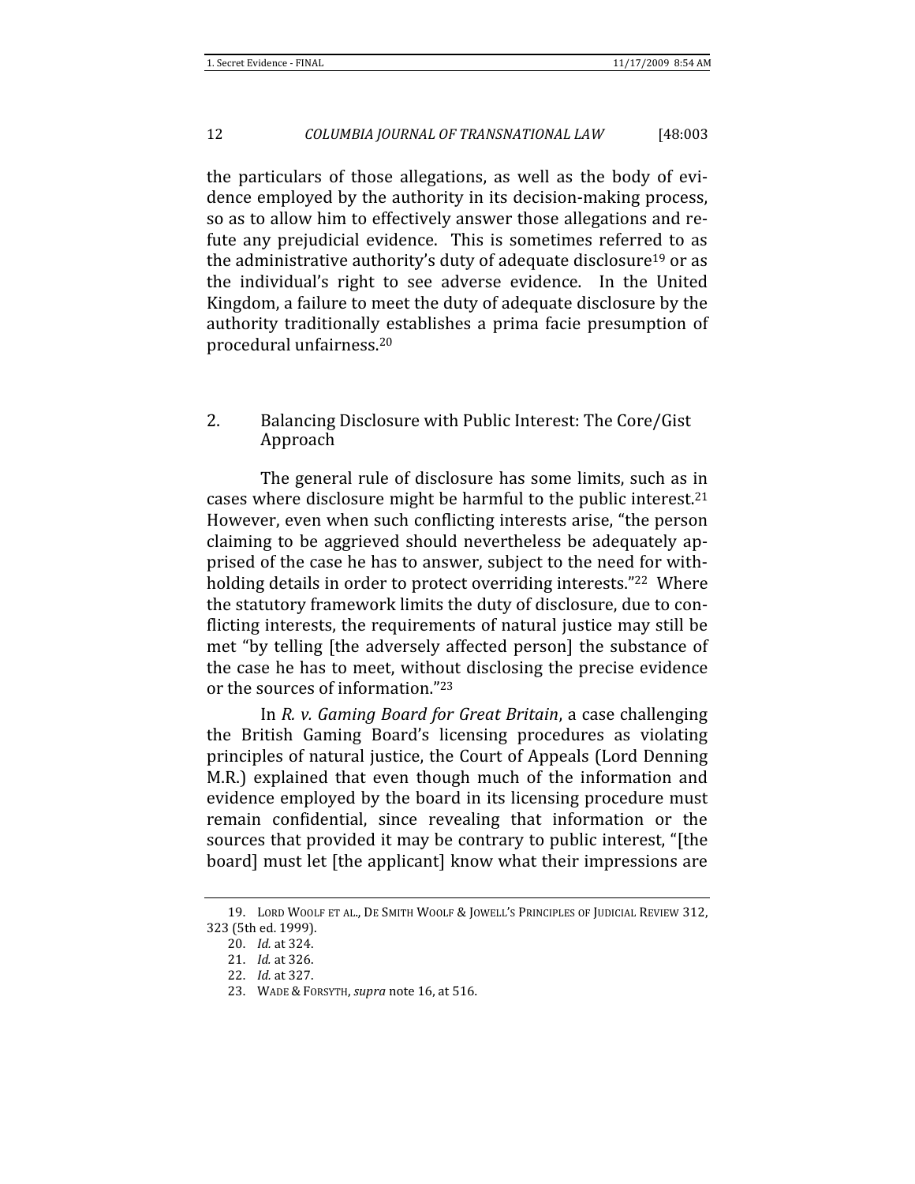the particulars of those allegations, as well as the body of evidence employed by the authority in its decision-making process, so as to allow him to effectively answer those allegations and refute any prejudicial evidence. This is sometimes referred to as the administrative authority's duty of adequate disclosure[19] or as the individual's right to see adverse evidence. In the United Kingdom, a failure to meet the duty of adequate disclosure by the authority traditionally establishes a prima facie presumption of procedural unfairness.[20]

### 2. Balancing Disclosure with Public Interest: The Core/Gist Approach

The general rule of disclosure has some limits, such as in cases where disclosure might be harmful to the public interest.[21] However, even when such conflicting interests arise, "the person claiming to be aggrieved should nevertheless be adequately apprised of the case he has to answer, subject to the need for withholding details in order to protect overriding interests."[22] Where the statutory framework limits the duty of disclosure, due to conflicting interests, the requirements of natural justice may still be met "by telling [the adversely affected person] the substance of the case he has to meet, without disclosing the precise evidence or the sources of information."[23]

In *R. v. Gaming Board for Great Britain*, a case challenging the British Gaming Board's licensing procedures as violating principles of natural justice, the Court of Appeals (Lord Denning M.R.) explained that even though much of the information and evidence employed by the board in its licensing procedure must remain confidential, since revealing that information or the sources that provided it may be contrary to public interest, "[the board] must let [the applicant] know what their impressions are

---

19. Lord Woolf et al., De Smith Woolf & Jowell's Principles of Judicial Review 312, 323 (5th ed. 1999).

20. *Id.* at 324.

21. *Id.* at 326.

22. *Id.* at 327.

23. Wade & Forsyth, *supra* note 16, at 516.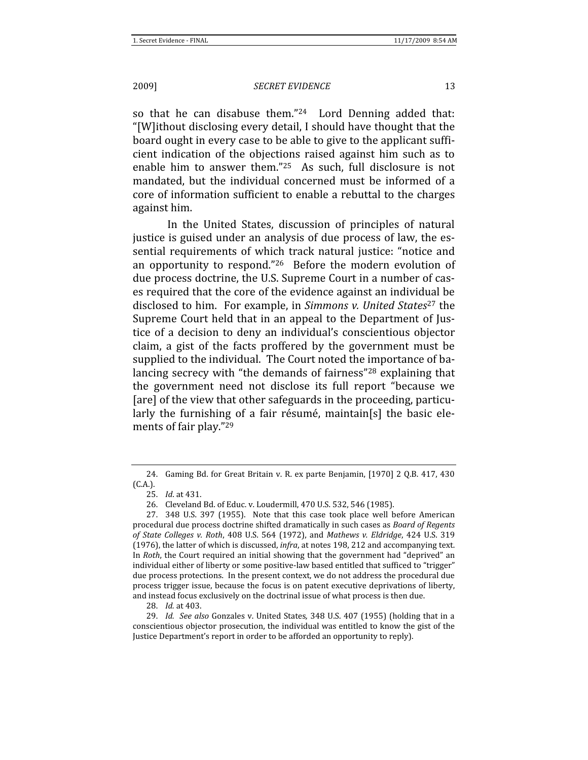so that he can disabuse them."[24] Lord Denning added that: "[W]ithout disclosing every detail, I should have thought that the board ought in every case to be able to give to the applicant sufficient indication of the objections raised against him such as to enable him to answer them."[25] As such, full disclosure is not mandated, but the individual concerned must be informed of a core of information sufficient to enable a rebuttal to the charges against him.

In the United States, discussion of principles of natural justice is guised under an analysis of due process of law, the essential requirements of which track natural justice: "notice and an opportunity to respond."[26] Before the modern evolution of due process doctrine, the U.S. Supreme Court in a number of cases required that the core of the evidence against an individual be disclosed to him. For example, in *Simmons v. United States*[27] the Supreme Court held that in an appeal to the Department of Justice of a decision to deny an individual's conscientious objector claim, a gist of the facts proffered by the government must be supplied to the individual. The Court noted the importance of balancing secrecy with "the demands of fairness"[28] explaining that the government need not disclose its full report "because we [are] of the view that other safeguards in the proceeding, particularly the furnishing of a fair résumé, maintain[s] the basic elements of fair play."[29]

---

24. Gaming Bd. for Great Britain v. R. ex parte Benjamin, [1970] 2 Q.B. 417, 430 (C.A.).

25. *Id.* at 431.

26. Cleveland Bd. of Educ. v. Loudermill, 470 U.S. 532, 546 (1985).

27. 348 U.S. 397 (1955). Note that this case took place well before American procedural due process doctrine shifted dramatically in such cases as *Board of Regents of State Colleges v. Roth*, 408 U.S. 564 (1972), and *Mathews v. Eldridge*, 424 U.S. 319 (1976), the latter of which is discussed, *infra*, at notes 198, 212 and accompanying text. In *Roth*, the Court required an initial showing that the government had "deprived" an individual either of liberty or some positive-law based entitled that sufficed to "trigger" due process protections. In the present context, we do not address the procedural due process trigger issue, because the focus is on patent executive deprivations of liberty, and instead focus exclusively on the doctrinal issue of what process is then due.

28. *Id.* at 403.

29. *Id. See also* Gonzales v. United States, 348 U.S. 407 (1955) (holding that in a conscientious objector prosecution, the individual was entitled to know the gist of the Justice Department's report in order to be afforded an opportunity to reply).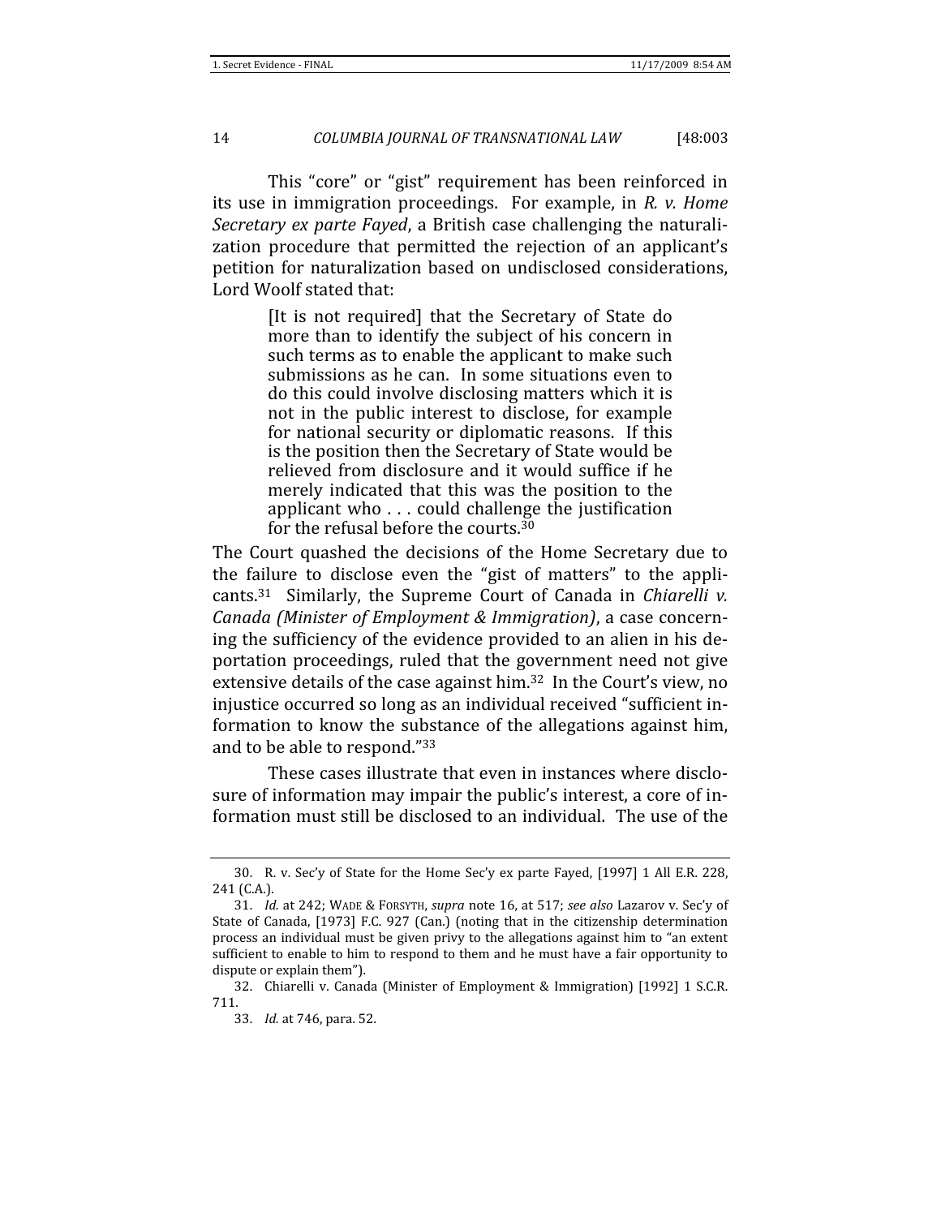This "core" or "gist" requirement has been reinforced in its use in immigration proceedings. For example, in *R. v. Home Secretary ex parte Fayed*, a British case challenging the naturalization procedure that permitted the rejection of an applicant's petition for naturalization based on undisclosed considerations, Lord Woolf stated that:

> [It is not required] that the Secretary of State do more than to identify the subject of his concern in such terms as to enable the applicant to make such submissions as he can. In some situations even to do this could involve disclosing matters which it is not in the public interest to disclose, for example for national security or diplomatic reasons. If this is the position then the Secretary of State would be relieved from disclosure and it would suffice if he merely indicated that this was the position to the applicant who . . . could challenge the justification for the refusal before the courts.[30]

The Court quashed the decisions of the Home Secretary due to the failure to disclose even the "gist of matters" to the applicants.[31] Similarly, the Supreme Court of Canada in *Chiarelli v. Canada (Minister of Employment & Immigration)*, a case concerning the sufficiency of the evidence provided to an alien in his deportation proceedings, ruled that the government need not give extensive details of the case against him.[32] In the Court's view, no injustice occurred so long as an individual received "sufficient information to know the substance of the allegations against him, and to be able to respond."[33]

These cases illustrate that even in instances where disclosure of information may impair the public's interest, a core of information must still be disclosed to an individual. The use of the

---

30. R. v. Sec'y of State for the Home Sec'y ex parte Fayed, [1997] 1 All E.R. 228, 241 (C.A.).

31. *Id.* at 242; WADE & FORSYTH, *supra* note 16, at 517; *see also* Lazarov v. Sec'y of State of Canada, [1973] F.C. 927 (Can.) (noting that in the citizenship determination process an individual must be given privy to the allegations against him to "an extent sufficient to enable to him to respond to them and he must have a fair opportunity to dispute or explain them").

32. Chiarelli v. Canada (Minister of Employment & Immigration) [1992] 1 S.C.R. 711.

33. *Id.* at 746, para. 52.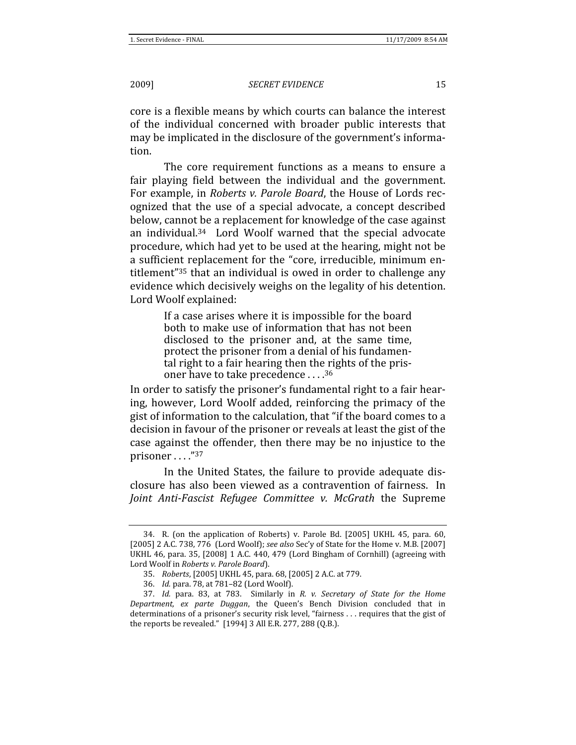core is a flexible means by which courts can balance the interest of the individual concerned with broader public interests that may be implicated in the disclosure of the government's information.

The core requirement functions as a means to ensure a fair playing field between the individual and the government. For example, in *Roberts v. Parole Board*, the House of Lords recognized that the use of a special advocate, a concept described below, cannot be a replacement for knowledge of the case against an individual.[34] Lord Woolf warned that the special advocate procedure, which had yet to be used at the hearing, might not be a sufficient replacement for the "core, irreducible, minimum entitlement"[35] that an individual is owed in order to challenge any evidence which decisively weighs on the legality of his detention. Lord Woolf explained:

> If a case arises where it is impossible for the board both to make use of information that has not been disclosed to the prisoner and, at the same time, protect the prisoner from a denial of his fundamental right to a fair hearing then the rights of the prisoner have to take precedence . . . .[36]

In order to satisfy the prisoner's fundamental right to a fair hearing, however, Lord Woolf added, reinforcing the primacy of the gist of information to the calculation, that "if the board comes to a decision in favour of the prisoner or reveals at least the gist of the case against the offender, then there may be no injustice to the prisoner . . . ."[37]

In the United States, the failure to provide adequate disclosure has also been viewed as a contravention of fairness. In *Joint Anti-Fascist Refugee Committee v. McGrath* the Supreme

---

34. R. (on the application of Roberts) v. Parole Bd. [2005] UKHL 45, para. 60, [2005] 2 A.C. 738, 776 (Lord Woolf); *see also* Sec'y of State for the Home v. M.B. [2007] UKHL 46, para. 35, [2008] 1 A.C. 440, 479 (Lord Bingham of Cornhill) (agreeing with Lord Woolf in *Roberts v. Parole Board*).

35. *Roberts*, [2005] UKHL 45, para. 68, [2005] 2 A.C. at 779.

36. *Id.* para. 78, at 781–82 (Lord Woolf).

37. *Id.* para. 83, at 783. Similarly in *R. v. Secretary of State for the Home Department, ex parte Duggan*, the Queen's Bench Division concluded that in determinations of a prisoner's security risk level, "fairness . . . requires that the gist of the reports be revealed." [1994] 3 All E.R. 277, 288 (Q.B.).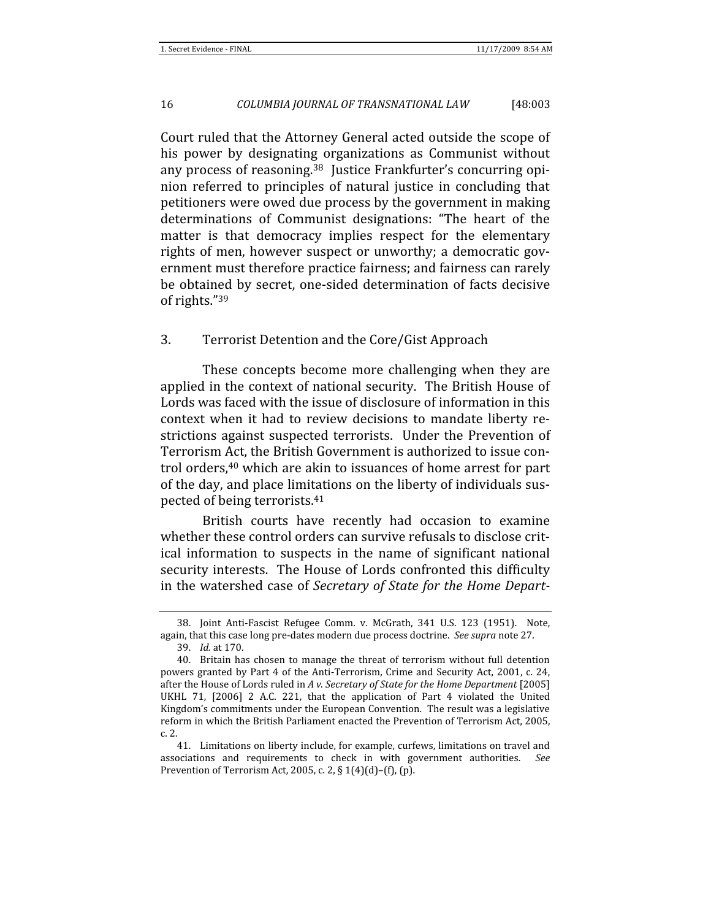Court ruled that the Attorney General acted outside the scope of his power by designating organizations as Communist without any process of reasoning.[38] Justice Frankfurter's concurring opinion referred to principles of natural justice in concluding that petitioners were owed due process by the government in making determinations of Communist designations: "The heart of the matter is that democracy implies respect for the elementary rights of men, however suspect or unworthy; a democratic government must therefore practice fairness; and fairness can rarely be obtained by secret, one-sided determination of facts decisive of rights."[39]

### 3. Terrorist Detention and the Core/Gist Approach

These concepts become more challenging when they are applied in the context of national security. The British House of Lords was faced with the issue of disclosure of information in this context when it had to review decisions to mandate liberty restrictions against suspected terrorists. Under the Prevention of Terrorism Act, the British Government is authorized to issue control orders,[40] which are akin to issuances of home arrest for part of the day, and place limitations on the liberty of individuals suspected of being terrorists.[41]

British courts have recently had occasion to examine whether these control orders can survive refusals to disclose critical information to suspects in the name of significant national security interests. The House of Lords confronted this difficulty in the watershed case of *Secretary of State for the Home Depart-*

---

38. Joint Anti-Fascist Refugee Comm. v. McGrath, 341 U.S. 123 (1951). Note, again, that this case long pre-dates modern due process doctrine. *See supra* note 27.

39. *Id.* at 170.

40. Britain has chosen to manage the threat of terrorism without full detention powers granted by Part 4 of the Anti-Terrorism, Crime and Security Act, 2001, c. 24, after the House of Lords ruled in *A v. Secretary of State for the Home Department* [2005] UKHL 71, [2006] 2 A.C. 221, that the application of Part 4 violated the United Kingdom's commitments under the European Convention. The result was a legislative reform in which the British Parliament enacted the Prevention of Terrorism Act, 2005, c. 2.

41. Limitations on liberty include, for example, curfews, limitations on travel and associations and requirements to check in with government authorities. *See* Prevention of Terrorism Act, 2005, c. 2, § 1(4)(d)–(f), (p).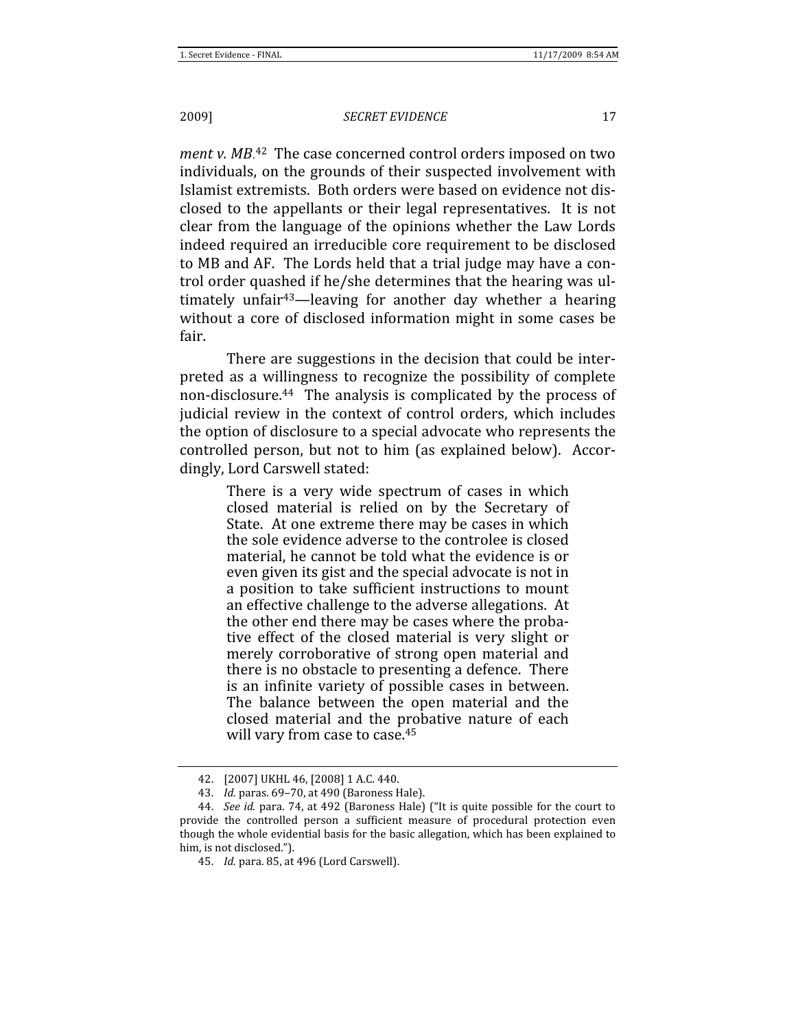*ment v. MB*.[42] The case concerned control orders imposed on two individuals, on the grounds of their suspected involvement with Islamist extremists. Both orders were based on evidence not disclosed to the appellants or their legal representatives. It is not clear from the language of the opinions whether the Law Lords indeed required an irreducible core requirement to be disclosed to MB and AF. The Lords held that a trial judge may have a control order quashed if he/she determines that the hearing was ultimately unfair[43]—leaving for another day whether a hearing without a core of disclosed information might in some cases be fair.

There are suggestions in the decision that could be interpreted as a willingness to recognize the possibility of complete non-disclosure.[44] The analysis is complicated by the process of judicial review in the context of control orders, which includes the option of disclosure to a special advocate who represents the controlled person, but not to him (as explained below). Accordingly, Lord Carswell stated:

> There is a very wide spectrum of cases in which closed material is relied on by the Secretary of State. At one extreme there may be cases in which the sole evidence adverse to the controlee is closed material, he cannot be told what the evidence is or even given its gist and the special advocate is not in a position to take sufficient instructions to mount an effective challenge to the adverse allegations. At the other end there may be cases where the probative effect of the closed material is very slight or merely corroborative of strong open material and there is no obstacle to presenting a defence. There is an infinite variety of possible cases in between. The balance between the open material and the closed material and the probative nature of each will vary from case to case.[45]

---

42. [2007] UKHL 46, [2008] 1 A.C. 440.

43. *Id.* paras. 69–70, at 490 (Baroness Hale).

44. *See id.* para. 74, at 492 (Baroness Hale) ("It is quite possible for the court to provide the controlled person a sufficient measure of procedural protection even though the whole evidential basis for the basic allegation, which has been explained to him, is not disclosed.").

45. *Id.* para. 85, at 496 (Lord Carswell).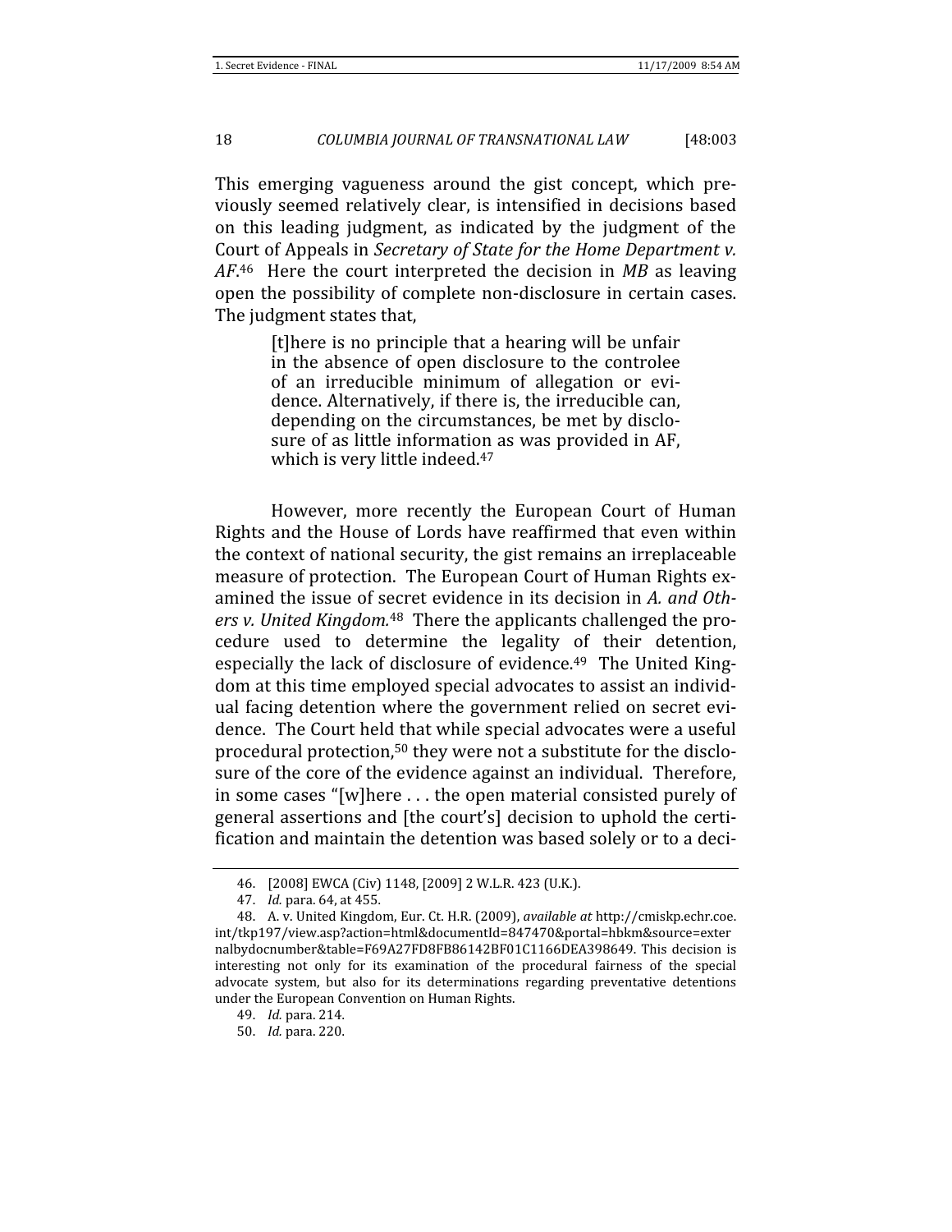This emerging vagueness around the gist concept, which previously seemed relatively clear, is intensified in decisions based on this leading judgment, as indicated by the judgment of the Court of Appeals in *Secretary of State for the Home Department v. AF*.[46] Here the court interpreted the decision in *MB* as leaving open the possibility of complete non-disclosure in certain cases. The judgment states that,

> [t]here is no principle that a hearing will be unfair in the absence of open disclosure to the controlee of an irreducible minimum of allegation or evidence. Alternatively, if there is, the irreducible can, depending on the circumstances, be met by disclosure of as little information as was provided in AF, which is very little indeed.[47]

However, more recently the European Court of Human Rights and the House of Lords have reaffirmed that even within the context of national security, the gist remains an irreplaceable measure of protection. The European Court of Human Rights examined the issue of secret evidence in its decision in *A. and Others v. United Kingdom.*[48] There the applicants challenged the procedure used to determine the legality of their detention, especially the lack of disclosure of evidence.[49] The United Kingdom at this time employed special advocates to assist an individual facing detention where the government relied on secret evidence. The Court held that while special advocates were a useful procedural protection,[50] they were not a substitute for the disclosure of the core of the evidence against an individual. Therefore, in some cases "[w]here . . . the open material consisted purely of general assertions and [the court's] decision to uphold the certification and maintain the detention was based solely or to a deci-

---

46. [2008] EWCA (Civ) 1148, [2009] 2 W.L.R. 423 (U.K.).

47. *Id.* para. 64, at 455.

48. A. v. United Kingdom, Eur. Ct. H.R. (2009), *available at* http://cmiskp.echr.coe.int/tkp197/view.asp?action=html&documentId=847470&portal=hbkm&source=externalbydocnumber&table=F69A27FD8FB86142BF01C1166DEA398649. This decision is interesting not only for its examination of the procedural fairness of the special advocate system, but also for its determinations regarding preventative detentions under the European Convention on Human Rights.

49. *Id.* para. 214.

50. *Id.* para. 220.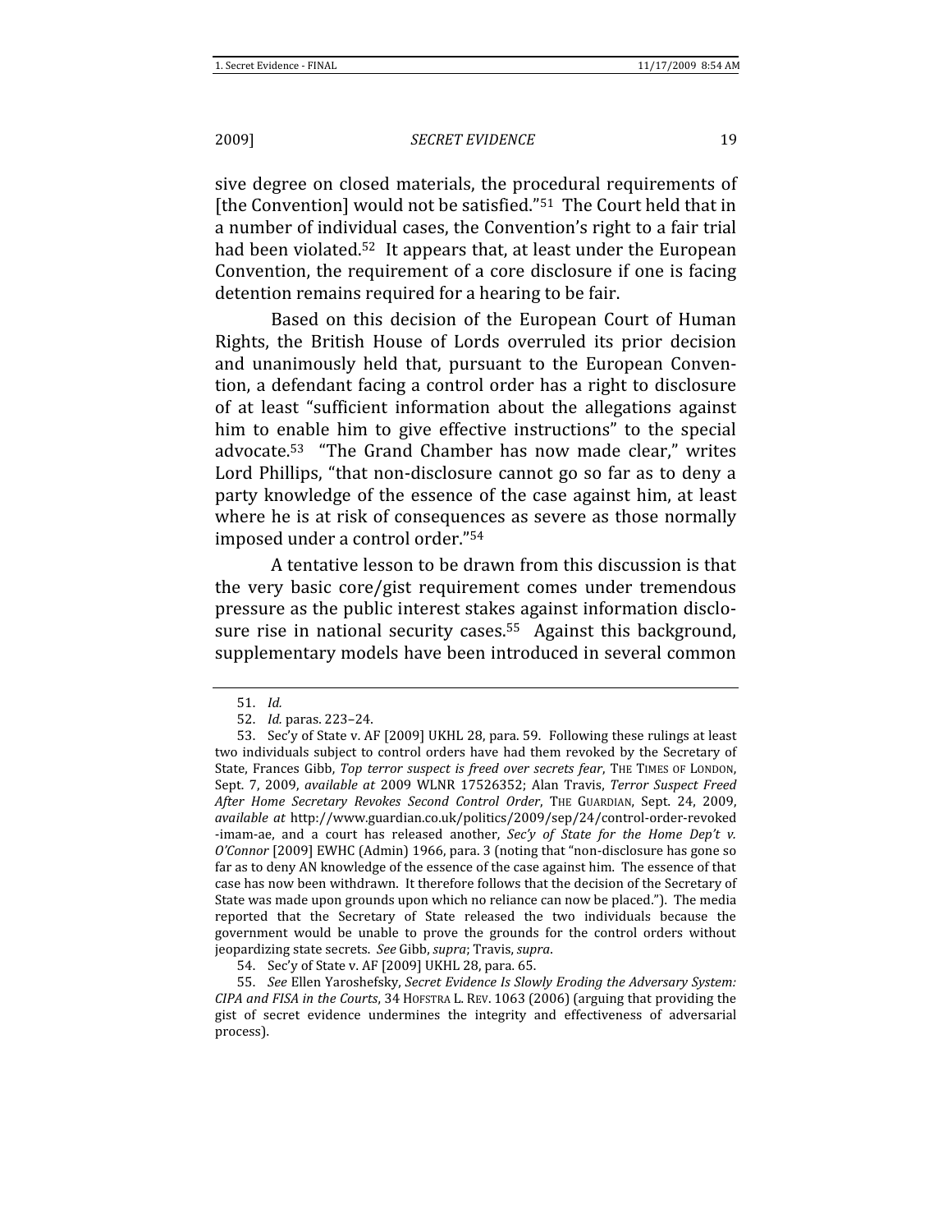sive degree on closed materials, the procedural requirements of [the Convention] would not be satisfied."[51] The Court held that in a number of individual cases, the Convention's right to a fair trial had been violated.[52] It appears that, at least under the European Convention, the requirement of a core disclosure if one is facing detention remains required for a hearing to be fair.

Based on this decision of the European Court of Human Rights, the British House of Lords overruled its prior decision and unanimously held that, pursuant to the European Convention, a defendant facing a control order has a right to disclosure of at least "sufficient information about the allegations against him to enable him to give effective instructions" to the special advocate.[53] "The Grand Chamber has now made clear," writes Lord Phillips, "that non-disclosure cannot go so far as to deny a party knowledge of the essence of the case against him, at least where he is at risk of consequences as severe as those normally imposed under a control order."[54]

A tentative lesson to be drawn from this discussion is that the very basic core/gist requirement comes under tremendous pressure as the public interest stakes against information disclosure rise in national security cases.[55] Against this background, supplementary models have been introduced in several common

---

51. *Id.*

52. *Id.* paras. 223–24.

53. Sec'y of State v. AF [2009] UKHL 28, para. 59. Following these rulings at least two individuals subject to control orders have had them revoked by the Secretary of State, Frances Gibb, *Top terror suspect is freed over secrets fear*, THE TIMES OF LONDON, Sept. 7, 2009, *available at* 2009 WLNR 17526352; Alan Travis, *Terror Suspect Freed After Home Secretary Revokes Second Control Order*, THE GUARDIAN, Sept. 24, 2009, *available at* http://www.guardian.co.uk/politics/2009/sep/24/control-order-revoked-imam-ae, and a court has released another, *Sec'y of State for the Home Dep't v. O'Connor* [2009] EWHC (Admin) 1966, para. 3 (noting that "non-disclosure has gone so far as to deny AN knowledge of the essence of the case against him. The essence of that case has now been withdrawn. It therefore follows that the decision of the Secretary of State was made upon grounds upon which no reliance can now be placed."). The media reported that the Secretary of State released the two individuals because the government would be unable to prove the grounds for the control orders without jeopardizing state secrets. *See* Gibb, *supra*; Travis, *supra*.

54. Sec'y of State v. AF [2009] UKHL 28, para. 65.

55. *See* Ellen Yaroshefsky, *Secret Evidence Is Slowly Eroding the Adversary System: CIPA and FISA in the Courts*, 34 HOFSTRA L. REV. 1063 (2006) (arguing that providing the gist of secret evidence undermines the integrity and effectiveness of adversarial process).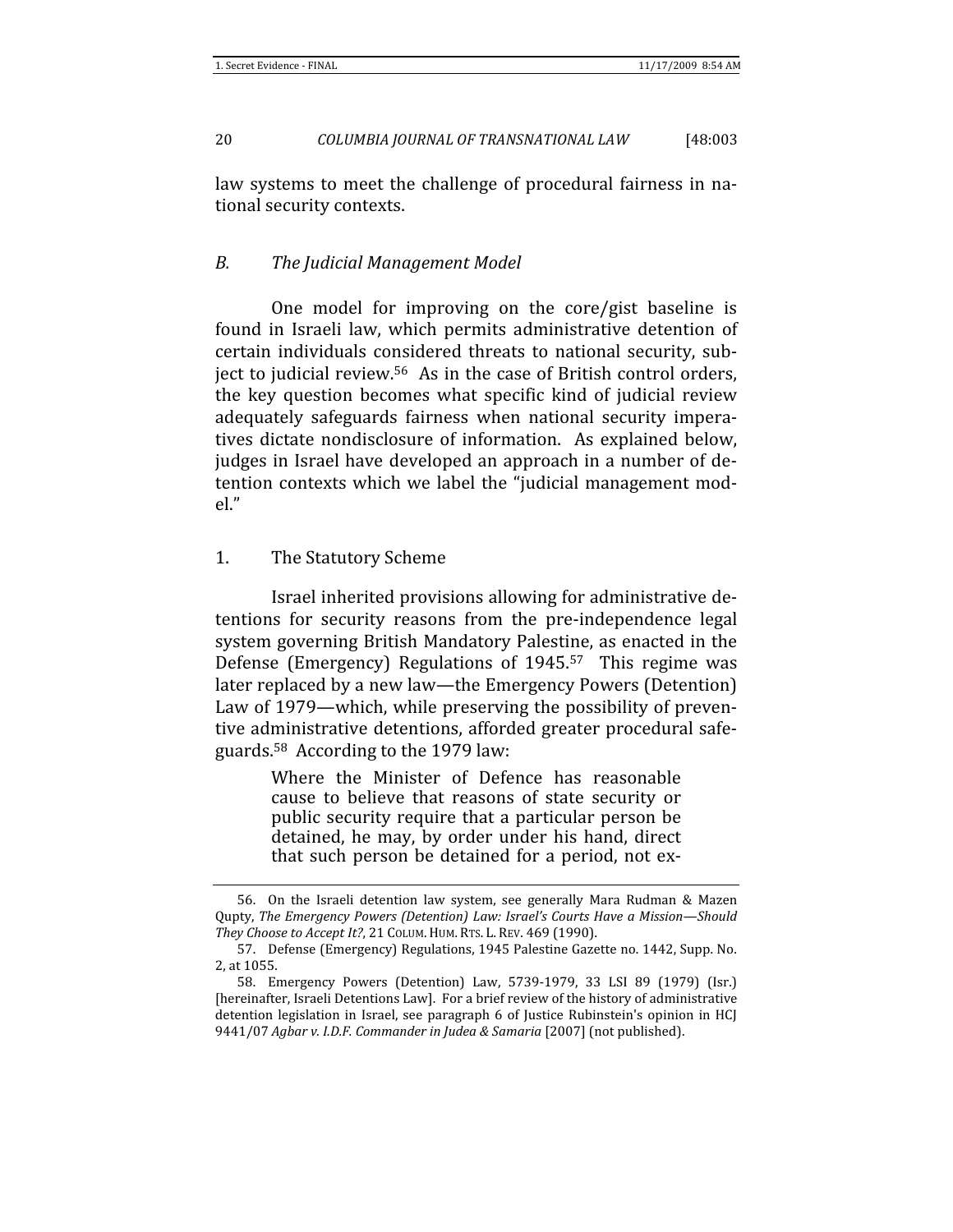law systems to meet the challenge of procedural fairness in national security contexts.

### *B. The Judicial Management Model*

One model for improving on the core/gist baseline is found in Israeli law, which permits administrative detention of certain individuals considered threats to national security, subject to judicial review.[56] As in the case of British control orders, the key question becomes what specific kind of judicial review adequately safeguards fairness when national security imperatives dictate nondisclosure of information. As explained below, judges in Israel have developed an approach in a number of detention contexts which we label the "judicial management model."

#### 1. The Statutory Scheme

Israel inherited provisions allowing for administrative detentions for security reasons from the pre-independence legal system governing British Mandatory Palestine, as enacted in the Defense (Emergency) Regulations of 1945.[57] This regime was later replaced by a new law—the Emergency Powers (Detention) Law of 1979—which, while preserving the possibility of preventive administrative detentions, afforded greater procedural safeguards.[58] According to the 1979 law:

> Where the Minister of Defence has reasonable cause to believe that reasons of state security or public security require that a particular person be detained, he may, by order under his hand, direct that such person be detained for a period, not ex-

---

56. On the Israeli detention law system, see generally Mara Rudman & Mazen Qupty, *The Emergency Powers (Detention) Law: Israel's Courts Have a Mission—Should They Choose to Accept It?*, 21 COLUM. HUM. RTS. L. REV. 469 (1990).

57. Defense (Emergency) Regulations, 1945 Palestine Gazette no. 1442, Supp. No. 2, at 1055.

58. Emergency Powers (Detention) Law, 5739-1979, 33 LSI 89 (1979) (Isr.) [hereinafter, Israeli Detentions Law]. For a brief review of the history of administrative detention legislation in Israel, see paragraph 6 of Justice Rubinstein's opinion in HCJ 9441/07 *Agbar v. I.D.F. Commander in Judea & Samaria* [2007] (not published).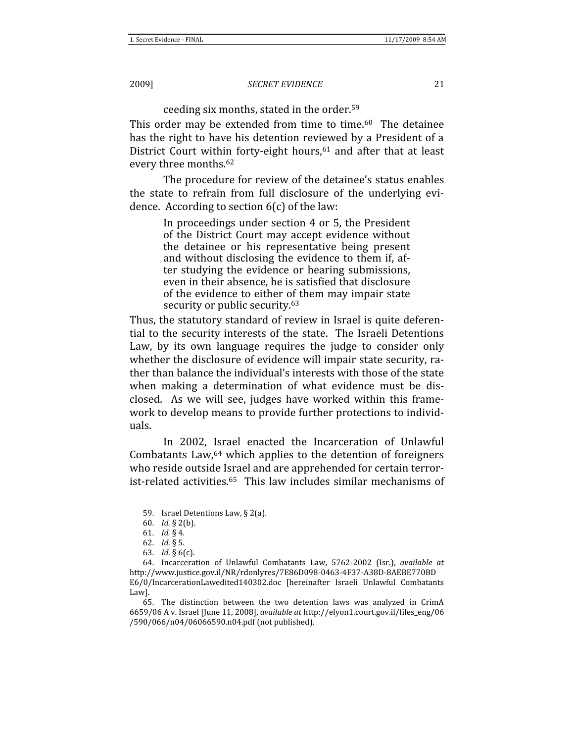ceeding six months, stated in the order.[59]

This order may be extended from time to time.[60] The detainee has the right to have his detention reviewed by a President of a District Court within forty-eight hours,[61] and after that at least every three months.[62]

The procedure for review of the detainee's status enables the state to refrain from full disclosure of the underlying evidence. According to section 6(c) of the law:

> In proceedings under section 4 or 5, the President of the District Court may accept evidence without the detainee or his representative being present and without disclosing the evidence to them if, after studying the evidence or hearing submissions, even in their absence, he is satisfied that disclosure of the evidence to either of them may impair state security or public security.[63]

Thus, the statutory standard of review in Israel is quite deferential to the security interests of the state. The Israeli Detentions Law, by its own language requires the judge to consider only whether the disclosure of evidence will impair state security, rather than balance the individual's interests with those of the state when making a determination of what evidence must be disclosed. As we will see, judges have worked within this framework to develop means to provide further protections to individuals.

In 2002, Israel enacted the Incarceration of Unlawful Combatants Law,[64] which applies to the detention of foreigners who reside outside Israel and are apprehended for certain terrorist-related activities.[65] This law includes similar mechanisms of

---

59. Israel Detentions Law, § 2(a).

60. *Id.* § 2(b).

61. *Id.* § 4.

62. *Id.* § 5.

63. *Id.* § 6(c).

64. Incarceration of Unlawful Combatants Law, 5762-2002 (Isr.), *available at* http://www.justice.gov.il/NR/rdonlyres/7E86D098-0463-4F37-A38D-8AEBE770BD E6/0/IncarcerationLawedited140302.doc [hereinafter Israeli Unlawful Combatants Law].

65. The distinction between the two detention laws was analyzed in CrimA 6659/06 A v. Israel [June 11, 2008], *available at* http://elyon1.court.gov.il/files_eng/06/590/066/n04/06066590.n04.pdf (not published).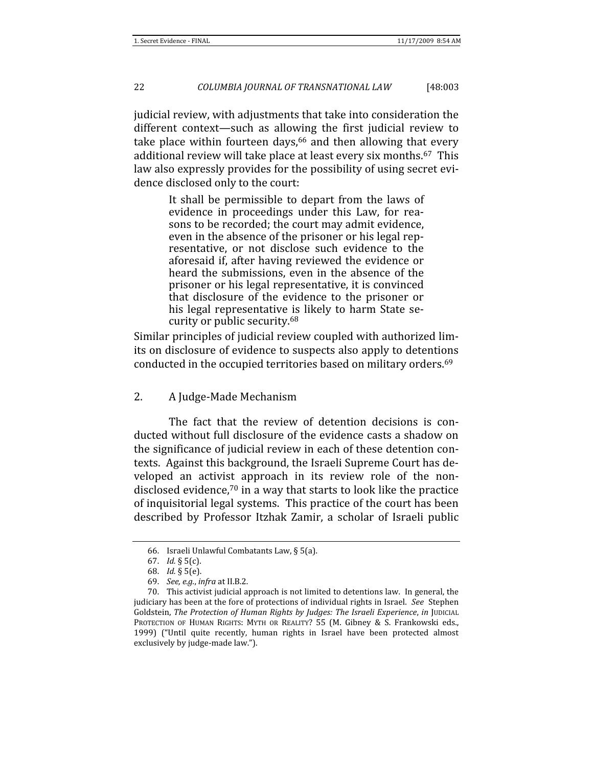judicial review, with adjustments that take into consideration the different context—such as allowing the first judicial review to take place within fourteen days,[66] and then allowing that every additional review will take place at least every six months.[67] This law also expressly provides for the possibility of using secret evidence disclosed only to the court:

> It shall be permissible to depart from the laws of evidence in proceedings under this Law, for reasons to be recorded; the court may admit evidence, even in the absence of the prisoner or his legal representative, or not disclose such evidence to the aforesaid if, after having reviewed the evidence or heard the submissions, even in the absence of the prisoner or his legal representative, it is convinced that disclosure of the evidence to the prisoner or his legal representative is likely to harm State security or public security.[68]

Similar principles of judicial review coupled with authorized limits on disclosure of evidence to suspects also apply to detentions conducted in the occupied territories based on military orders.[69]

### 2. A Judge-Made Mechanism

The fact that the review of detention decisions is conducted without full disclosure of the evidence casts a shadow on the significance of judicial review in each of these detention contexts. Against this background, the Israeli Supreme Court has developed an activist approach in its review role of the non-disclosed evidence,[70] in a way that starts to look like the practice of inquisitorial legal systems. This practice of the court has been described by Professor Itzhak Zamir, a scholar of Israeli public

---

66. Israeli Unlawful Combatants Law, § 5(a).

67. *Id.* § 5(c).

68. *Id.* § 5(e).

69. *See, e.g.*, *infra* at II.B.2.

70. This activist judicial approach is not limited to detentions law. In general, the judiciary has been at the fore of protections of individual rights in Israel. *See* Stephen Goldstein, *The Protection of Human Rights by Judges: The Israeli Experience*, *in* JUDICIAL PROTECTION OF HUMAN RIGHTS: MYTH OR REALITY? 55 (M. Gibney & S. Frankowski eds., 1999) ("Until quite recently, human rights in Israel have been protected almost exclusively by judge-made law.").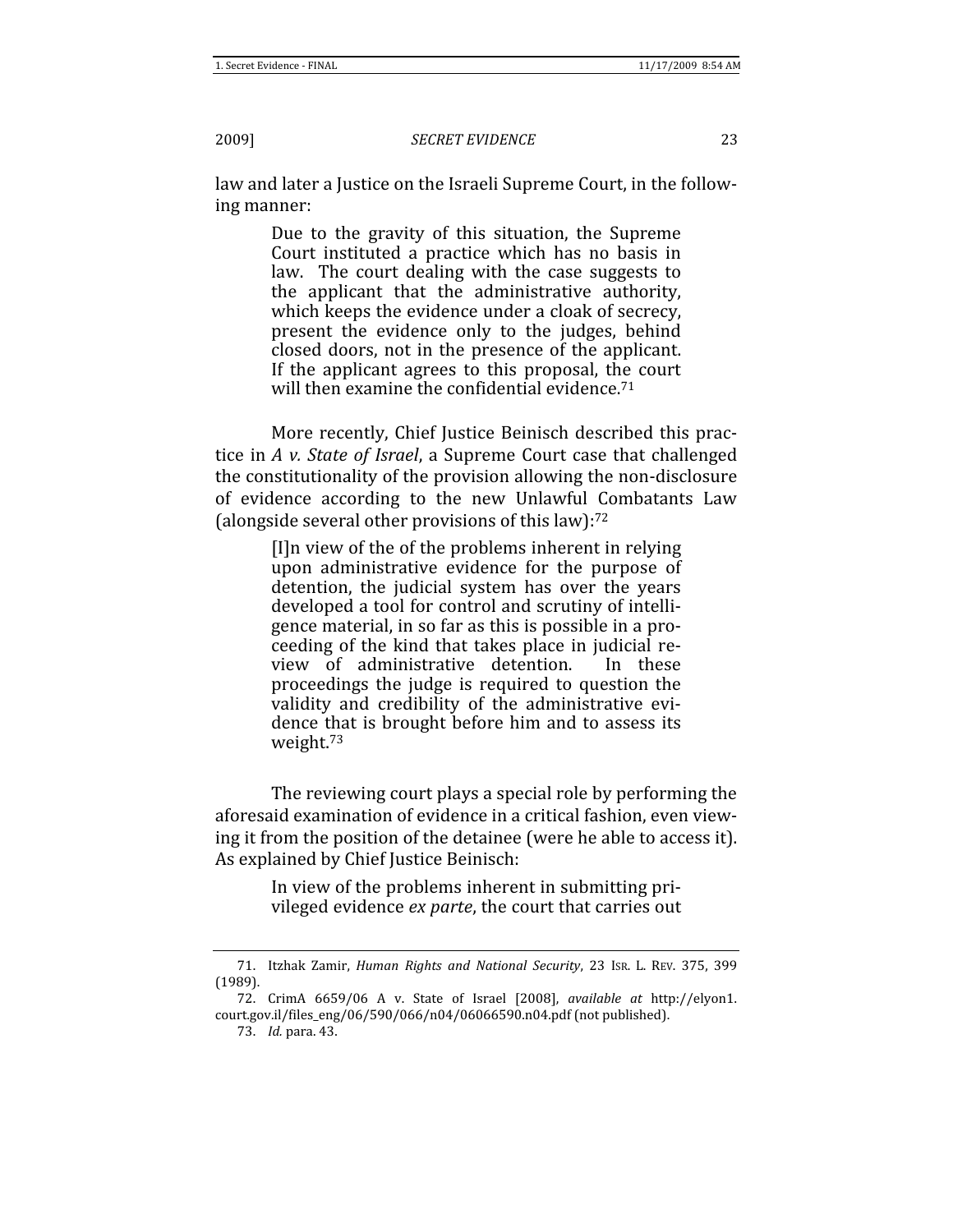law and later a Justice on the Israeli Supreme Court, in the following manner:

> Due to the gravity of this situation, the Supreme Court instituted a practice which has no basis in law. The court dealing with the case suggests to the applicant that the administrative authority, which keeps the evidence under a cloak of secrecy, present the evidence only to the judges, behind closed doors, not in the presence of the applicant. If the applicant agrees to this proposal, the court will then examine the confidential evidence.[71]

More recently, Chief Justice Beinisch described this practice in *A v. State of Israel*, a Supreme Court case that challenged the constitutionality of the provision allowing the non-disclosure of evidence according to the new Unlawful Combatants Law (alongside several other provisions of this law):[72]

> [I]n view of the of the problems inherent in relying upon administrative evidence for the purpose of detention, the judicial system has over the years developed a tool for control and scrutiny of intelligence material, in so far as this is possible in a proceeding of the kind that takes place in judicial review of administrative detention. In these proceedings the judge is required to question the validity and credibility of the administrative evidence that is brought before him and to assess its weight.[73]

The reviewing court plays a special role by performing the aforesaid examination of evidence in a critical fashion, even viewing it from the position of the detainee (were he able to access it). As explained by Chief Justice Beinisch:

> In view of the problems inherent in submitting privileged evidence *ex parte*, the court that carries out

---

71. Itzhak Zamir, *Human Rights and National Security*, 23 ISR. L. REV. 375, 399 (1989).

72. CrimA 6659/06 A v. State of Israel [2008], *available at* http://elyon1.court.gov.il/files_eng/06/590/066/n04/06066590.n04.pdf (not published).

73. *Id.* para. 43.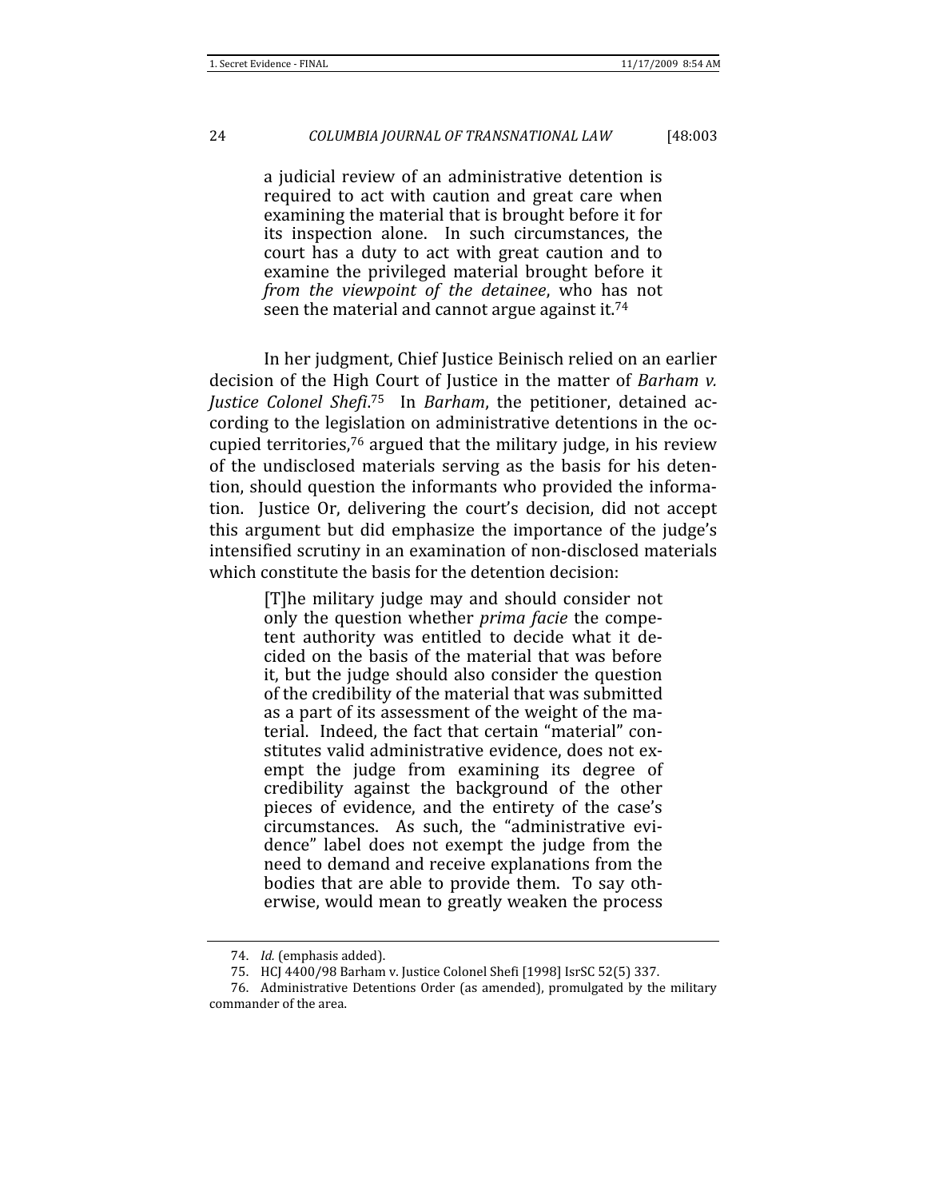> a judicial review of an administrative detention is required to act with caution and great care when examining the material that is brought before it for its inspection alone. In such circumstances, the court has a duty to act with great caution and to examine the privileged material brought before it *from the viewpoint of the detainee*, who has not seen the material and cannot argue against it.[74]

In her judgment, Chief Justice Beinisch relied on an earlier decision of the High Court of Justice in the matter of *Barham v. Justice Colonel Shefi*.[75] In *Barham*, the petitioner, detained according to the legislation on administrative detentions in the occupied territories,[76] argued that the military judge, in his review of the undisclosed materials serving as the basis for his detention, should question the informants who provided the information. Justice Or, delivering the court's decision, did not accept this argument but did emphasize the importance of the judge's intensified scrutiny in an examination of non-disclosed materials which constitute the basis for the detention decision:

> [T]he military judge may and should consider not only the question whether *prima facie* the competent authority was entitled to decide what it decided on the basis of the material that was before it, but the judge should also consider the question of the credibility of the material that was submitted as a part of its assessment of the weight of the material. Indeed, the fact that certain "material" constitutes valid administrative evidence, does not exempt the judge from examining its degree of credibility against the background of the other pieces of evidence, and the entirety of the case's circumstances. As such, the "administrative evidence" label does not exempt the judge from the need to demand and receive explanations from the bodies that are able to provide them. To say otherwise, would mean to greatly weaken the process

---

74. *Id.* (emphasis added).

75. HCJ 4400/98 Barham v. Justice Colonel Shefi [1998] IsrSC 52(5) 337.

76. Administrative Detentions Order (as amended), promulgated by the military commander of the area.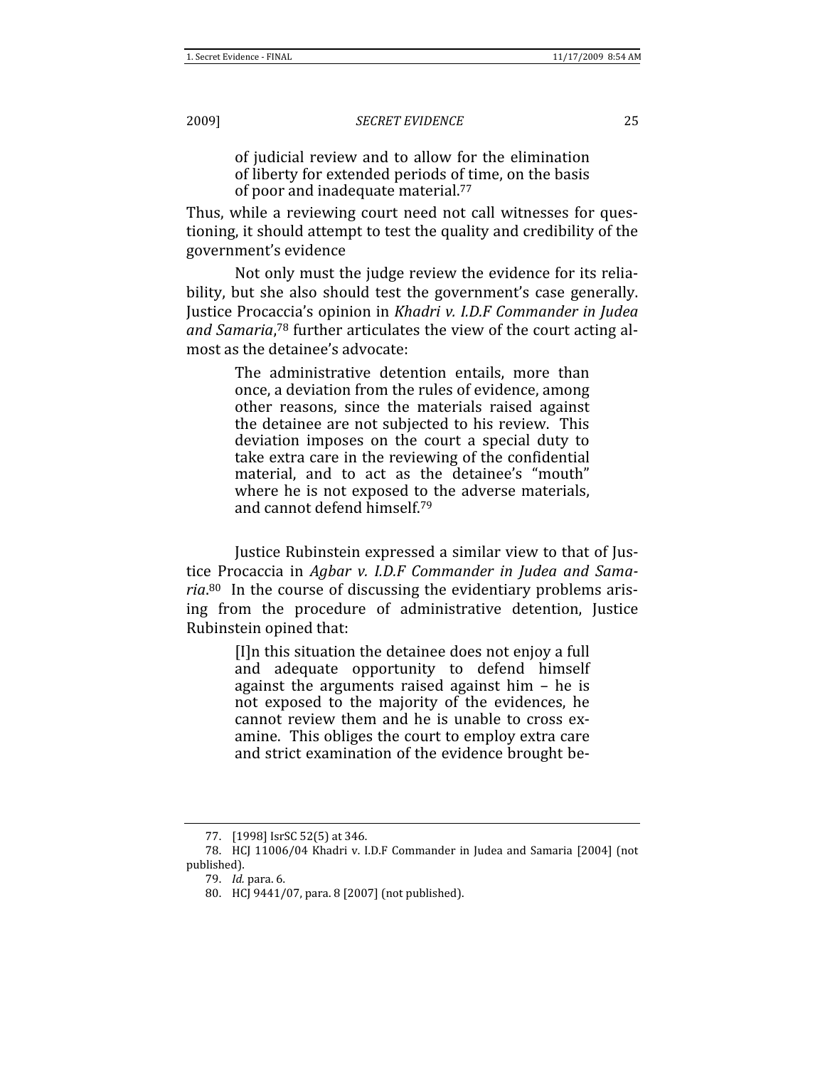> of judicial review and to allow for the elimination of liberty for extended periods of time, on the basis of poor and inadequate material.[77]

Thus, while a reviewing court need not call witnesses for questioning, it should attempt to test the quality and credibility of the government's evidence

Not only must the judge review the evidence for its reliability, but she also should test the government's case generally. Justice Procaccia's opinion in *Khadri v. I.D.F Commander in Judea and Samaria*,[78] further articulates the view of the court acting almost as the detainee's advocate:

> The administrative detention entails, more than once, a deviation from the rules of evidence, among other reasons, since the materials raised against the detainee are not subjected to his review. This deviation imposes on the court a special duty to take extra care in the reviewing of the confidential material, and to act as the detainee's "mouth" where he is not exposed to the adverse materials, and cannot defend himself.[79]

Justice Rubinstein expressed a similar view to that of Justice Procaccia in *Agbar v. I.D.F Commander in Judea and Samaria*.[80] In the course of discussing the evidentiary problems arising from the procedure of administrative detention, Justice Rubinstein opined that:

> [I]n this situation the detainee does not enjoy a full and adequate opportunity to defend himself against the arguments raised against him – he is not exposed to the majority of the evidences, he cannot review them and he is unable to cross examine. This obliges the court to employ extra care and strict examination of the evidence brought be-

---

77. [1998] IsrSC 52(5) at 346.

78. HCJ 11006/04 Khadri v. I.D.F Commander in Judea and Samaria [2004] (not published).

79. *Id.* para. 6.

80. HCJ 9441/07, para. 8 [2007] (not published).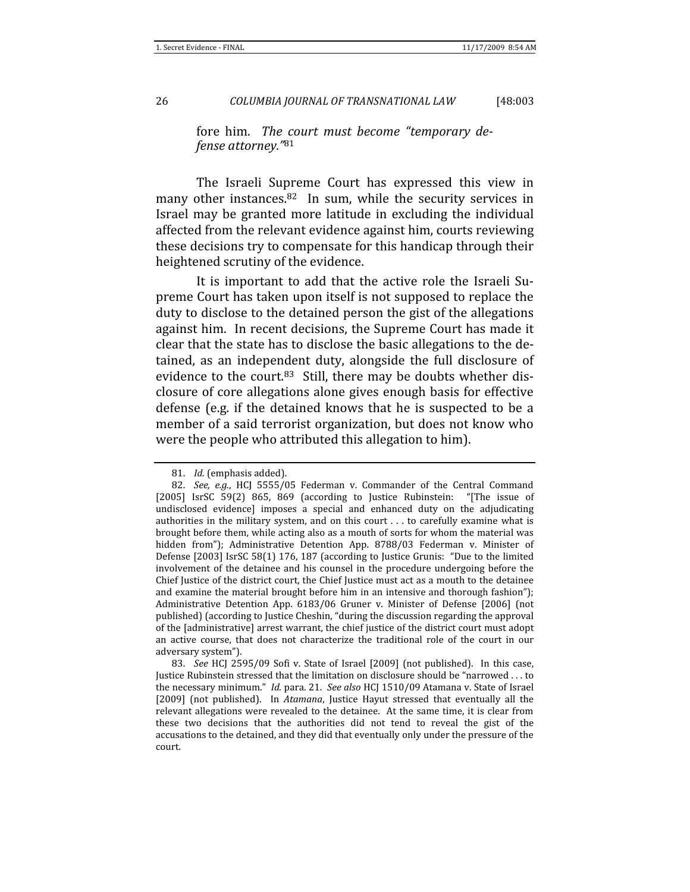fore him. *The court must become "temporary defense attorney."*[81]

The Israeli Supreme Court has expressed this view in many other instances.[82] In sum, while the security services in Israel may be granted more latitude in excluding the individual affected from the relevant evidence against him, courts reviewing these decisions try to compensate for this handicap through their heightened scrutiny of the evidence.

It is important to add that the active role the Israeli Supreme Court has taken upon itself is not supposed to replace the duty to disclose to the detained person the gist of the allegations against him. In recent decisions, the Supreme Court has made it clear that the state has to disclose the basic allegations to the detained, as an independent duty, alongside the full disclosure of evidence to the court.[83] Still, there may be doubts whether disclosure of core allegations alone gives enough basis for effective defense (e.g. if the detained knows that he is suspected to be a member of a said terrorist organization, but does not know who were the people who attributed this allegation to him).

---

81. *Id.* (emphasis added).

82. *See, e.g.*, HCJ 5555/05 Federman v. Commander of the Central Command [2005] IsrSC 59(2) 865, 869 (according to Justice Rubinstein: "[The issue of undisclosed evidence] imposes a special and enhanced duty on the adjudicating authorities in the military system, and on this court . . . to carefully examine what is brought before them, while acting also as a mouth of sorts for whom the material was hidden from"); Administrative Detention App. 8788/03 Federman v. Minister of Defense [2003] IsrSC 58(1) 176, 187 (according to Justice Grunis: "Due to the limited involvement of the detainee and his counsel in the procedure undergoing before the Chief Justice of the district court, the Chief Justice must act as a mouth to the detainee and examine the material brought before him in an intensive and thorough fashion"); Administrative Detention App. 6183/06 Gruner v. Minister of Defense [2006] (not published) (according to Justice Cheshin, "during the discussion regarding the approval of the [administrative] arrest warrant, the chief justice of the district court must adopt an active course, that does not characterize the traditional role of the court in our adversary system").

83. *See* HCJ 2595/09 Sofi v. State of Israel [2009] (not published). In this case, Justice Rubinstein stressed that the limitation on disclosure should be "narrowed . . . to the necessary minimum." *Id.* para. 21. *See also* HCJ 1510/09 Atamana v. State of Israel [2009] (not published). In *Atamana*, Justice Hayut stressed that eventually all the relevant allegations were revealed to the detainee. At the same time, it is clear from these two decisions that the authorities did not tend to reveal the gist of the accusations to the detained, and they did that eventually only under the pressure of the court.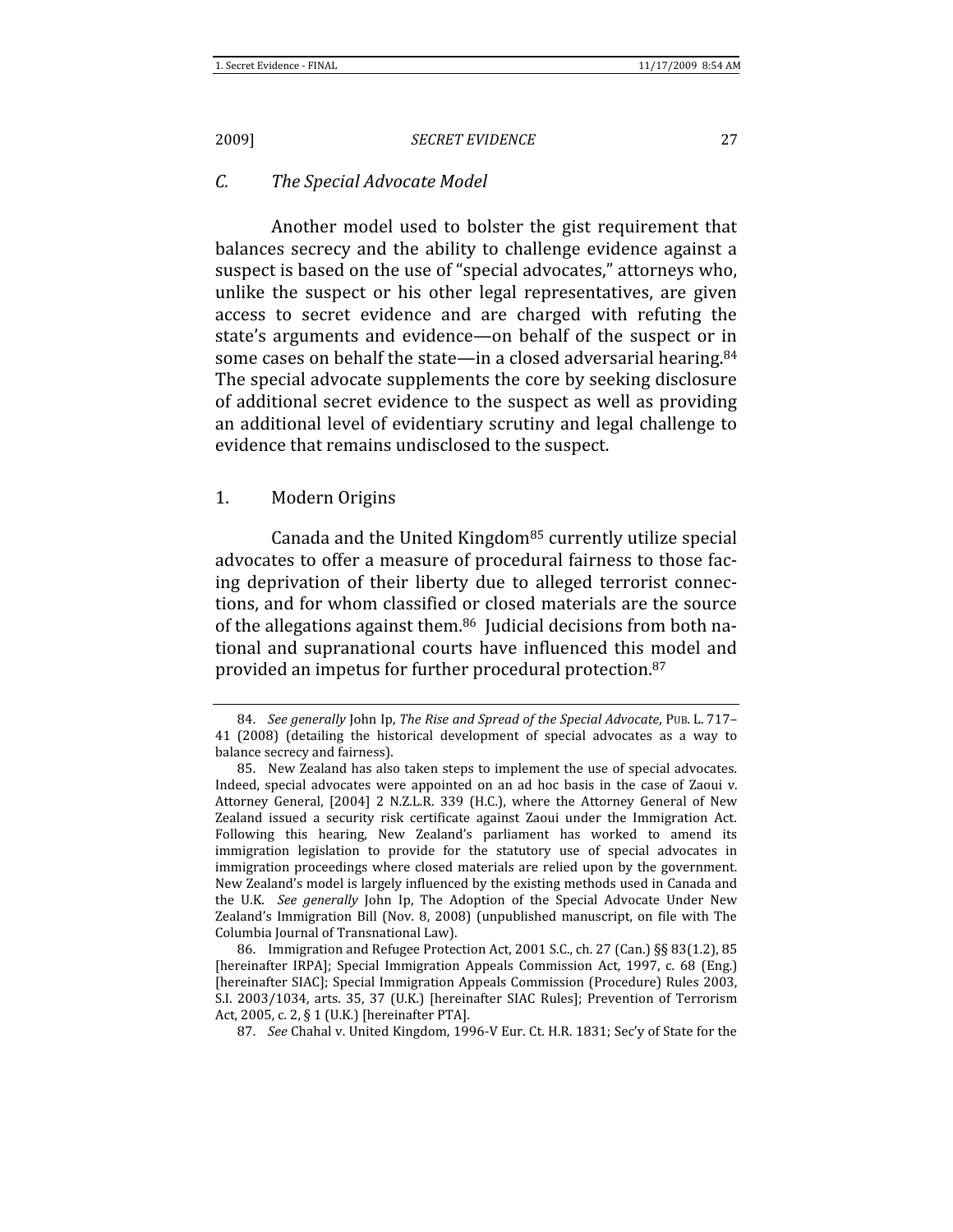### C. The Special Advocate Model

Another model used to bolster the gist requirement that balances secrecy and the ability to challenge evidence against a suspect is based on the use of "special advocates," attorneys who, unlike the suspect or his other legal representatives, are given access to secret evidence and are charged with refuting the state's arguments and evidence—on behalf of the suspect or in some cases on behalf the state—in a closed adversarial hearing.[84] The special advocate supplements the core by seeking disclosure of additional secret evidence to the suspect as well as providing an additional level of evidentiary scrutiny and legal challenge to evidence that remains undisclosed to the suspect.

#### 1. Modern Origins

Canada and the United Kingdom[85] currently utilize special advocates to offer a measure of procedural fairness to those facing deprivation of their liberty due to alleged terrorist connections, and for whom classified or closed materials are the source of the allegations against them.[86] Judicial decisions from both national and supranational courts have influenced this model and provided an impetus for further procedural protection.[87]

---

84. *See generally* John Ip, *The Rise and Spread of the Special Advocate*, PUB. L. 717–41 (2008) (detailing the historical development of special advocates as a way to balance secrecy and fairness).

85. New Zealand has also taken steps to implement the use of special advocates. Indeed, special advocates were appointed on an ad hoc basis in the case of Zaoui v. Attorney General, [2004] 2 N.Z.L.R. 339 (H.C.), where the Attorney General of New Zealand issued a security risk certificate against Zaoui under the Immigration Act. Following this hearing, New Zealand's parliament has worked to amend its immigration legislation to provide for the statutory use of special advocates in immigration proceedings where closed materials are relied upon by the government. New Zealand's model is largely influenced by the existing methods used in Canada and the U.K. *See generally* John Ip, The Adoption of the Special Advocate Under New Zealand's Immigration Bill (Nov. 8, 2008) (unpublished manuscript, on file with The Columbia Journal of Transnational Law).

86. Immigration and Refugee Protection Act, 2001 S.C., ch. 27 (Can.) §§ 83(1.2), 85 [hereinafter IRPA]; Special Immigration Appeals Commission Act, 1997, c. 68 (Eng.) [hereinafter SIAC]; Special Immigration Appeals Commission (Procedure) Rules 2003, S.I. 2003/1034, arts. 35, 37 (U.K.) [hereinafter SIAC Rules]; Prevention of Terrorism Act, 2005, c. 2, § 1 (U.K.) [hereinafter PTA].

87. *See* Chahal v. United Kingdom, 1996-V Eur. Ct. H.R. 1831; Sec'y of State for the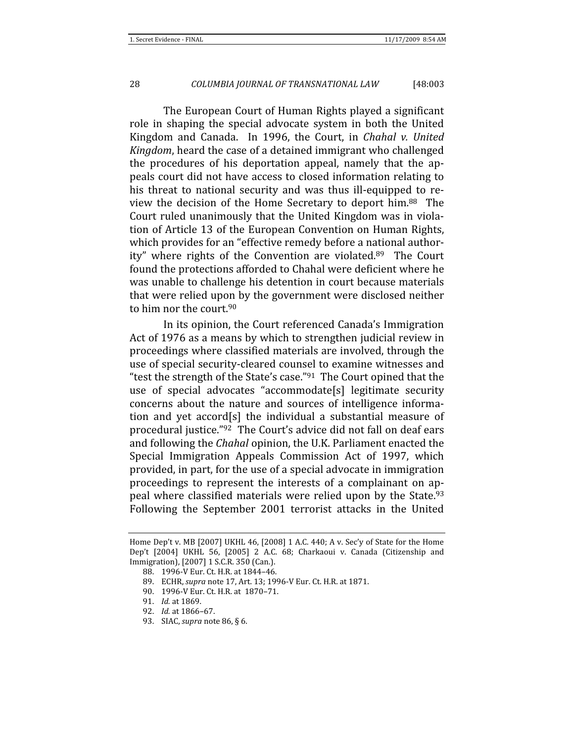The European Court of Human Rights played a significant role in shaping the special advocate system in both the United Kingdom and Canada. In 1996, the Court, in *Chahal v. United Kingdom*, heard the case of a detained immigrant who challenged the procedures of his deportation appeal, namely that the appeals court did not have access to closed information relating to his threat to national security and was thus ill-equipped to review the decision of the Home Secretary to deport him.[88] The Court ruled unanimously that the United Kingdom was in violation of Article 13 of the European Convention on Human Rights, which provides for an "effective remedy before a national authority" where rights of the Convention are violated.[89] The Court found the protections afforded to Chahal were deficient where he was unable to challenge his detention in court because materials that were relied upon by the government were disclosed neither to him nor the court.[90]

In its opinion, the Court referenced Canada's Immigration Act of 1976 as a means by which to strengthen judicial review in proceedings where classified materials are involved, through the use of special security-cleared counsel to examine witnesses and "test the strength of the State's case."[91] The Court opined that the use of special advocates "accommodate[s] legitimate security concerns about the nature and sources of intelligence information and yet accord[s] the individual a substantial measure of procedural justice."[92] The Court's advice did not fall on deaf ears and following the *Chahal* opinion, the U.K. Parliament enacted the Special Immigration Appeals Commission Act of 1997, which provided, in part, for the use of a special advocate in immigration proceedings to represent the interests of a complainant on appeal where classified materials were relied upon by the State.[93] Following the September 2001 terrorist attacks in the United

---

Home Dep't v. MB [2007] UKHL 46, [2008] 1 A.C. 440; A v. Sec'y of State for the Home Dep't [2004] UKHL 56, [2005] 2 A.C. 68; Charkaoui v. Canada (Citizenship and Immigration), [2007] 1 S.C.R. 350 (Can.).

88. 1996-V Eur. Ct. H.R. at 1844–46.

89. ECHR, *supra* note 17, Art. 13; 1996-V Eur. Ct. H.R. at 1871.

90. 1996-V Eur. Ct. H.R. at 1870–71.

91. *Id.* at 1869.

92. *Id.* at 1866–67.

93. SIAC, *supra* note 86, § 6.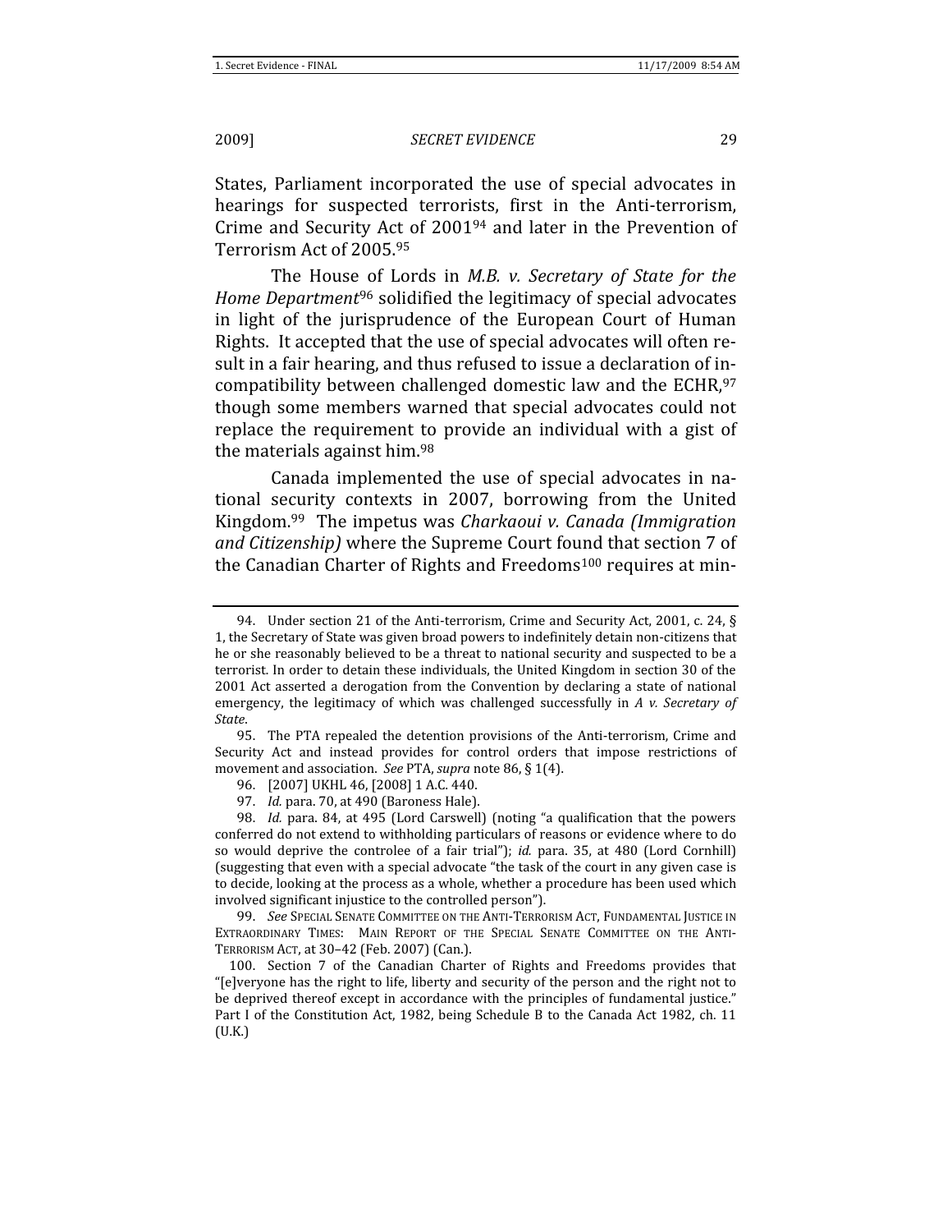States, Parliament incorporated the use of special advocates in hearings for suspected terrorists, first in the Anti-terrorism, Crime and Security Act of 2001[94] and later in the Prevention of Terrorism Act of 2005.[95]

The House of Lords in *M.B. v. Secretary of State for the Home Department*[96] solidified the legitimacy of special advocates in light of the jurisprudence of the European Court of Human Rights. It accepted that the use of special advocates will often result in a fair hearing, and thus refused to issue a declaration of incompatibility between challenged domestic law and the ECHR,[97] though some members warned that special advocates could not replace the requirement to provide an individual with a gist of the materials against him.[98]

Canada implemented the use of special advocates in national security contexts in 2007, borrowing from the United Kingdom.[99] The impetus was *Charkaoui v. Canada (Immigration and Citizenship)* where the Supreme Court found that section 7 of the Canadian Charter of Rights and Freedoms[100] requires at min-

---

94. Under section 21 of the Anti-terrorism, Crime and Security Act, 2001, c. 24, § 1, the Secretary of State was given broad powers to indefinitely detain non-citizens that he or she reasonably believed to be a threat to national security and suspected to be a terrorist. In order to detain these individuals, the United Kingdom in section 30 of the 2001 Act asserted a derogation from the Convention by declaring a state of national emergency, the legitimacy of which was challenged successfully in *A v. Secretary of State*.

95. The PTA repealed the detention provisions of the Anti-terrorism, Crime and Security Act and instead provides for control orders that impose restrictions of movement and association. *See* PTA, *supra* note 86, § 1(4).

96. [2007] UKHL 46, [2008] 1 A.C. 440.

97. *Id.* para. 70, at 490 (Baroness Hale).

98. *Id.* para. 84, at 495 (Lord Carswell) (noting "a qualification that the powers conferred do not extend to withholding particulars of reasons or evidence where to do so would deprive the controlee of a fair trial"); *id.* para. 35, at 480 (Lord Cornhill) (suggesting that even with a special advocate "the task of the court in any given case is to decide, looking at the process as a whole, whether a procedure has been used which involved significant injustice to the controlled person").

99. *See* SPECIAL SENATE COMMITTEE ON THE ANTI-TERRORISM ACT, FUNDAMENTAL JUSTICE IN EXTRAORDINARY TIMES: MAIN REPORT OF THE SPECIAL SENATE COMMITTEE ON THE ANTI-TERRORISM ACT, at 30–42 (Feb. 2007) (Can.).

100. Section 7 of the Canadian Charter of Rights and Freedoms provides that "[e]veryone has the right to life, liberty and security of the person and the right not to be deprived thereof except in accordance with the principles of fundamental justice." Part I of the Constitution Act, 1982, being Schedule B to the Canada Act 1982, ch. 11 (U.K.)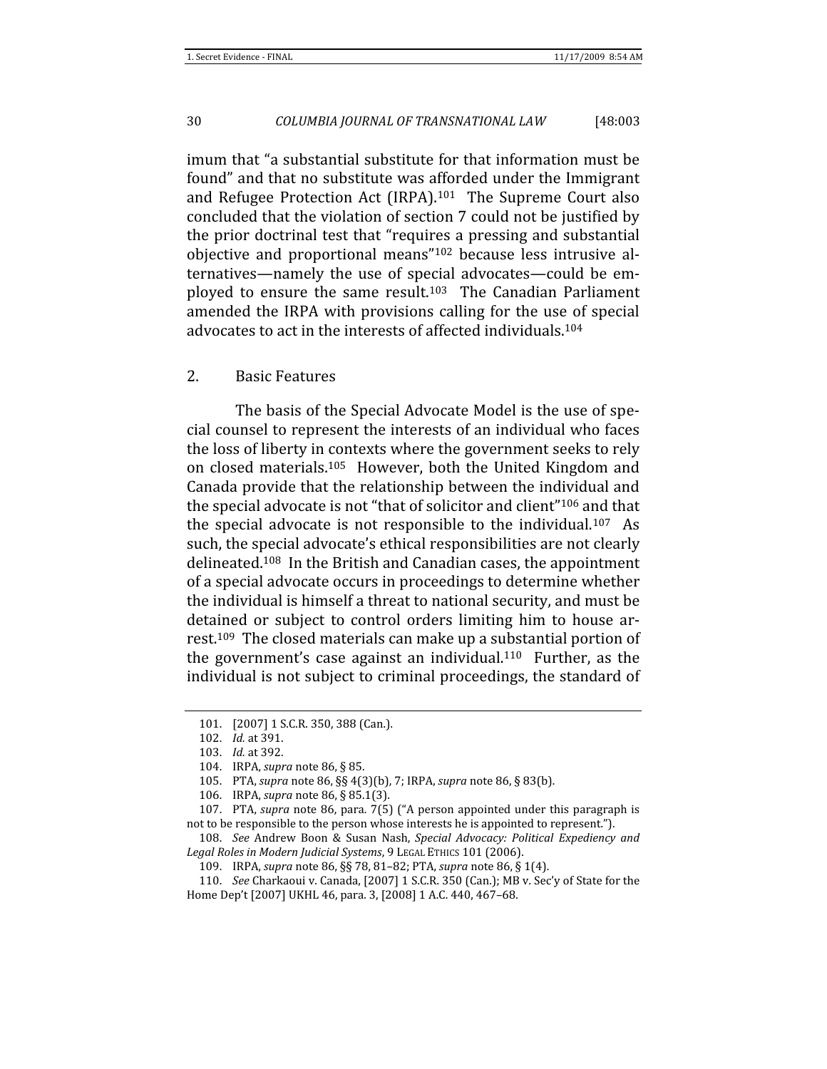imum that "a substantial substitute for that information must be found" and that no substitute was afforded under the Immigrant and Refugee Protection Act (IRPA).[101] The Supreme Court also concluded that the violation of section 7 could not be justified by the prior doctrinal test that "requires a pressing and substantial objective and proportional means"[102] because less intrusive alternatives—namely the use of special advocates—could be employed to ensure the same result.[103] The Canadian Parliament amended the IRPA with provisions calling for the use of special advocates to act in the interests of affected individuals.[104]

### 2. Basic Features

The basis of the Special Advocate Model is the use of special counsel to represent the interests of an individual who faces the loss of liberty in contexts where the government seeks to rely on closed materials.[105] However, both the United Kingdom and Canada provide that the relationship between the individual and the special advocate is not "that of solicitor and client"[106] and that the special advocate is not responsible to the individual.[107] As such, the special advocate's ethical responsibilities are not clearly delineated.[108] In the British and Canadian cases, the appointment of a special advocate occurs in proceedings to determine whether the individual is himself a threat to national security, and must be detained or subject to control orders limiting him to house arrest.[109] The closed materials can make up a substantial portion of the government's case against an individual.[110] Further, as the individual is not subject to criminal proceedings, the standard of

---

101. [2007] 1 S.C.R. 350, 388 (Can.).

102. *Id.* at 391.

103. *Id.* at 392.

104. IRPA, *supra* note 86, § 85.

105. PTA, *supra* note 86, §§ 4(3)(b), 7; IRPA, *supra* note 86, § 83(b).

106. IRPA, *supra* note 86, § 85.1(3).

107. PTA, *supra* note 86, para. 7(5) ("A person appointed under this paragraph is not to be responsible to the person whose interests he is appointed to represent.").

108. *See* Andrew Boon & Susan Nash, *Special Advocacy: Political Expediency and Legal Roles in Modern Judicial Systems*, 9 LEGAL ETHICS 101 (2006).

109. IRPA, *supra* note 86, §§ 78, 81–82; PTA, *supra* note 86, § 1(4).

110. *See* Charkaoui v. Canada, [2007] 1 S.C.R. 350 (Can.); MB v. Sec'y of State for the Home Dep't [2007] UKHL 46, para. 3, [2008] 1 A.C. 440, 467–68.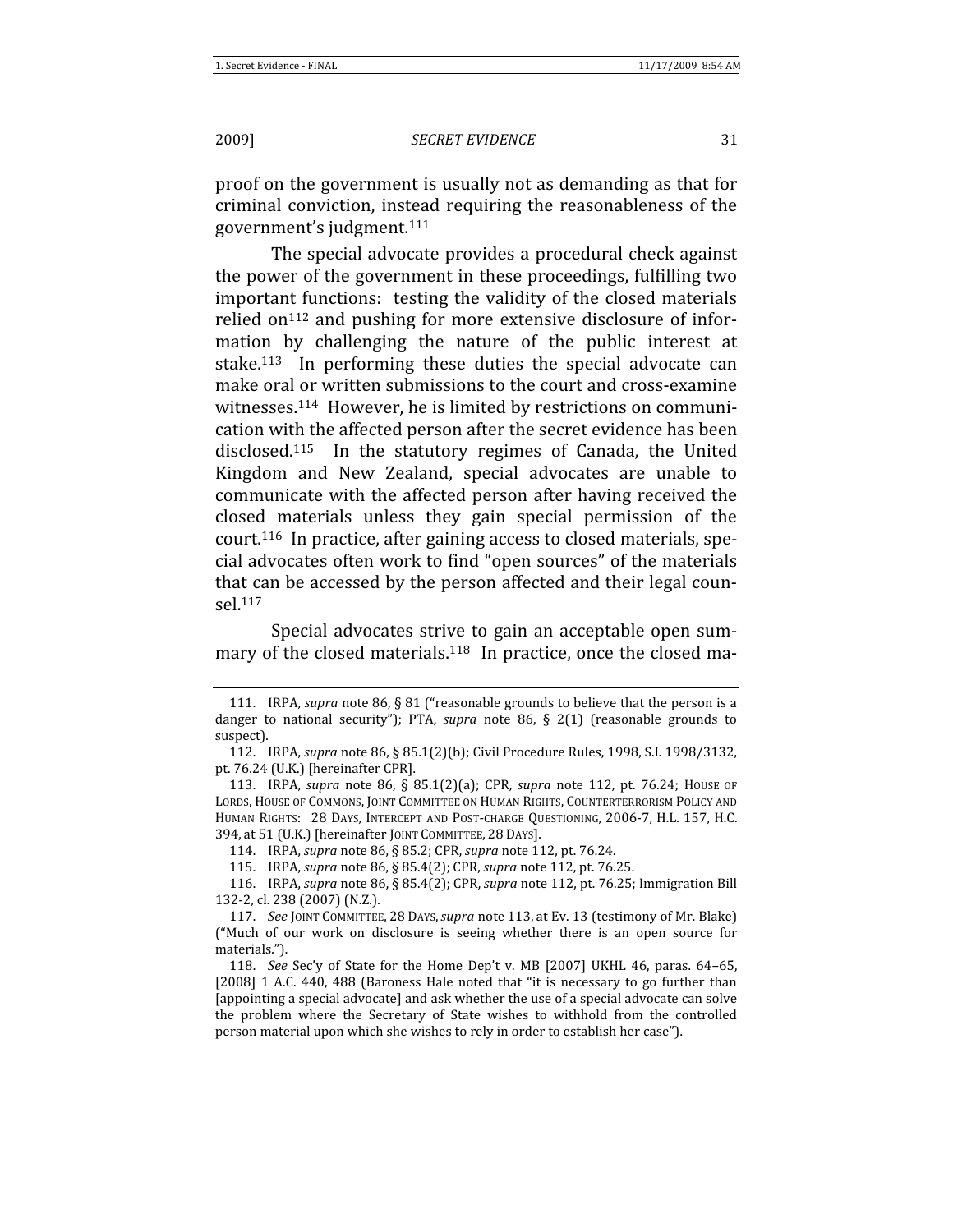proof on the government is usually not as demanding as that for criminal conviction, instead requiring the reasonableness of the government's judgment.[111]

The special advocate provides a procedural check against the power of the government in these proceedings, fulfilling two important functions: testing the validity of the closed materials relied on[112] and pushing for more extensive disclosure of information by challenging the nature of the public interest at stake.[113] In performing these duties the special advocate can make oral or written submissions to the court and cross-examine witnesses.[114] However, he is limited by restrictions on communication with the affected person after the secret evidence has been disclosed.[115] In the statutory regimes of Canada, the United Kingdom and New Zealand, special advocates are unable to communicate with the affected person after having received the closed materials unless they gain special permission of the court.[116] In practice, after gaining access to closed materials, special advocates often work to find "open sources" of the materials that can be accessed by the person affected and their legal counsel.[117]

Special advocates strive to gain an acceptable open summary of the closed materials.[118] In practice, once the closed ma-

---

111. IRPA, *supra* note 86, § 81 ("reasonable grounds to believe that the person is a danger to national security"); PTA, *supra* note 86, § 2(1) (reasonable grounds to suspect).

112. IRPA, *supra* note 86, § 85.1(2)(b); Civil Procedure Rules, 1998, S.I. 1998/3132, pt. 76.24 (U.K.) [hereinafter CPR].

113. IRPA, *supra* note 86, § 85.1(2)(a); CPR, *supra* note 112, pt. 76.24; HOUSE OF LORDS, HOUSE OF COMMONS, JOINT COMMITTEE ON HUMAN RIGHTS, COUNTERTERRORISM POLICY AND HUMAN RIGHTS: 28 DAYS, INTERCEPT AND POST-CHARGE QUESTIONING, 2006-7, H.L. 157, H.C. 394, at 51 (U.K.) [hereinafter JOINT COMMITTEE, 28 DAYS].

114. IRPA, *supra* note 86, § 85.2; CPR, *supra* note 112, pt. 76.24.

115. IRPA, *supra* note 86, § 85.4(2); CPR, *supra* note 112, pt. 76.25.

116. IRPA, *supra* note 86, § 85.4(2); CPR, *supra* note 112, pt. 76.25; Immigration Bill 132-2, cl. 238 (2007) (N.Z.).

117. *See* JOINT COMMITTEE, 28 DAYS, *supra* note 113, at Ev. 13 (testimony of Mr. Blake) ("Much of our work on disclosure is seeing whether there is an open source for materials.").

118. *See* Sec'y of State for the Home Dep't v. MB [2007] UKHL 46, paras. 64–65, [2008] 1 A.C. 440, 488 (Baroness Hale noted that "it is necessary to go further than [appointing a special advocate] and ask whether the use of a special advocate can solve the problem where the Secretary of State wishes to withhold from the controlled person material upon which she wishes to rely in order to establish her case").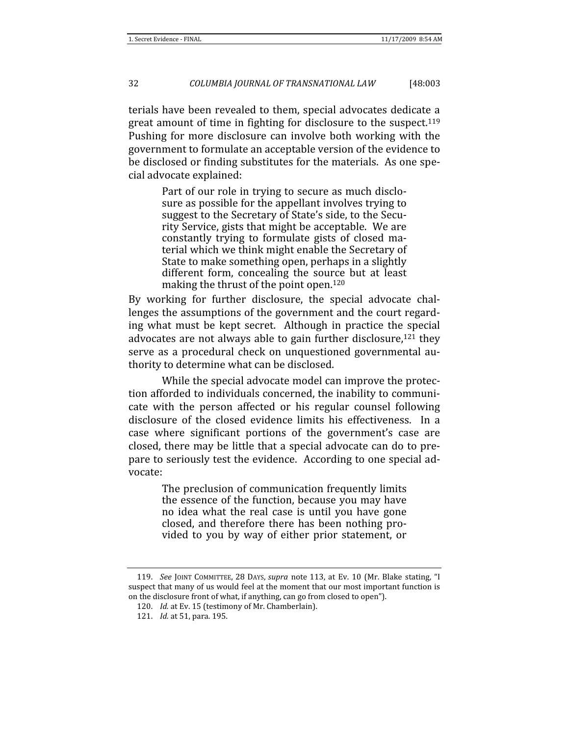terials have been revealed to them, special advocates dedicate a great amount of time in fighting for disclosure to the suspect.[119] Pushing for more disclosure can involve both working with the government to formulate an acceptable version of the evidence to be disclosed or finding substitutes for the materials. As one special advocate explained:

> Part of our role in trying to secure as much disclosure as possible for the appellant involves trying to suggest to the Secretary of State's side, to the Security Service, gists that might be acceptable. We are constantly trying to formulate gists of closed material which we think might enable the Secretary of State to make something open, perhaps in a slightly different form, concealing the source but at least making the thrust of the point open.[120]

By working for further disclosure, the special advocate challenges the assumptions of the government and the court regarding what must be kept secret. Although in practice the special advocates are not always able to gain further disclosure,[121] they serve as a procedural check on unquestioned governmental authority to determine what can be disclosed.

While the special advocate model can improve the protection afforded to individuals concerned, the inability to communicate with the person affected or his regular counsel following disclosure of the closed evidence limits his effectiveness. In a case where significant portions of the government's case are closed, there may be little that a special advocate can do to prepare to seriously test the evidence. According to one special advocate:

> The preclusion of communication frequently limits the essence of the function, because you may have no idea what the real case is until you have gone closed, and therefore there has been nothing provided to you by way of either prior statement, or

---

119. *See* JOINT COMMITTEE, 28 DAYS, *supra* note 113, at Ev. 10 (Mr. Blake stating, "I suspect that many of us would feel at the moment that our most important function is on the disclosure front of what, if anything, can go from closed to open").

120. *Id.* at Ev. 15 (testimony of Mr. Chamberlain).

121. *Id.* at 51, para. 195.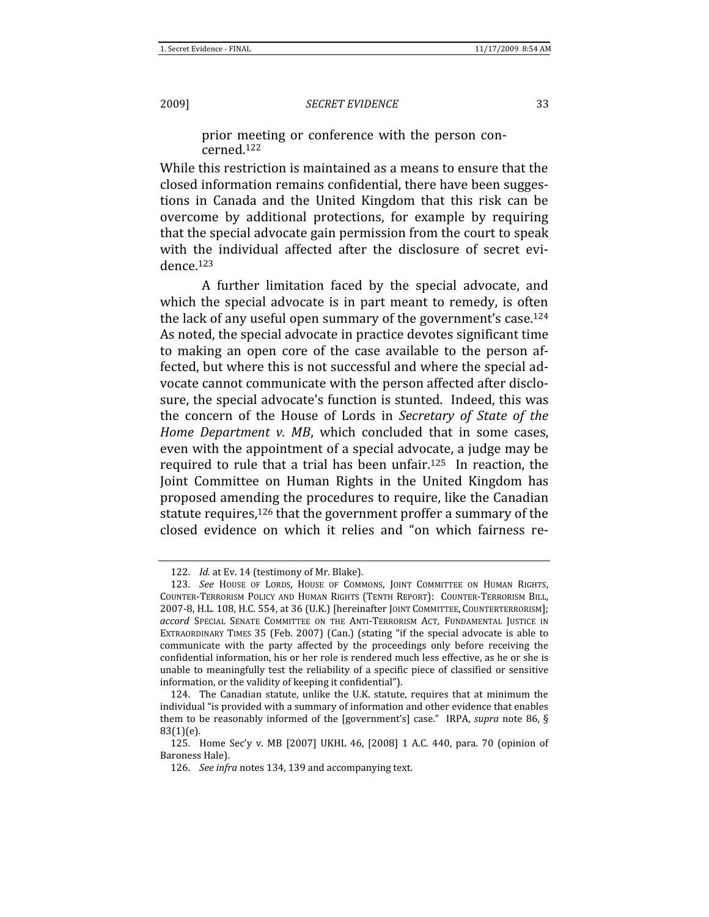prior meeting or conference with the person concerned.[122]

While this restriction is maintained as a means to ensure that the closed information remains confidential, there have been suggestions in Canada and the United Kingdom that this risk can be overcome by additional protections, for example by requiring that the special advocate gain permission from the court to speak with the individual affected after the disclosure of secret evidence.[123]

A further limitation faced by the special advocate, and which the special advocate is in part meant to remedy, is often the lack of any useful open summary of the government's case.[124] As noted, the special advocate in practice devotes significant time to making an open core of the case available to the person affected, but where this is not successful and where the special advocate cannot communicate with the person affected after disclosure, the special advocate's function is stunted. Indeed, this was the concern of the House of Lords in *Secretary of State of the Home Department v. MB*, which concluded that in some cases, even with the appointment of a special advocate, a judge may be required to rule that a trial has been unfair.[125] In reaction, the Joint Committee on Human Rights in the United Kingdom has proposed amending the procedures to require, like the Canadian statute requires,[126] that the government proffer a summary of the closed evidence on which it relies and "on which fairness re-

---

122. *Id.* at Ev. 14 (testimony of Mr. Blake).

123. *See* HOUSE OF LORDS, HOUSE OF COMMONS, JOINT COMMITTEE ON HUMAN RIGHTS, COUNTER-TERRORISM POLICY AND HUMAN RIGHTS (TENTH REPORT): COUNTER-TERRORISM BILL, 2007-8, H.L. 108, H.C. 554, at 36 (U.K.) [hereinafter JOINT COMMITTEE, COUNTERTERRORISM]; *accord* SPECIAL SENATE COMMITTEE ON THE ANTI-TERRORISM ACT, FUNDAMENTAL JUSTICE IN EXTRAORDINARY TIMES 35 (Feb. 2007) (Can.) (stating "if the special advocate is able to communicate with the party affected by the proceedings only before receiving the confidential information, his or her role is rendered much less effective, as he or she is unable to meaningfully test the reliability of a specific piece of classified or sensitive information, or the validity of keeping it confidential").

124. The Canadian statute, unlike the U.K. statute, requires that at minimum the individual "is provided with a summary of information and other evidence that enables them to be reasonably informed of the [government's] case." IRPA, *supra* note 86, § 83(1)(e).

125. Home Sec'y v. MB [2007] UKHL 46, [2008] 1 A.C. 440, para. 70 (opinion of Baroness Hale).

126. *See infra* notes 134, 139 and accompanying text.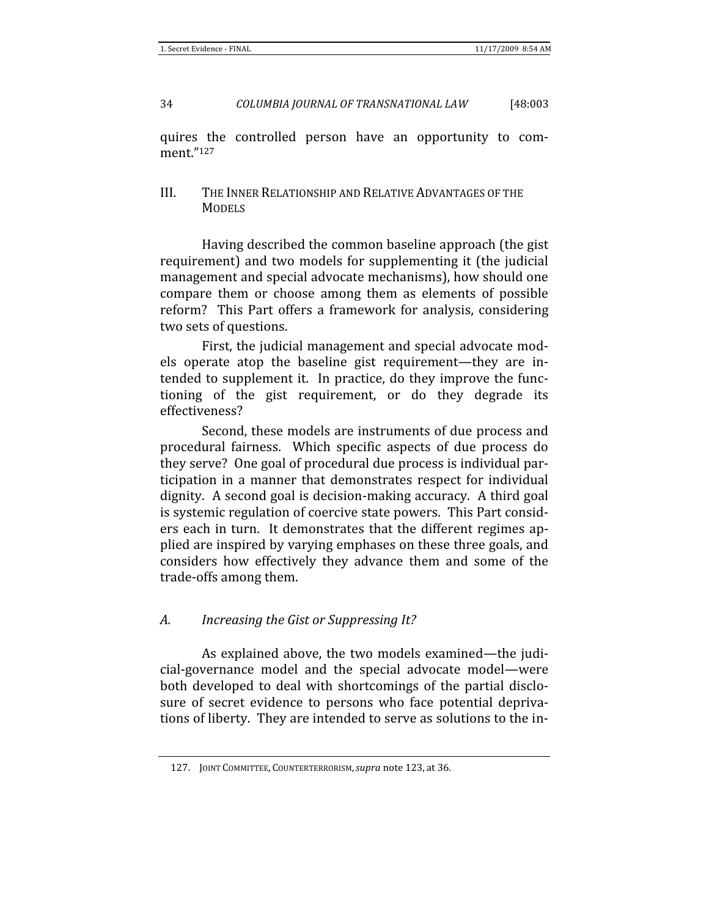quires the controlled person have an opportunity to comment."[127]

## III. THE INNER RELATIONSHIP AND RELATIVE ADVANTAGES OF THE MODELS

Having described the common baseline approach (the gist requirement) and two models for supplementing it (the judicial management and special advocate mechanisms), how should one compare them or choose among them as elements of possible reform? This Part offers a framework for analysis, considering two sets of questions.

First, the judicial management and special advocate models operate atop the baseline gist requirement—they are intended to supplement it. In practice, do they improve the functioning of the gist requirement, or do they degrade its effectiveness?

Second, these models are instruments of due process and procedural fairness. Which specific aspects of due process do they serve? One goal of procedural due process is individual participation in a manner that demonstrates respect for individual dignity. A second goal is decision-making accuracy. A third goal is systemic regulation of coercive state powers. This Part considers each in turn. It demonstrates that the different regimes applied are inspired by varying emphases on these three goals, and considers how effectively they advance them and some of the trade-offs among them.

### *A. Increasing the Gist or Suppressing It?*

As explained above, the two models examined—the judicial-governance model and the special advocate model—were both developed to deal with shortcomings of the partial disclosure of secret evidence to persons who face potential deprivations of liberty. They are intended to serve as solutions to the in-

127. JOINT COMMITTEE, COUNTERTERRORISM, *supra* note 123, at 36.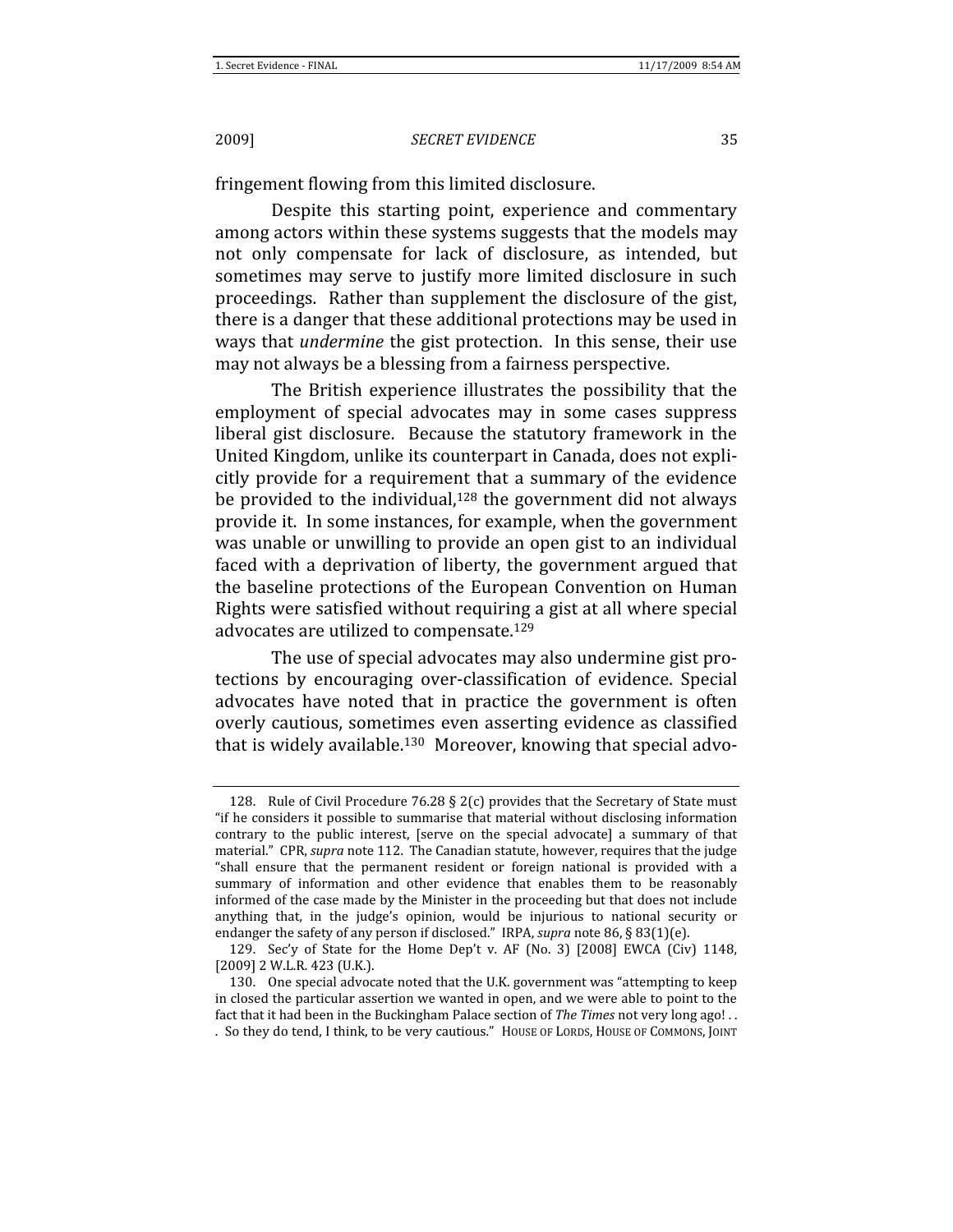fringement flowing from this limited disclosure.

Despite this starting point, experience and commentary among actors within these systems suggests that the models may not only compensate for lack of disclosure, as intended, but sometimes may serve to justify more limited disclosure in such proceedings. Rather than supplement the disclosure of the gist, there is a danger that these additional protections may be used in ways that *undermine* the gist protection. In this sense, their use may not always be a blessing from a fairness perspective.

The British experience illustrates the possibility that the employment of special advocates may in some cases suppress liberal gist disclosure. Because the statutory framework in the United Kingdom, unlike its counterpart in Canada, does not explicitly provide for a requirement that a summary of the evidence be provided to the individual,[128] the government did not always provide it. In some instances, for example, when the government was unable or unwilling to provide an open gist to an individual faced with a deprivation of liberty, the government argued that the baseline protections of the European Convention on Human Rights were satisfied without requiring a gist at all where special advocates are utilized to compensate.[129]

The use of special advocates may also undermine gist protections by encouraging over-classification of evidence. Special advocates have noted that in practice the government is often overly cautious, sometimes even asserting evidence as classified that is widely available.[130] Moreover, knowing that special advo-

---

128. Rule of Civil Procedure 76.28 § 2(c) provides that the Secretary of State must "if he considers it possible to summarise that material without disclosing information contrary to the public interest, [serve on the special advocate] a summary of that material." CPR, *supra* note 112. The Canadian statute, however, requires that the judge "shall ensure that the permanent resident or foreign national is provided with a summary of information and other evidence that enables them to be reasonably informed of the case made by the Minister in the proceeding but that does not include anything that, in the judge's opinion, would be injurious to national security or endanger the safety of any person if disclosed." IRPA, *supra* note 86, § 83(1)(e).

129. Sec'y of State for the Home Dep't v. AF (No. 3) [2008] EWCA (Civ) 1148, [2009] 2 W.L.R. 423 (U.K.).

130. One special advocate noted that the U.K. government was "attempting to keep in closed the particular assertion we wanted in open, and we were able to point to the fact that it had been in the Buckingham Palace section of *The Times* not very long ago! . . . So they do tend, I think, to be very cautious." HOUSE OF LORDS, HOUSE OF COMMONS, JOINT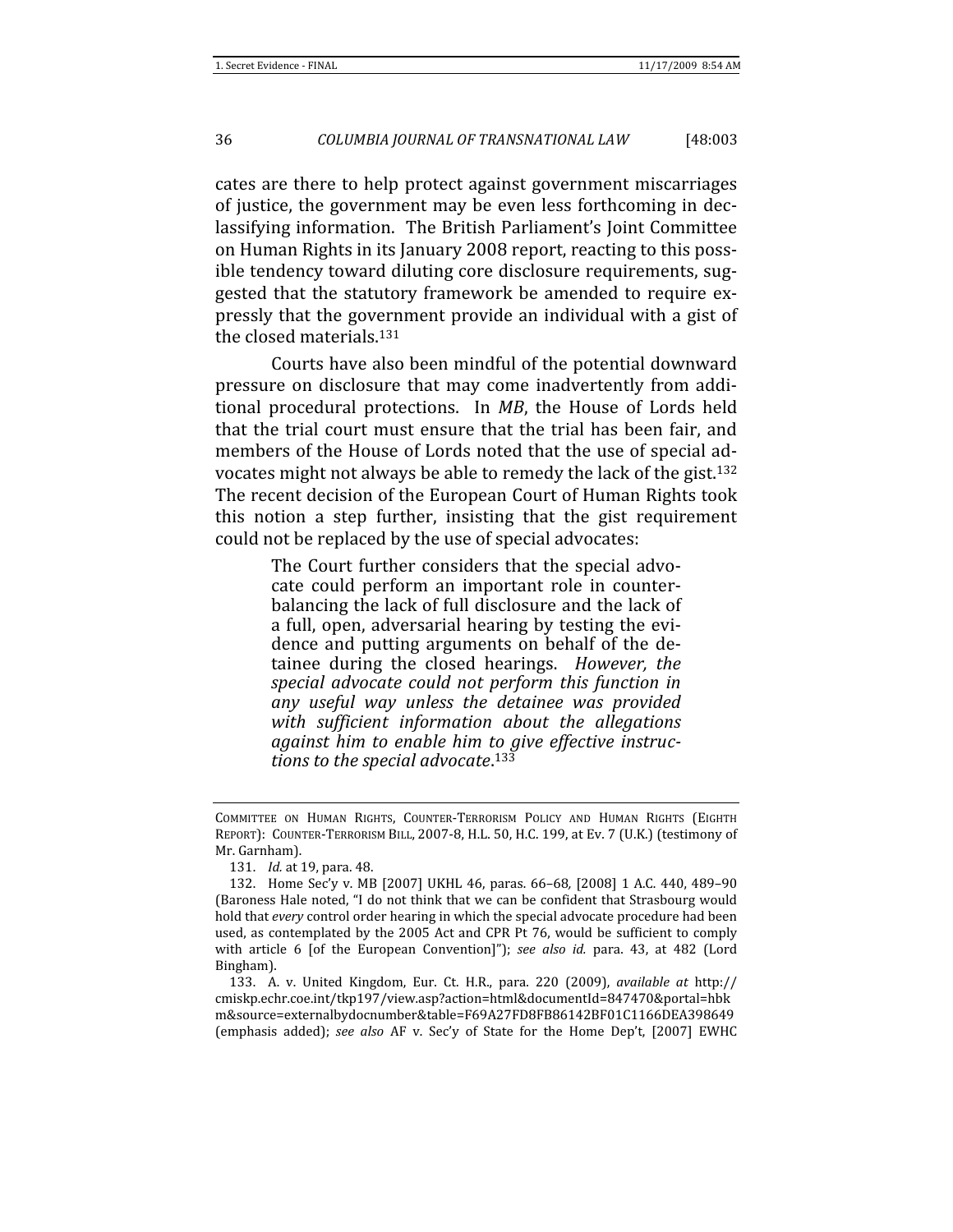cates are there to help protect against government miscarriages of justice, the government may be even less forthcoming in declassifying information. The British Parliament's Joint Committee on Human Rights in its January 2008 report, reacting to this possible tendency toward diluting core disclosure requirements, suggested that the statutory framework be amended to require expressly that the government provide an individual with a gist of the closed materials.[131]

Courts have also been mindful of the potential downward pressure on disclosure that may come inadvertently from additional procedural protections. In *MB*, the House of Lords held that the trial court must ensure that the trial has been fair, and members of the House of Lords noted that the use of special advocates might not always be able to remedy the lack of the gist.[132] The recent decision of the European Court of Human Rights took this notion a step further, insisting that the gist requirement could not be replaced by the use of special advocates:

> The Court further considers that the special advocate could perform an important role in counterbalancing the lack of full disclosure and the lack of a full, open, adversarial hearing by testing the evidence and putting arguments on behalf of the detainee during the closed hearings. *However, the special advocate could not perform this function in any useful way unless the detainee was provided with sufficient information about the allegations against him to enable him to give effective instructions to the special advocate*.[133]

---

COMMITTEE ON HUMAN RIGHTS, COUNTER-TERRORISM POLICY AND HUMAN RIGHTS (EIGHTH REPORT): COUNTER-TERRORISM BILL, 2007-8, H.L. 50, H.C. 199, at Ev. 7 (U.K.) (testimony of Mr. Garnham).

131. *Id.* at 19, para. 48.

132. Home Sec'y v. MB [2007] UKHL 46, paras. 66–68, [2008] 1 A.C. 440, 489–90 (Baroness Hale noted, "I do not think that we can be confident that Strasbourg would hold that *every* control order hearing in which the special advocate procedure had been used, as contemplated by the 2005 Act and CPR Pt 76, would be sufficient to comply with article 6 [of the European Convention]"); *see also id.* para. 43, at 482 (Lord Bingham).

133. A. v. United Kingdom, Eur. Ct. H.R., para. 220 (2009), *available at* http://cmiskp.echr.coe.int/tkp197/view.asp?action=html&documentId=847470&portal=hbkm&source=externalbydocnumber&table=F69A27FD8FB86142BF01C1166DEA398649 (emphasis added); *see also* AF v. Sec'y of State for the Home Dep't, [2007] EWHC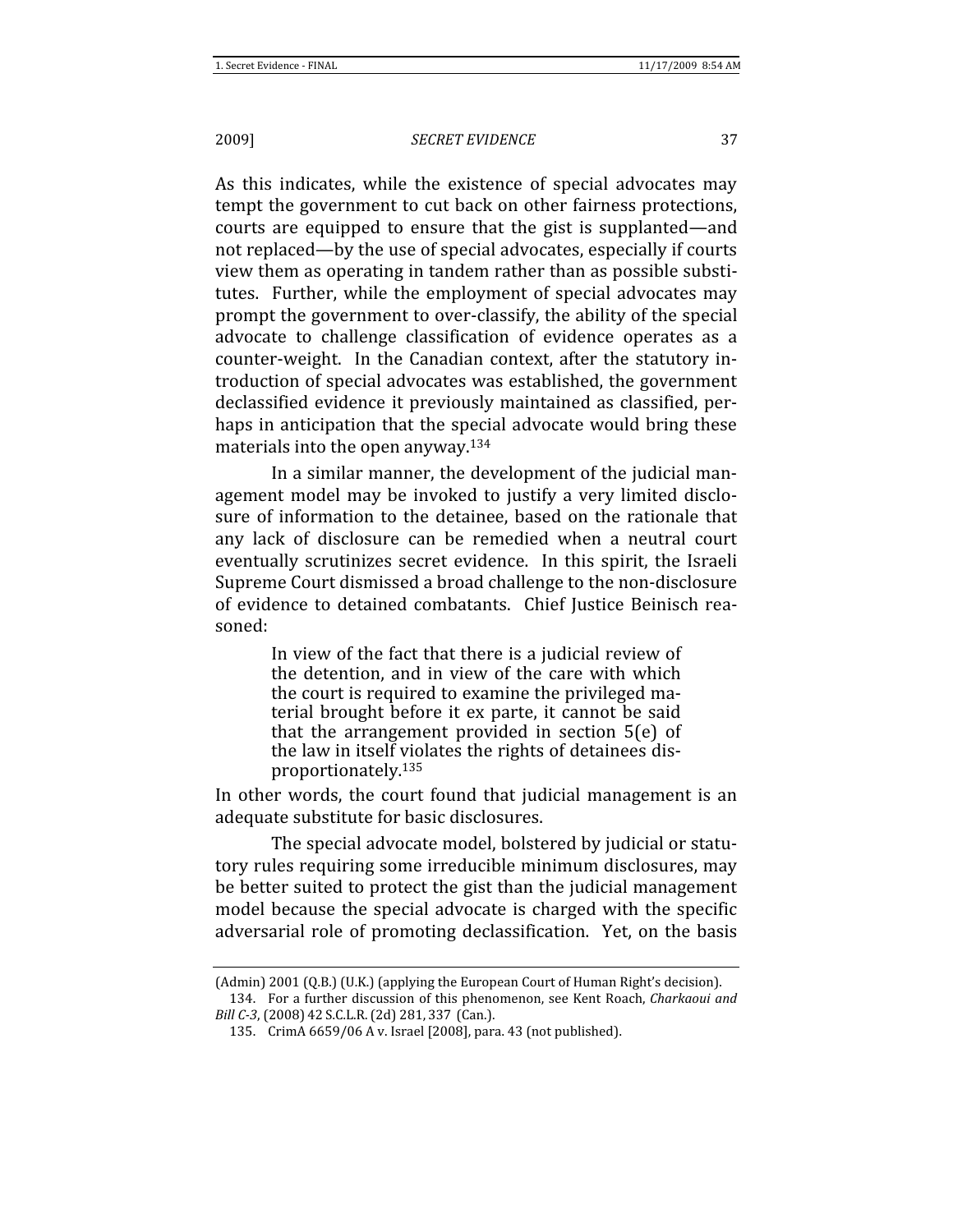As this indicates, while the existence of special advocates may tempt the government to cut back on other fairness protections, courts are equipped to ensure that the gist is supplanted—and not replaced—by the use of special advocates, especially if courts view them as operating in tandem rather than as possible substitutes. Further, while the employment of special advocates may prompt the government to over-classify, the ability of the special advocate to challenge classification of evidence operates as a counter-weight. In the Canadian context, after the statutory introduction of special advocates was established, the government declassified evidence it previously maintained as classified, perhaps in anticipation that the special advocate would bring these materials into the open anyway.[134]

In a similar manner, the development of the judicial management model may be invoked to justify a very limited disclosure of information to the detainee, based on the rationale that any lack of disclosure can be remedied when a neutral court eventually scrutinizes secret evidence. In this spirit, the Israeli Supreme Court dismissed a broad challenge to the non-disclosure of evidence to detained combatants. Chief Justice Beinisch reasoned:

> In view of the fact that there is a judicial review of the detention, and in view of the care with which the court is required to examine the privileged material brought before it ex parte, it cannot be said that the arrangement provided in section 5(e) of the law in itself violates the rights of detainees disproportionately.[135]

In other words, the court found that judicial management is an adequate substitute for basic disclosures.

The special advocate model, bolstered by judicial or statutory rules requiring some irreducible minimum disclosures, may be better suited to protect the gist than the judicial management model because the special advocate is charged with the specific adversarial role of promoting declassification. Yet, on the basis

---

(Admin) 2001 (Q.B.) (U.K.) (applying the European Court of Human Right's decision).

134. For a further discussion of this phenomenon, see Kent Roach, *Charkaoui and Bill C-3*, (2008) 42 S.C.L.R. (2d) 281, 337 (Can.).

135. CrimA 6659/06 A v. Israel [2008], para. 43 (not published).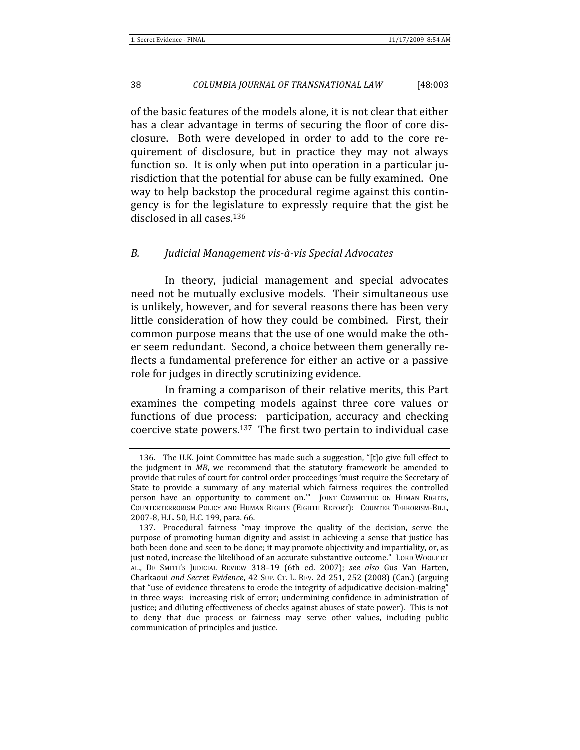of the basic features of the models alone, it is not clear that either has a clear advantage in terms of securing the floor of core disclosure. Both were developed in order to add to the core requirement of disclosure, but in practice they may not always function so. It is only when put into operation in a particular jurisdiction that the potential for abuse can be fully examined. One way to help backstop the procedural regime against this contingency is for the legislature to expressly require that the gist be disclosed in all cases.[136]

### B. *Judicial Management vis-à-vis Special Advocates*

In theory, judicial management and special advocates need not be mutually exclusive models. Their simultaneous use is unlikely, however, and for several reasons there has been very little consideration of how they could be combined. First, their common purpose means that the use of one would make the other seem redundant. Second, a choice between them generally reflects a fundamental preference for either an active or a passive role for judges in directly scrutinizing evidence.

In framing a comparison of their relative merits, this Part examines the competing models against three core values or functions of due process: participation, accuracy and checking coercive state powers.[137] The first two pertain to individual case

---

136. The U.K. Joint Committee has made such a suggestion, "[t]o give full effect to the judgment in *MB*, we recommend that the statutory framework be amended to provide that rules of court for control order proceedings 'must require the Secretary of State to provide a summary of any material which fairness requires the controlled person have an opportunity to comment on.'" JOINT COMMITTEE ON HUMAN RIGHTS, COUNTERTERRORISM POLICY AND HUMAN RIGHTS (EIGHTH REPORT): COUNTER TERRORISM-BILL, 2007-8, H.L. 50, H.C. 199, para. 66.

137. Procedural fairness "may improve the quality of the decision, serve the purpose of promoting human dignity and assist in achieving a sense that justice has both been done and seen to be done; it may promote objectivity and impartiality, or, as just noted, increase the likelihood of an accurate substantive outcome." LORD WOOLF ET AL., DE SMITH'S JUDICIAL REVIEW 318–19 (6th ed. 2007); *see also* Gus Van Harten, Charkaoui *and Secret Evidence*, 42 SUP. CT. L. REV. 2d 251, 252 (2008) (Can.) (arguing that "use of evidence threatens to erode the integrity of adjudicative decision-making" in three ways: increasing risk of error; undermining confidence in administration of justice; and diluting effectiveness of checks against abuses of state power). This is not to deny that due process or fairness may serve other values, including public communication of principles and justice.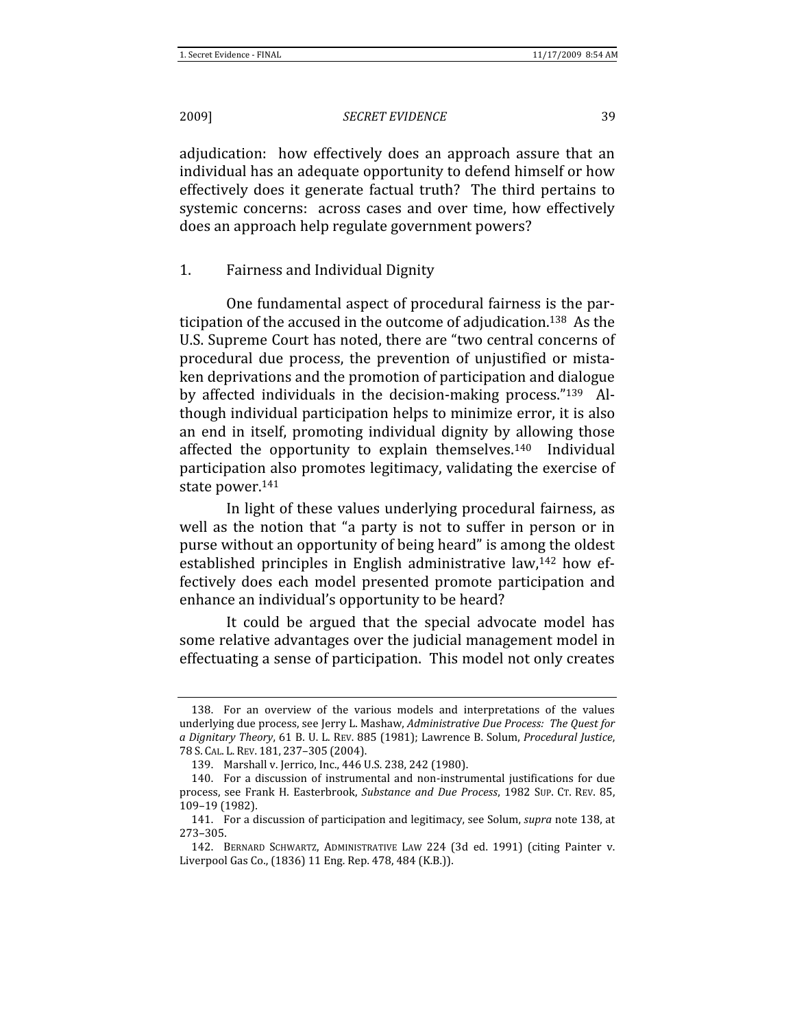adjudication: how effectively does an approach assure that an individual has an adequate opportunity to defend himself or how effectively does it generate factual truth? The third pertains to systemic concerns: across cases and over time, how effectively does an approach help regulate government powers?

### 1. Fairness and Individual Dignity

One fundamental aspect of procedural fairness is the participation of the accused in the outcome of adjudication.[138] As the U.S. Supreme Court has noted, there are "two central concerns of procedural due process, the prevention of unjustified or mistaken deprivations and the promotion of participation and dialogue by affected individuals in the decision-making process."[139] Although individual participation helps to minimize error, it is also an end in itself, promoting individual dignity by allowing those affected the opportunity to explain themselves.[140] Individual participation also promotes legitimacy, validating the exercise of state power.[141]

In light of these values underlying procedural fairness, as well as the notion that "a party is not to suffer in person or in purse without an opportunity of being heard" is among the oldest established principles in English administrative law,[142] how effectively does each model presented promote participation and enhance an individual's opportunity to be heard?

It could be argued that the special advocate model has some relative advantages over the judicial management model in effectuating a sense of participation. This model not only creates

---

138. For an overview of the various models and interpretations of the values underlying due process, see Jerry L. Mashaw, *Administrative Due Process: The Quest for a Dignitary Theory*, 61 B. U. L. REV. 885 (1981); Lawrence B. Solum, *Procedural Justice*, 78 S. CAL. L. REV. 181, 237–305 (2004).

139. Marshall v. Jerrico, Inc., 446 U.S. 238, 242 (1980).

140. For a discussion of instrumental and non-instrumental justifications for due process, see Frank H. Easterbrook, *Substance and Due Process*, 1982 SUP. CT. REV. 85, 109–19 (1982).

141. For a discussion of participation and legitimacy, see Solum, *supra* note 138, at 273–305.

142. BERNARD SCHWARTZ, ADMINISTRATIVE LAW 224 (3d ed. 1991) (citing Painter v. Liverpool Gas Co., (1836) 11 Eng. Rep. 478, 484 (K.B.)).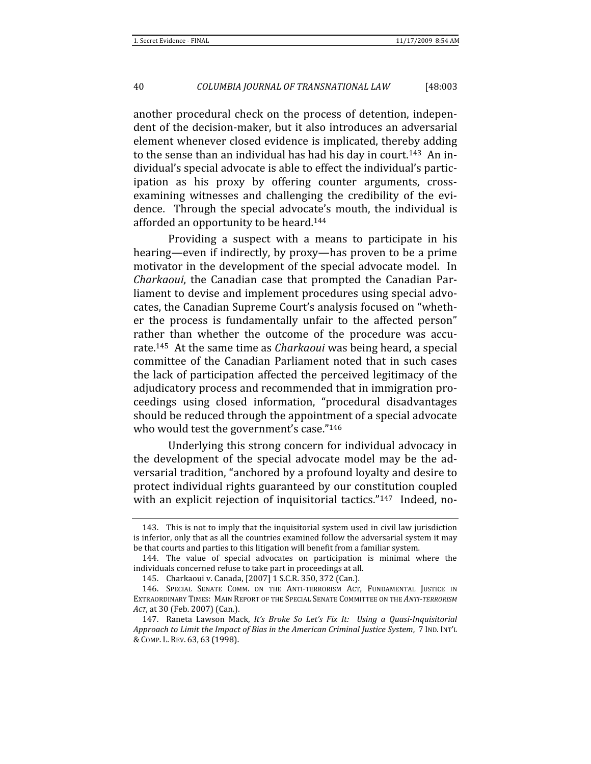another procedural check on the process of detention, independent of the decision-maker, but it also introduces an adversarial element whenever closed evidence is implicated, thereby adding to the sense than an individual has had his day in court.[143] An individual's special advocate is able to effect the individual's participation as his proxy by offering counter arguments, cross-examining witnesses and challenging the credibility of the evidence. Through the special advocate's mouth, the individual is afforded an opportunity to be heard.[144]

Providing a suspect with a means to participate in his hearing—even if indirectly, by proxy—has proven to be a prime motivator in the development of the special advocate model. In *Charkaoui*, the Canadian case that prompted the Canadian Parliament to devise and implement procedures using special advocates, the Canadian Supreme Court's analysis focused on "whether the process is fundamentally unfair to the affected person" rather than whether the outcome of the procedure was accurate.[145] At the same time as *Charkaoui* was being heard, a special committee of the Canadian Parliament noted that in such cases the lack of participation affected the perceived legitimacy of the adjudicatory process and recommended that in immigration proceedings using closed information, "procedural disadvantages should be reduced through the appointment of a special advocate who would test the government's case."[146]

Underlying this strong concern for individual advocacy in the development of the special advocate model may be the adversarial tradition, "anchored by a profound loyalty and desire to protect individual rights guaranteed by our constitution coupled with an explicit rejection of inquisitorial tactics."[147] Indeed, no-

---

143. This is not to imply that the inquisitorial system used in civil law jurisdiction is inferior, only that as all the countries examined follow the adversarial system it may be that courts and parties to this litigation will benefit from a familiar system.

144. The value of special advocates on participation is minimal where the individuals concerned refuse to take part in proceedings at all.

145. Charkaoui v. Canada, [2007] 1 S.C.R. 350, 372 (Can.).

146. SPECIAL SENATE COMM. ON THE ANTI-TERRORISM ACT, FUNDAMENTAL JUSTICE IN EXTRAORDINARY TIMES: MAIN REPORT OF THE SPECIAL SENATE COMMITTEE ON THE *ANTI-TERRORISM ACT*, at 30 (Feb. 2007) (Can.).

147. Raneta Lawson Mack, *It's Broke So Let's Fix It: Using a Quasi-Inquisitorial Approach to Limit the Impact of Bias in the American Criminal Justice System*, 7 IND. INT'L & COMP. L. REV. 63, 63 (1998).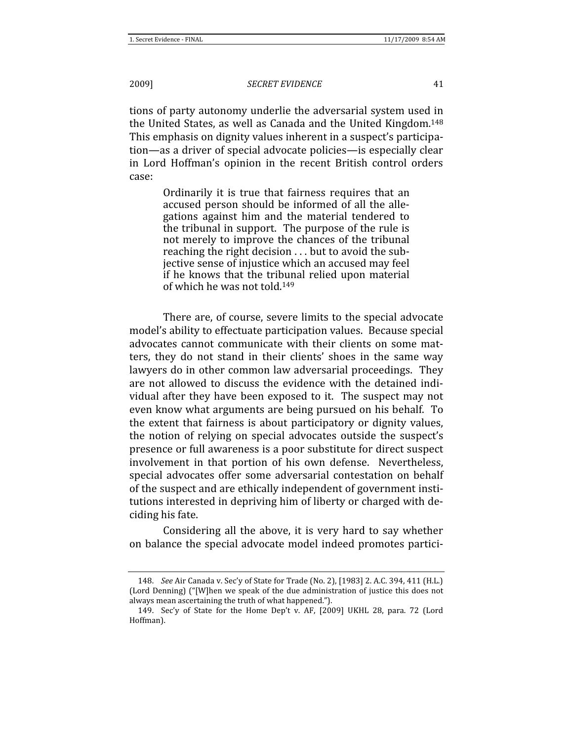tions of party autonomy underlie the adversarial system used in the United States, as well as Canada and the United Kingdom.[148] This emphasis on dignity values inherent in a suspect's participation—as a driver of special advocate policies—is especially clear in Lord Hoffman's opinion in the recent British control orders case:

> Ordinarily it is true that fairness requires that an accused person should be informed of all the allegations against him and the material tendered to the tribunal in support. The purpose of the rule is not merely to improve the chances of the tribunal reaching the right decision . . . but to avoid the subjective sense of injustice which an accused may feel if he knows that the tribunal relied upon material of which he was not told.[149]

There are, of course, severe limits to the special advocate model's ability to effectuate participation values. Because special advocates cannot communicate with their clients on some matters, they do not stand in their clients' shoes in the same way lawyers do in other common law adversarial proceedings. They are not allowed to discuss the evidence with the detained individual after they have been exposed to it. The suspect may not even know what arguments are being pursued on his behalf. To the extent that fairness is about participatory or dignity values, the notion of relying on special advocates outside the suspect's presence or full awareness is a poor substitute for direct suspect involvement in that portion of his own defense. Nevertheless, special advocates offer some adversarial contestation on behalf of the suspect and are ethically independent of government institutions interested in depriving him of liberty or charged with deciding his fate.

Considering all the above, it is very hard to say whether on balance the special advocate model indeed promotes partici-

---

148. *See* Air Canada v. Sec'y of State for Trade (No. 2), [1983] 2. A.C. 394, 411 (H.L.) (Lord Denning) ("[W]hen we speak of the due administration of justice this does not always mean ascertaining the truth of what happened.").

149. Sec'y of State for the Home Dep't v. AF, [2009] UKHL 28, para. 72 (Lord Hoffman).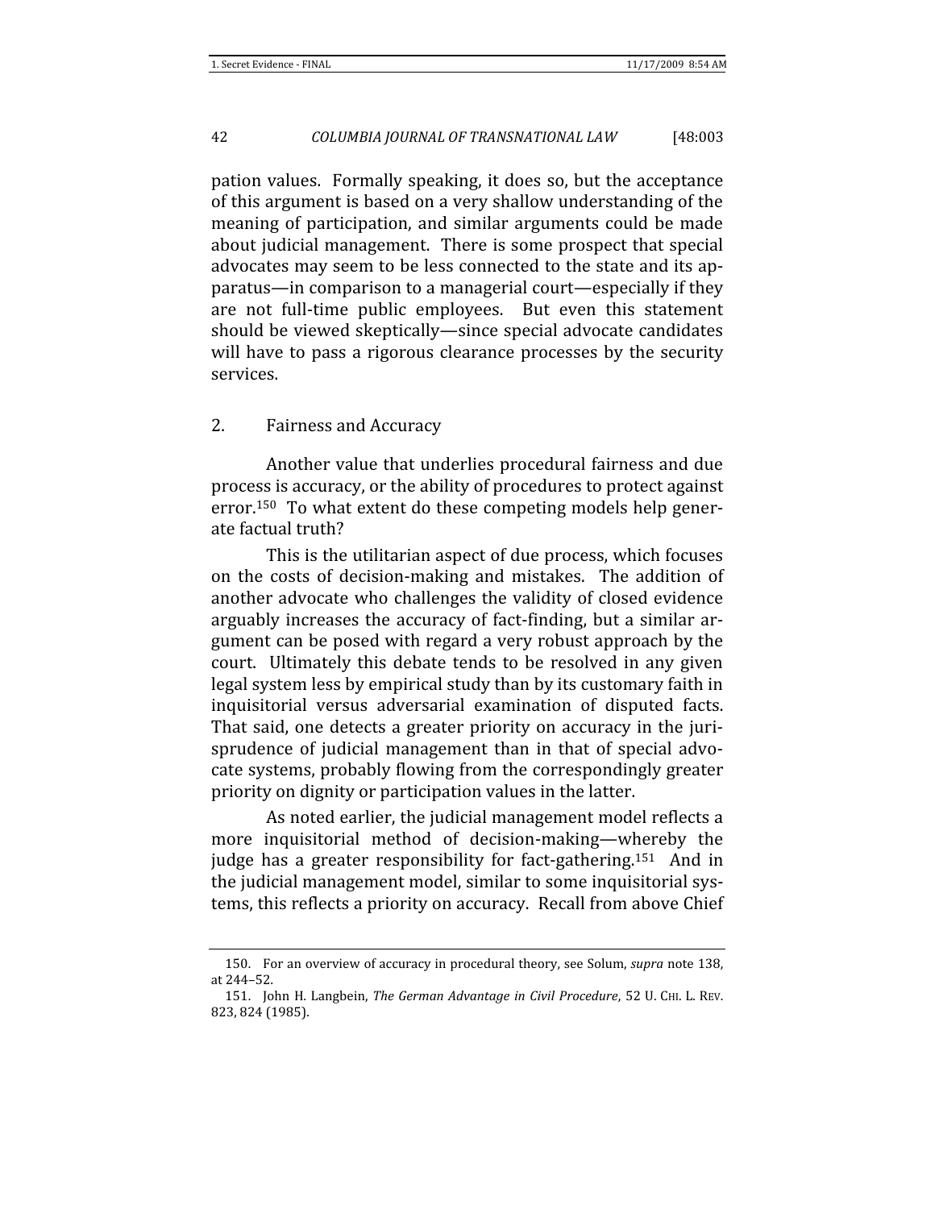pation values. Formally speaking, it does so, but the acceptance of this argument is based on a very shallow understanding of the meaning of participation, and similar arguments could be made about judicial management. There is some prospect that special advocates may seem to be less connected to the state and its apparatus—in comparison to a managerial court—especially if they are not full-time public employees. But even this statement should be viewed skeptically—since special advocate candidates will have to pass a rigorous clearance processes by the security services.

## 2. Fairness and Accuracy

Another value that underlies procedural fairness and due process is accuracy, or the ability of procedures to protect against error.[150] To what extent do these competing models help generate factual truth?

This is the utilitarian aspect of due process, which focuses on the costs of decision-making and mistakes. The addition of another advocate who challenges the validity of closed evidence arguably increases the accuracy of fact-finding, but a similar argument can be posed with regard a very robust approach by the court. Ultimately this debate tends to be resolved in any given legal system less by empirical study than by its customary faith in inquisitorial versus adversarial examination of disputed facts. That said, one detects a greater priority on accuracy in the jurisprudence of judicial management than in that of special advocate systems, probably flowing from the correspondingly greater priority on dignity or participation values in the latter.

As noted earlier, the judicial management model reflects a more inquisitorial method of decision-making—whereby the judge has a greater responsibility for fact-gathering.[151] And in the judicial management model, similar to some inquisitorial systems, this reflects a priority on accuracy. Recall from above Chief

---

150. For an overview of accuracy in procedural theory, see Solum, *supra* note 138, at 244–52.

151. John H. Langbein, *The German Advantage in Civil Procedure*, 52 U. CHI. L. REV. 823, 824 (1985).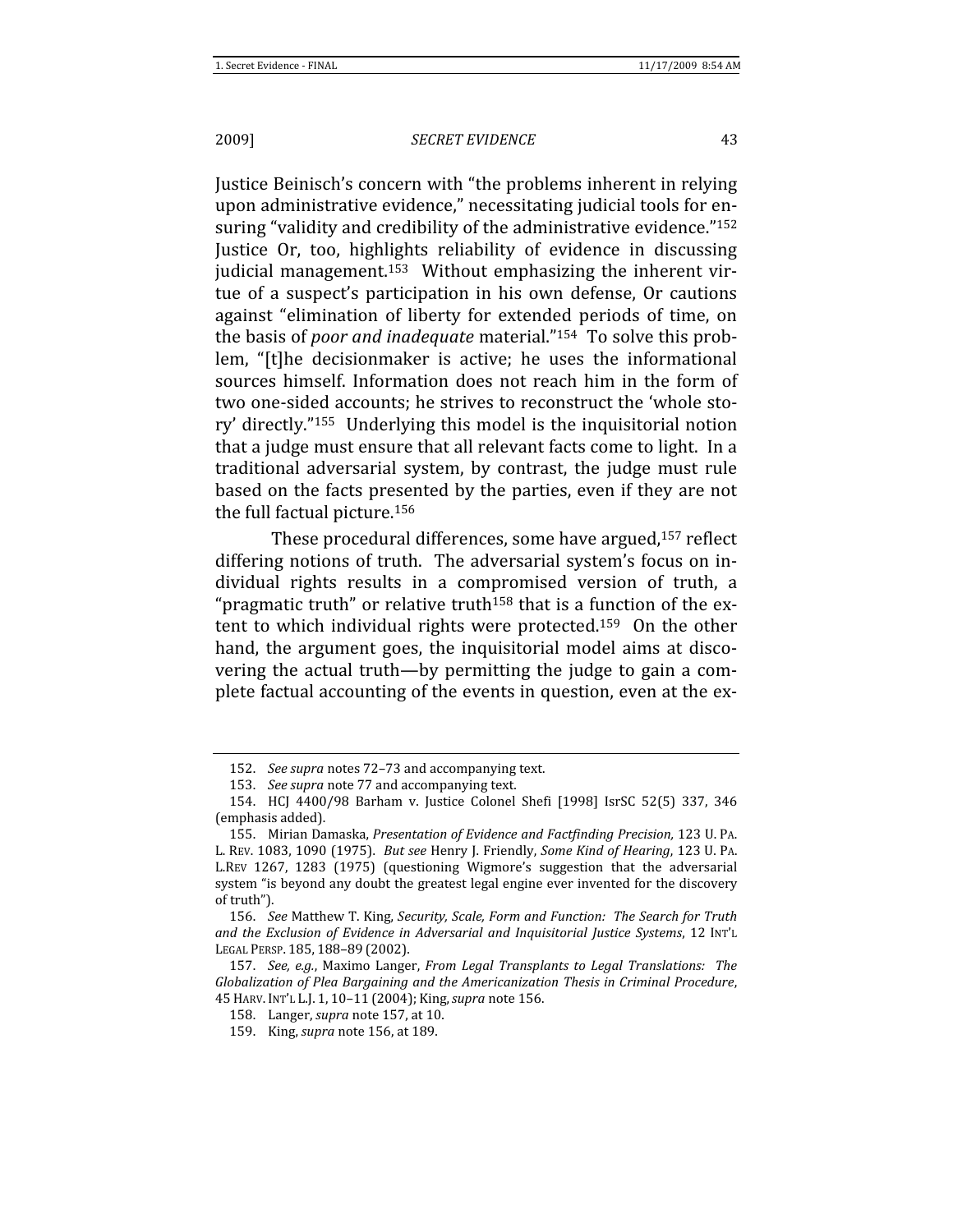Justice Beinisch's concern with "the problems inherent in relying upon administrative evidence," necessitating judicial tools for ensuring "validity and credibility of the administrative evidence."[152] Justice Or, too, highlights reliability of evidence in discussing judicial management.[153] Without emphasizing the inherent virtue of a suspect's participation in his own defense, Or cautions against "elimination of liberty for extended periods of time, on the basis of *poor and inadequate* material."[154] To solve this problem, "[t]he decisionmaker is active; he uses the informational sources himself. Information does not reach him in the form of two one-sided accounts; he strives to reconstruct the 'whole story' directly."[155] Underlying this model is the inquisitorial notion that a judge must ensure that all relevant facts come to light. In a traditional adversarial system, by contrast, the judge must rule based on the facts presented by the parties, even if they are not the full factual picture.[156]

These procedural differences, some have argued,[157] reflect differing notions of truth. The adversarial system's focus on individual rights results in a compromised version of truth, a "pragmatic truth" or relative truth[158] that is a function of the extent to which individual rights were protected.[159] On the other hand, the argument goes, the inquisitorial model aims at discovering the actual truth—by permitting the judge to gain a complete factual accounting of the events in question, even at the ex-

---

152. *See supra* notes 72–73 and accompanying text.

153. *See supra* note 77 and accompanying text.

154. HCJ 4400/98 Barham v. Justice Colonel Shefi [1998] IsrSC 52(5) 337, 346 (emphasis added).

155. Mirian Damaska, *Presentation of Evidence and Factfinding Precision,* 123 U. PA. L. REV. 1083, 1090 (1975). *But see* Henry J. Friendly, *Some Kind of Hearing*, 123 U. PA. L.REV 1267, 1283 (1975) (questioning Wigmore's suggestion that the adversarial system "is beyond any doubt the greatest legal engine ever invented for the discovery of truth").

156. *See* Matthew T. King, *Security, Scale, Form and Function: The Search for Truth and the Exclusion of Evidence in Adversarial and Inquisitorial Justice Systems*, 12 INT'L LEGAL PERSP. 185, 188–89 (2002).

157. *See, e.g.*, Maximo Langer, *From Legal Transplants to Legal Translations: The Globalization of Plea Bargaining and the Americanization Thesis in Criminal Procedure*, 45 HARV. INT'L L.J. 1, 10–11 (2004); King, *supra* note 156.

158. Langer, *supra* note 157, at 10.

159. King, *supra* note 156, at 189.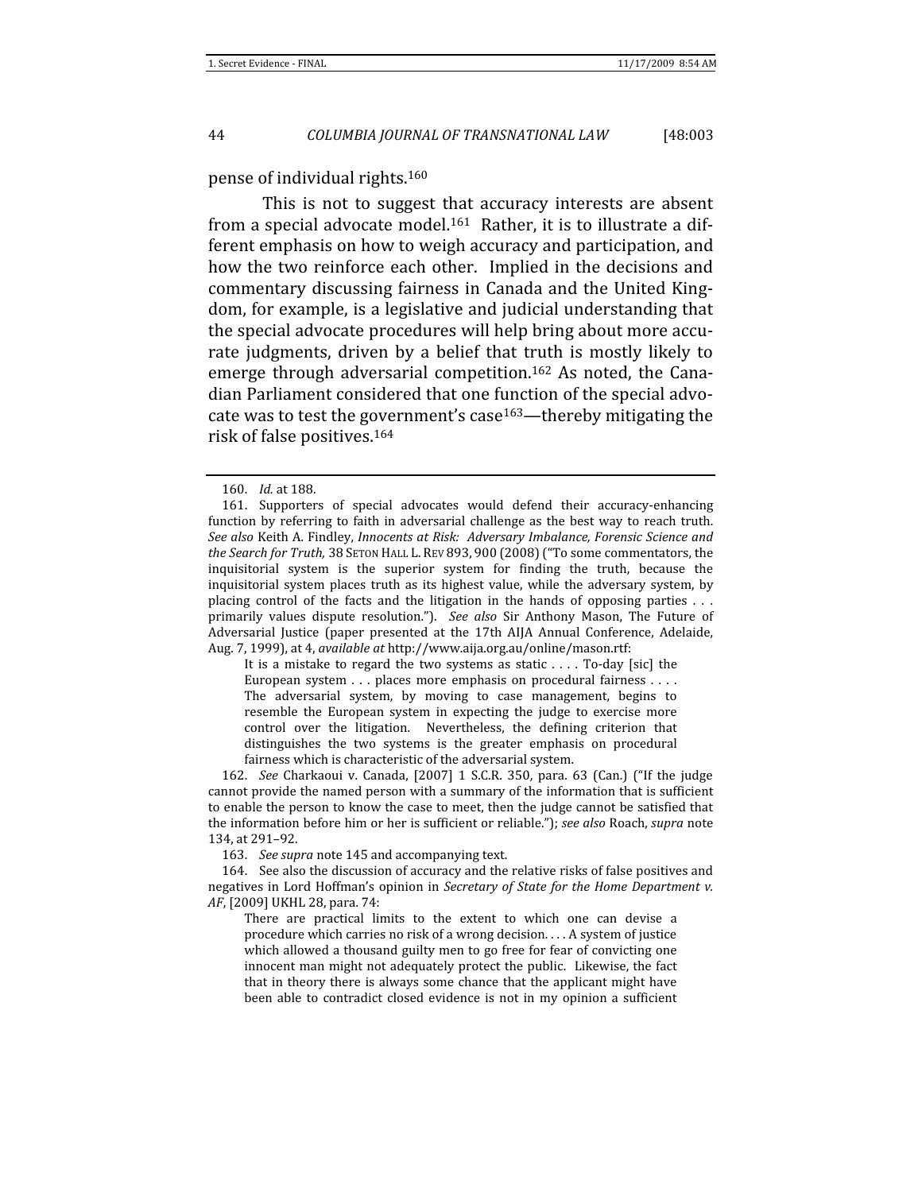pense of individual rights.[160]

This is not to suggest that accuracy interests are absent from a special advocate model.[161] Rather, it is to illustrate a different emphasis on how to weigh accuracy and participation, and how the two reinforce each other. Implied in the decisions and commentary discussing fairness in Canada and the United Kingdom, for example, is a legislative and judicial understanding that the special advocate procedures will help bring about more accurate judgments, driven by a belief that truth is mostly likely to emerge through adversarial competition.[162] As noted, the Canadian Parliament considered that one function of the special advocate was to test the government's case[163]—thereby mitigating the risk of false positives.[164]

---

160. *Id.* at 188.

161. Supporters of special advocates would defend their accuracy-enhancing function by referring to faith in adversarial challenge as the best way to reach truth. *See also* Keith A. Findley, *Innocents at Risk: Adversary Imbalance, Forensic Science and the Search for Truth,* 38 SETON HALL L. REV 893, 900 (2008) ("To some commentators, the inquisitorial system is the superior system for finding the truth, because the inquisitorial system places truth as its highest value, while the adversary system, by placing control of the facts and the litigation in the hands of opposing parties . . . primarily values dispute resolution."). *See also* Sir Anthony Mason, The Future of Adversarial Justice (paper presented at the 17th AIJA Annual Conference, Adelaide, Aug. 7, 1999), at 4, *available at* http://www.aija.org.au/online/mason.rtf:

> It is a mistake to regard the two systems as static . . . . To-day [sic] the European system . . . places more emphasis on procedural fairness . . . . The adversarial system, by moving to case management, begins to resemble the European system in expecting the judge to exercise more control over the litigation. Nevertheless, the defining criterion that distinguishes the two systems is the greater emphasis on procedural fairness which is characteristic of the adversarial system.

162. *See* Charkaoui v. Canada, [2007] 1 S.C.R. 350, para. 63 (Can.) ("If the judge cannot provide the named person with a summary of the information that is sufficient to enable the person to know the case to meet, then the judge cannot be satisfied that the information before him or her is sufficient or reliable."); *see also* Roach, *supra* note 134, at 291–92.

163. *See supra* note 145 and accompanying text.

164. See also the discussion of accuracy and the relative risks of false positives and negatives in Lord Hoffman's opinion in *Secretary of State for the Home Department v. AF*, [2009] UKHL 28, para. 74:

> There are practical limits to the extent to which one can devise a procedure which carries no risk of a wrong decision. . . . A system of justice which allowed a thousand guilty men to go free for fear of convicting one innocent man might not adequately protect the public. Likewise, the fact that in theory there is always some chance that the applicant might have been able to contradict closed evidence is not in my opinion a sufficient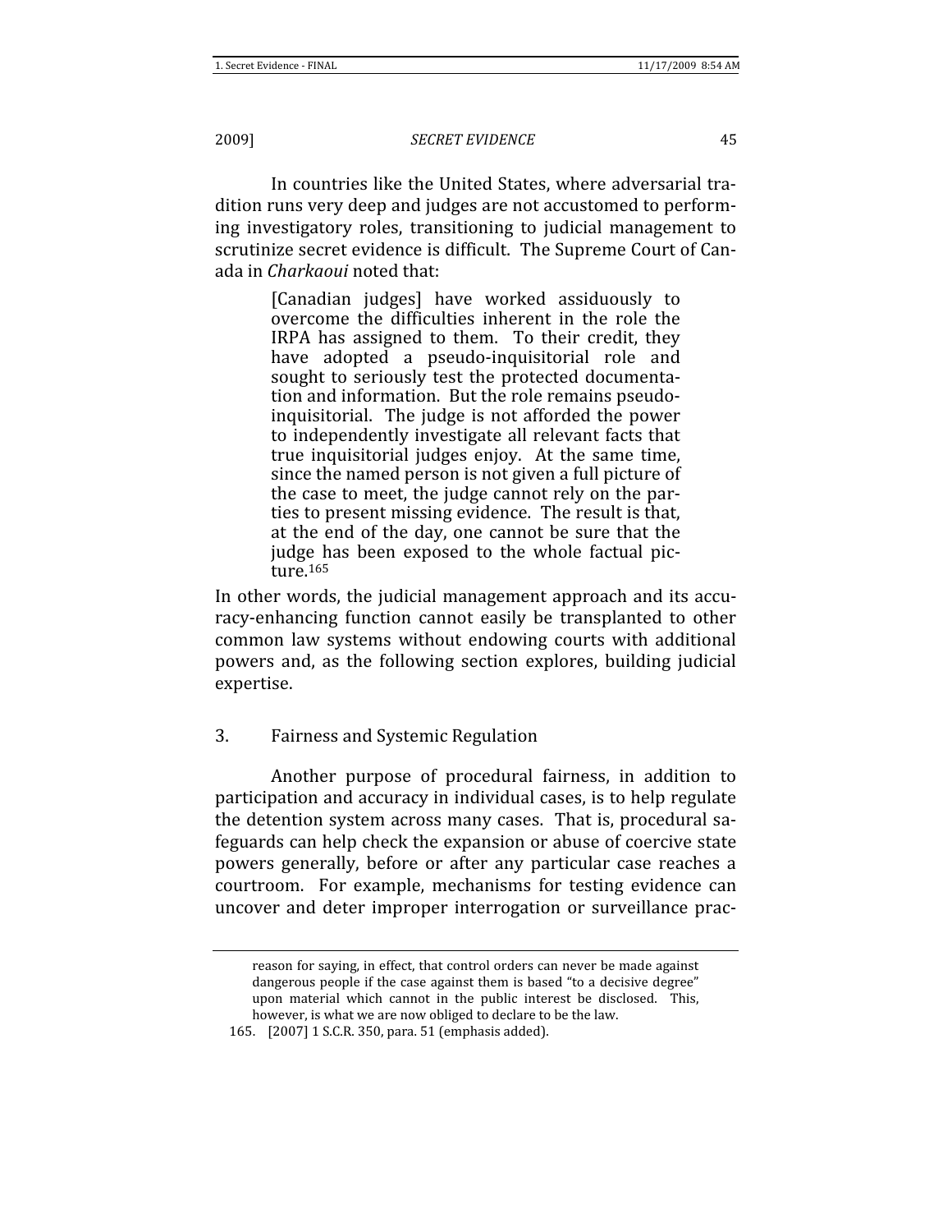In countries like the United States, where adversarial tradition runs very deep and judges are not accustomed to performing investigatory roles, transitioning to judicial management to scrutinize secret evidence is difficult. The Supreme Court of Canada in *Charkaoui* noted that:

> [Canadian judges] have worked assiduously to overcome the difficulties inherent in the role the IRPA has assigned to them. To their credit, they have adopted a pseudo-inquisitorial role and sought to seriously test the protected documentation and information. But the role remains pseudo-inquisitorial. The judge is not afforded the power to independently investigate all relevant facts that true inquisitorial judges enjoy. At the same time, since the named person is not given a full picture of the case to meet, the judge cannot rely on the parties to present missing evidence. The result is that, at the end of the day, one cannot be sure that the judge has been exposed to the whole factual picture.[165]

In other words, the judicial management approach and its accuracy-enhancing function cannot easily be transplanted to other common law systems without endowing courts with additional powers and, as the following section explores, building judicial expertise.

### 3. Fairness and Systemic Regulation

Another purpose of procedural fairness, in addition to participation and accuracy in individual cases, is to help regulate the detention system across many cases. That is, procedural safeguards can help check the expansion or abuse of coercive state powers generally, before or after any particular case reaches a courtroom. For example, mechanisms for testing evidence can uncover and deter improper interrogation or surveillance prac-

---

reason for saying, in effect, that control orders can never be made against dangerous people if the case against them is based "to a decisive degree" upon material which cannot in the public interest be disclosed. This, however, is what we are now obliged to declare to be the law.

165. [2007] 1 S.C.R. 350, para. 51 (emphasis added).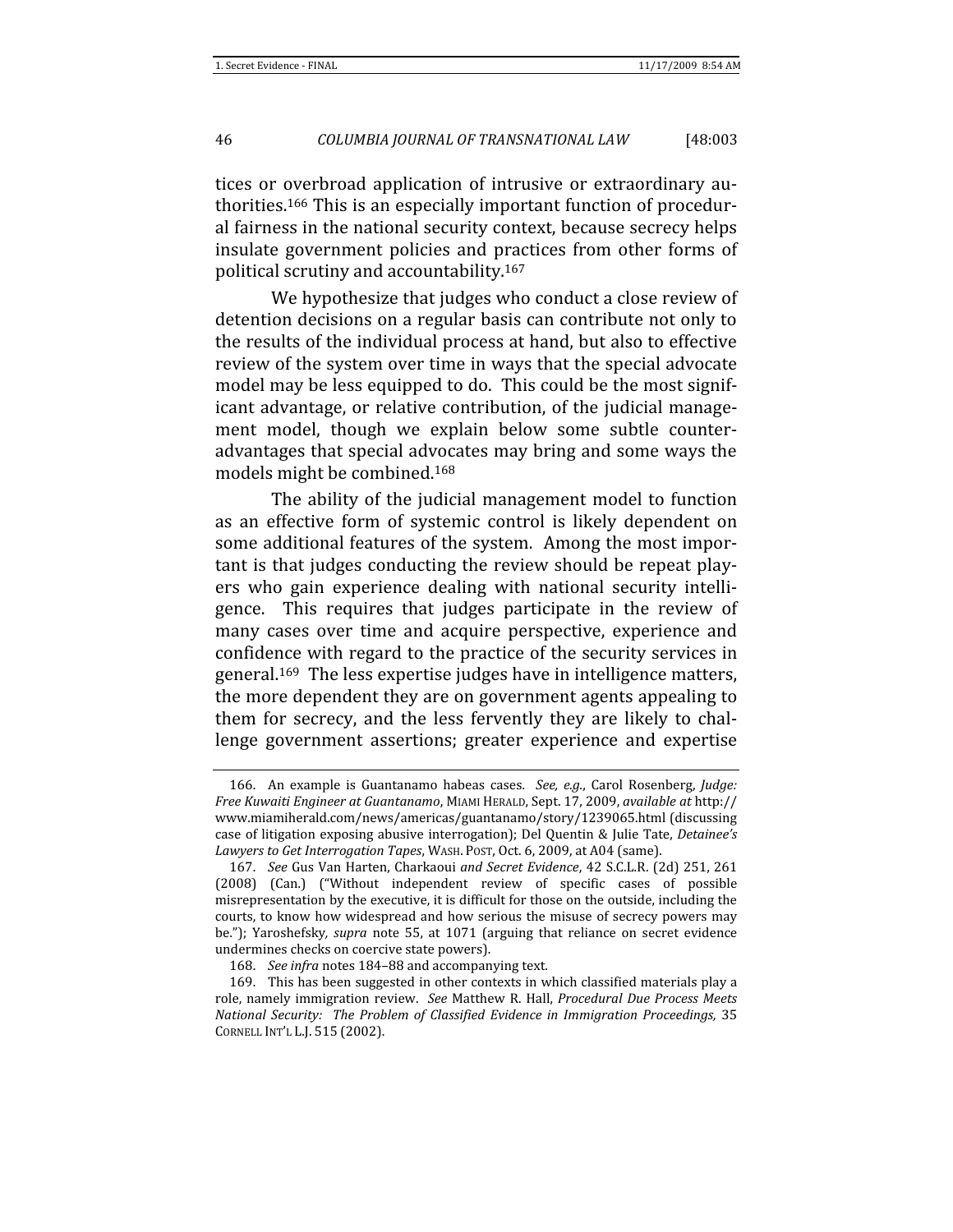tices or overbroad application of intrusive or extraordinary authorities.[166] This is an especially important function of procedural fairness in the national security context, because secrecy helps insulate government policies and practices from other forms of political scrutiny and accountability.[167]

We hypothesize that judges who conduct a close review of detention decisions on a regular basis can contribute not only to the results of the individual process at hand, but also to effective review of the system over time in ways that the special advocate model may be less equipped to do. This could be the most significant advantage, or relative contribution, of the judicial management model, though we explain below some subtle counter-advantages that special advocates may bring and some ways the models might be combined.[168]

The ability of the judicial management model to function as an effective form of systemic control is likely dependent on some additional features of the system. Among the most important is that judges conducting the review should be repeat players who gain experience dealing with national security intelligence. This requires that judges participate in the review of many cases over time and acquire perspective, experience and confidence with regard to the practice of the security services in general.[169] The less expertise judges have in intelligence matters, the more dependent they are on government agents appealing to them for secrecy, and the less fervently they are likely to challenge government assertions; greater experience and expertise

---

166. An example is Guantanamo habeas cases. *See, e.g.*, Carol Rosenberg, *Judge: Free Kuwaiti Engineer at Guantanamo*, MIAMI HERALD, Sept. 17, 2009, *available at* http://www.miamiherald.com/news/americas/guantanamo/story/1239065.html (discussing case of litigation exposing abusive interrogation); Del Quentin & Julie Tate, *Detainee's Lawyers to Get Interrogation Tapes*, WASH. POST, Oct. 6, 2009, at A04 (same).

167. *See* Gus Van Harten, Charkaoui *and Secret Evidence*, 42 S.C.L.R. (2d) 251, 261 (2008) (Can.) ("Without independent review of specific cases of possible misrepresentation by the executive, it is difficult for those on the outside, including the courts, to know how widespread and how serious the misuse of secrecy powers may be."); Yaroshefsky, *supra* note 55, at 1071 (arguing that reliance on secret evidence undermines checks on coercive state powers).

168. *See infra* notes 184–88 and accompanying text.

169. This has been suggested in other contexts in which classified materials play a role, namely immigration review. *See* Matthew R. Hall, *Procedural Due Process Meets National Security: The Problem of Classified Evidence in Immigration Proceedings,* 35 CORNELL INT'L L.J. 515 (2002).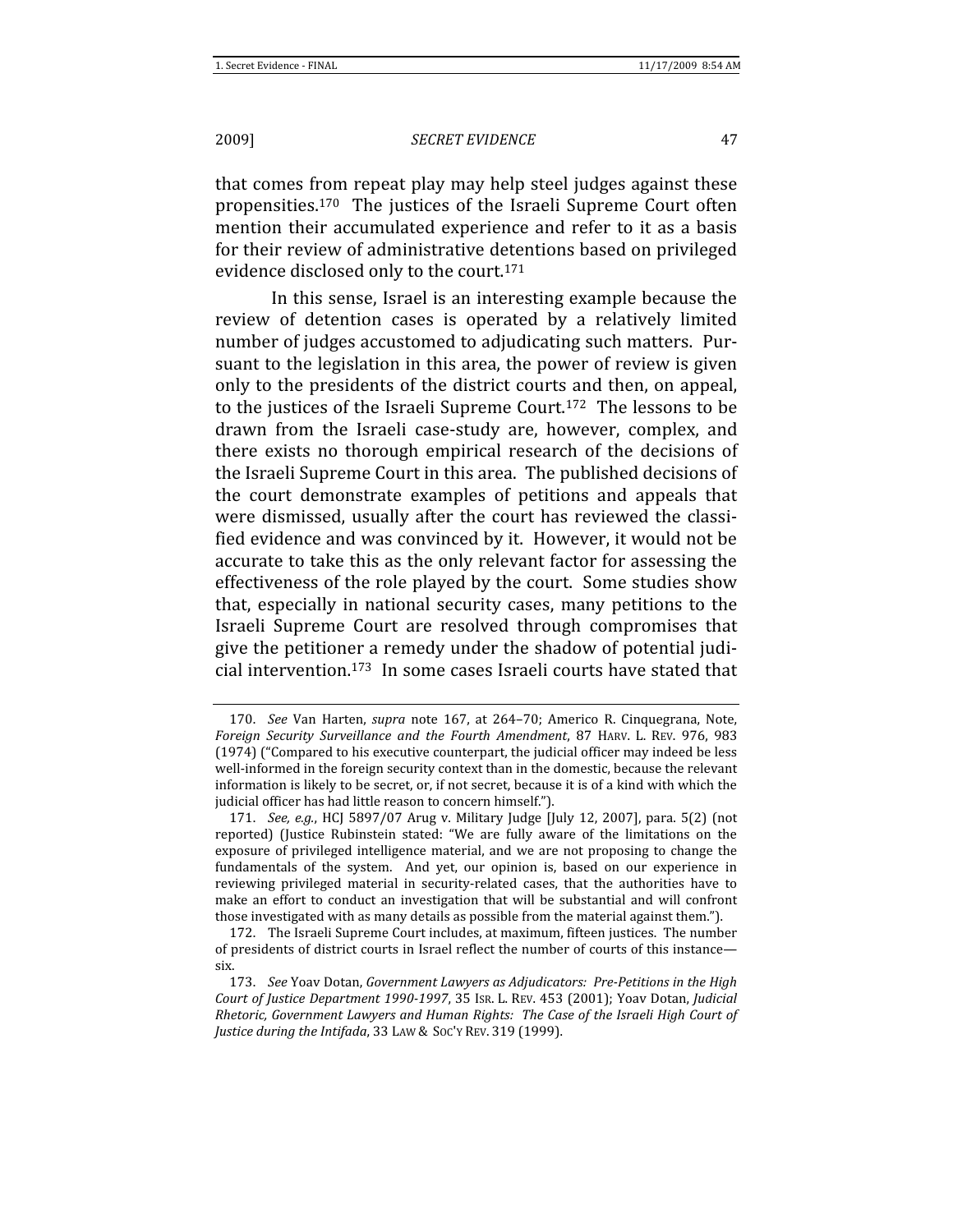that comes from repeat play may help steel judges against these propensities.[170] The justices of the Israeli Supreme Court often mention their accumulated experience and refer to it as a basis for their review of administrative detentions based on privileged evidence disclosed only to the court.[171]

In this sense, Israel is an interesting example because the review of detention cases is operated by a relatively limited number of judges accustomed to adjudicating such matters. Pursuant to the legislation in this area, the power of review is given only to the presidents of the district courts and then, on appeal, to the justices of the Israeli Supreme Court.[172] The lessons to be drawn from the Israeli case-study are, however, complex, and there exists no thorough empirical research of the decisions of the Israeli Supreme Court in this area. The published decisions of the court demonstrate examples of petitions and appeals that were dismissed, usually after the court has reviewed the classified evidence and was convinced by it. However, it would not be accurate to take this as the only relevant factor for assessing the effectiveness of the role played by the court. Some studies show that, especially in national security cases, many petitions to the Israeli Supreme Court are resolved through compromises that give the petitioner a remedy under the shadow of potential judicial intervention.[173] In some cases Israeli courts have stated that

---

170. *See* Van Harten, *supra* note 167, at 264–70; Americo R. Cinquegrana, Note, *Foreign Security Surveillance and the Fourth Amendment*, 87 HARV. L. REV. 976, 983 (1974) ("Compared to his executive counterpart, the judicial officer may indeed be less well-informed in the foreign security context than in the domestic, because the relevant information is likely to be secret, or, if not secret, because it is of a kind with which the judicial officer has had little reason to concern himself.").

171. *See, e.g.*, HCJ 5897/07 Arug v. Military Judge [July 12, 2007], para. 5(2) (not reported) (Justice Rubinstein stated: "We are fully aware of the limitations on the exposure of privileged intelligence material, and we are not proposing to change the fundamentals of the system. And yet, our opinion is, based on our experience in reviewing privileged material in security-related cases, that the authorities have to make an effort to conduct an investigation that will be substantial and will confront those investigated with as many details as possible from the material against them.").

172. The Israeli Supreme Court includes, at maximum, fifteen justices. The number of presidents of district courts in Israel reflect the number of courts of this instance—six.

173. *See* Yoav Dotan, *Government Lawyers as Adjudicators: Pre-Petitions in the High Court of Justice Department 1990-1997*, 35 ISR. L. REV. 453 (2001); Yoav Dotan, *Judicial Rhetoric, Government Lawyers and Human Rights: The Case of the Israeli High Court of Justice during the Intifada*, 33 LAW & SOC'Y REV. 319 (1999).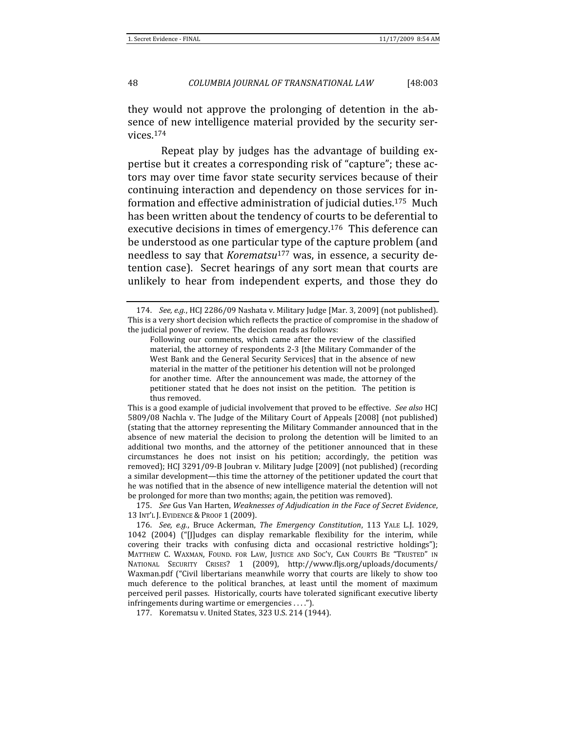they would not approve the prolonging of detention in the absence of new intelligence material provided by the security services.[174]

Repeat play by judges has the advantage of building expertise but it creates a corresponding risk of "capture"; these actors may over time favor state security services because of their continuing interaction and dependency on those services for information and effective administration of judicial duties.[175] Much has been written about the tendency of courts to be deferential to executive decisions in times of emergency.[176] This deference can be understood as one particular type of the capture problem (and needless to say that *Korematsu*[177] was, in essence, a security detention case). Secret hearings of any sort mean that courts are unlikely to hear from independent experts, and those they do

---

174. *See, e.g.*, HCJ 2286/09 Nashata v. Military Judge [Mar. 3, 2009] (not published). This is a very short decision which reflects the practice of compromise in the shadow of the judicial power of review. The decision reads as follows:

> Following our comments, which came after the review of the classified material, the attorney of respondents 2-3 [the Military Commander of the West Bank and the General Security Services] that in the absence of new material in the matter of the petitioner his detention will not be prolonged for another time. After the announcement was made, the attorney of the petitioner stated that he does not insist on the petition. The petition is thus removed.

This is a good example of judicial involvement that proved to be effective. *See also* HCJ 5809/08 Nachla v. The Judge of the Military Court of Appeals [2008] (not published) (stating that the attorney representing the Military Commander announced that in the absence of new material the decision to prolong the detention will be limited to an additional two months, and the attorney of the petitioner announced that in these circumstances he does not insist on his petition; accordingly, the petition was removed); HCJ 3291/09-B Joubran v. Military Judge [2009] (not published) (recording a similar development—this time the attorney of the petitioner updated the court that he was notified that in the absence of new intelligence material the detention will not be prolonged for more than two months; again, the petition was removed).

175. *See* Gus Van Harten, *Weaknesses of Adjudication in the Face of Secret Evidence*, 13 INT'L J. EVIDENCE & PROOF 1 (2009).

176. *See, e.g.*, Bruce Ackerman, *The Emergency Constitution*, 113 YALE L.J. 1029, 1042 (2004) ("[J]udges can display remarkable flexibility for the interim, while covering their tracks with confusing dicta and occasional restrictive holdings"); MATTHEW C. WAXMAN, FOUND. FOR LAW, JUSTICE AND SOC'Y, CAN COURTS BE "TRUSTED" IN NATIONAL SECURITY CRISES? 1 (2009), http://www.fljs.org/uploads/documents/Waxman.pdf ("Civil libertarians meanwhile worry that courts are likely to show too much deference to the political branches, at least until the moment of maximum perceived peril passes. Historically, courts have tolerated significant executive liberty infringements during wartime or emergencies . . . .").

177. Korematsu v. United States, 323 U.S. 214 (1944).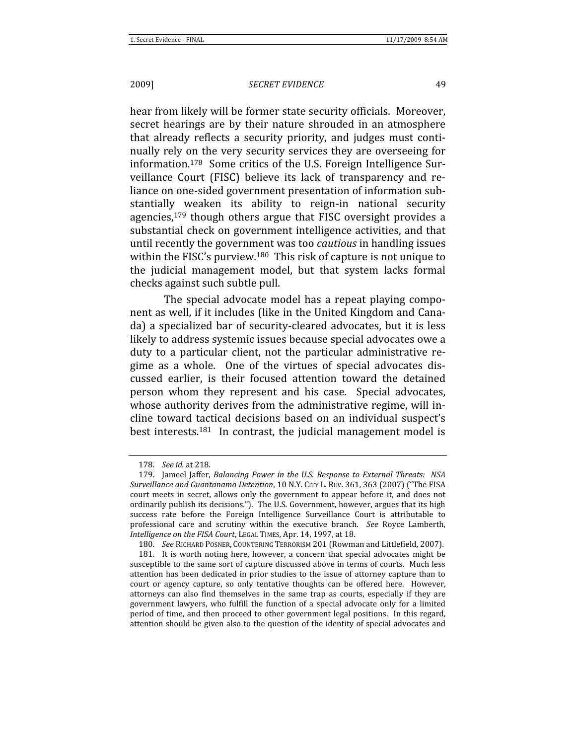hear from likely will be former state security officials. Moreover, secret hearings are by their nature shrouded in an atmosphere that already reflects a security priority, and judges must continually rely on the very security services they are overseeing for information.[178] Some critics of the U.S. Foreign Intelligence Surveillance Court (FISC) believe its lack of transparency and reliance on one-sided government presentation of information substantially weaken its ability to reign-in national security agencies,[179] though others argue that FISC oversight provides a substantial check on government intelligence activities, and that until recently the government was too *cautious* in handling issues within the FISC's purview.[180] This risk of capture is not unique to the judicial management model, but that system lacks formal checks against such subtle pull.

The special advocate model has a repeat playing component as well, if it includes (like in the United Kingdom and Canada) a specialized bar of security-cleared advocates, but it is less likely to address systemic issues because special advocates owe a duty to a particular client, not the particular administrative regime as a whole. One of the virtues of special advocates discussed earlier, is their focused attention toward the detained person whom they represent and his case. Special advocates, whose authority derives from the administrative regime, will incline toward tactical decisions based on an individual suspect's best interests.[181] In contrast, the judicial management model is

---

178. *See id.* at 218.

179. Jameel Jaffer, *Balancing Power in the U.S. Response to External Threats: NSA Surveillance and Guantanamo Detention*, 10 N.Y. CITY L. REV. 361, 363 (2007) ("The FISA court meets in secret, allows only the government to appear before it, and does not ordinarily publish its decisions."). The U.S. Government, however, argues that its high success rate before the Foreign Intelligence Surveillance Court is attributable to professional care and scrutiny within the executive branch. *See* Royce Lamberth, *Intelligence on the FISA Court*, LEGAL TIMES, Apr. 14, 1997, at 18.

180. *See* RICHARD POSNER, COUNTERING TERRORISM 201 (Rowman and Littlefield, 2007).

181. It is worth noting here, however, a concern that special advocates might be susceptible to the same sort of capture discussed above in terms of courts. Much less attention has been dedicated in prior studies to the issue of attorney capture than to court or agency capture, so only tentative thoughts can be offered here. However, attorneys can also find themselves in the same trap as courts, especially if they are government lawyers, who fulfill the function of a special advocate only for a limited period of time, and then proceed to other government legal positions. In this regard, attention should be given also to the question of the identity of special advocates and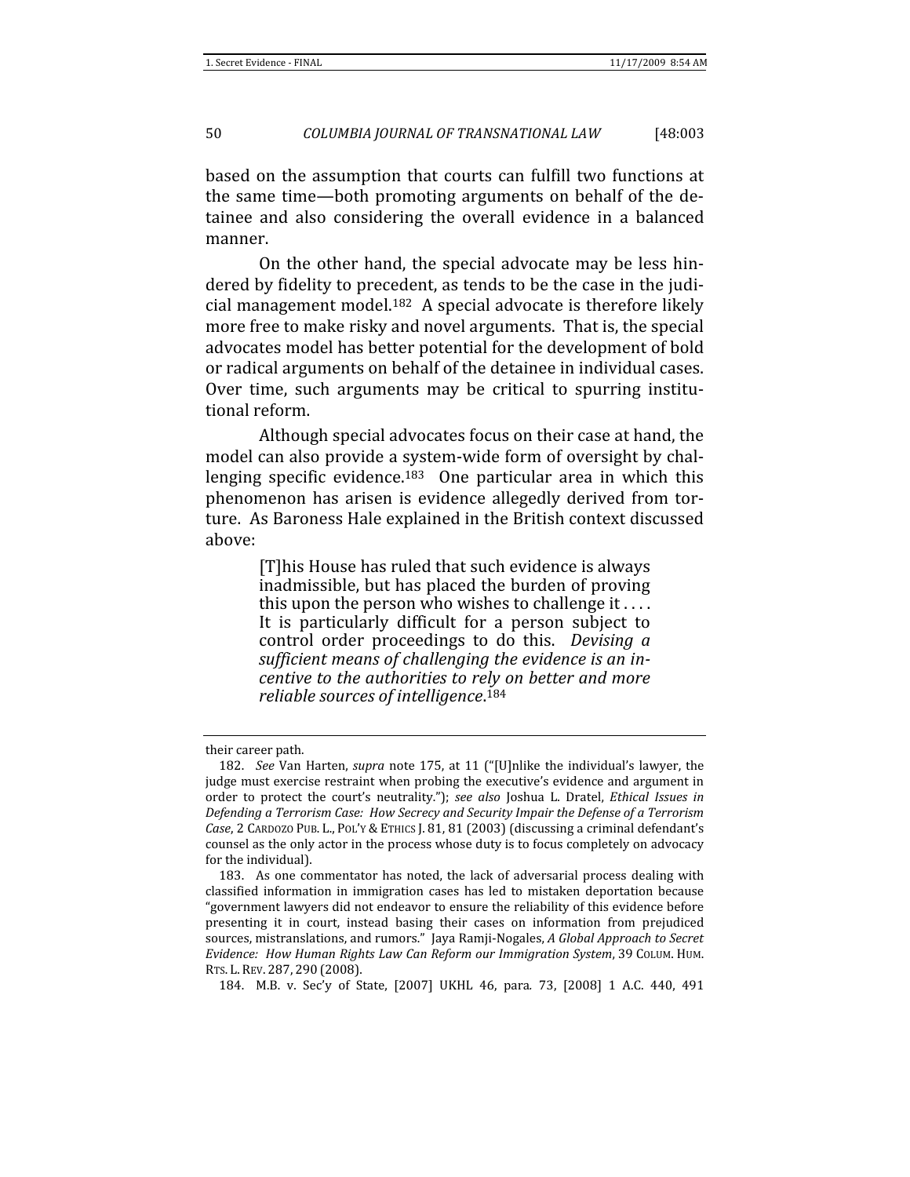based on the assumption that courts can fulfill two functions at the same time—both promoting arguments on behalf of the detainee and also considering the overall evidence in a balanced manner.

On the other hand, the special advocate may be less hindered by fidelity to precedent, as tends to be the case in the judicial management model.[182] A special advocate is therefore likely more free to make risky and novel arguments. That is, the special advocates model has better potential for the development of bold or radical arguments on behalf of the detainee in individual cases. Over time, such arguments may be critical to spurring institutional reform.

Although special advocates focus on their case at hand, the model can also provide a system-wide form of oversight by challenging specific evidence.[183] One particular area in which this phenomenon has arisen is evidence allegedly derived from torture. As Baroness Hale explained in the British context discussed above:

> [T]his House has ruled that such evidence is always inadmissible, but has placed the burden of proving this upon the person who wishes to challenge it . . . . It is particularly difficult for a person subject to control order proceedings to do this. *Devising a sufficient means of challenging the evidence is an incentive to the authorities to rely on better and more reliable sources of intelligence*.[184]

---

their career path.

182. *See* Van Harten, *supra* note 175, at 11 ("[U]nlike the individual's lawyer, the judge must exercise restraint when probing the executive's evidence and argument in order to protect the court's neutrality."); *see also* Joshua L. Dratel, *Ethical Issues in Defending a Terrorism Case: How Secrecy and Security Impair the Defense of a Terrorism Case*, 2 CARDOZO PUB. L., POL'Y & ETHICS J. 81, 81 (2003) (discussing a criminal defendant's counsel as the only actor in the process whose duty is to focus completely on advocacy for the individual).

183. As one commentator has noted, the lack of adversarial process dealing with classified information in immigration cases has led to mistaken deportation because "government lawyers did not endeavor to ensure the reliability of this evidence before presenting it in court, instead basing their cases on information from prejudiced sources, mistranslations, and rumors." Jaya Ramji-Nogales, *A Global Approach to Secret Evidence: How Human Rights Law Can Reform our Immigration System*, 39 COLUM. HUM. RTS. L. REV. 287, 290 (2008).

184. M.B. v. Sec'y of State, [2007] UKHL 46, para*.* 73, [2008] 1 A.C. 440, 491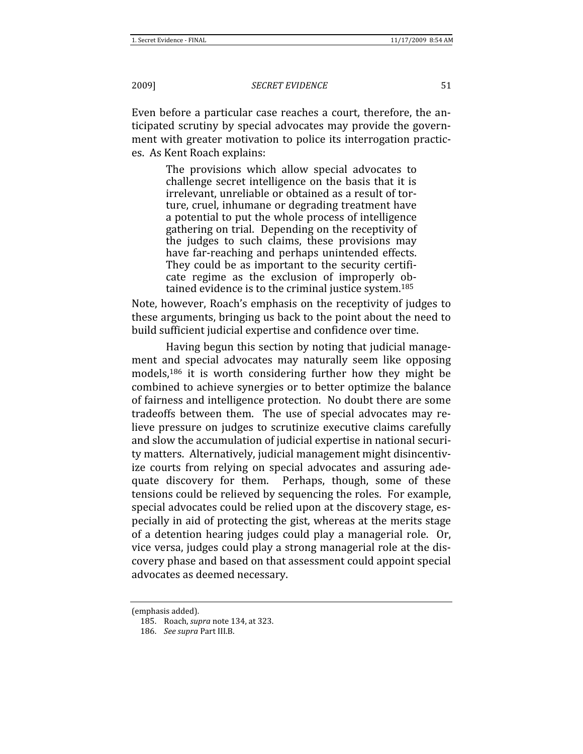Even before a particular case reaches a court, therefore, the anticipated scrutiny by special advocates may provide the government with greater motivation to police its interrogation practices. As Kent Roach explains:

> The provisions which allow special advocates to challenge secret intelligence on the basis that it is irrelevant, unreliable or obtained as a result of torture, cruel, inhumane or degrading treatment have a potential to put the whole process of intelligence gathering on trial. Depending on the receptivity of the judges to such claims, these provisions may have far-reaching and perhaps unintended effects. They could be as important to the security certificate regime as the exclusion of improperly obtained evidence is to the criminal justice system.[185]

Note, however, Roach's emphasis on the receptivity of judges to these arguments, bringing us back to the point about the need to build sufficient judicial expertise and confidence over time.

Having begun this section by noting that judicial management and special advocates may naturally seem like opposing models,[186] it is worth considering further how they might be combined to achieve synergies or to better optimize the balance of fairness and intelligence protection. No doubt there are some tradeoffs between them. The use of special advocates may relieve pressure on judges to scrutinize executive claims carefully and slow the accumulation of judicial expertise in national security matters. Alternatively, judicial management might disincentivize courts from relying on special advocates and assuring adequate discovery for them. Perhaps, though, some of these tensions could be relieved by sequencing the roles. For example, special advocates could be relied upon at the discovery stage, especially in aid of protecting the gist, whereas at the merits stage of a detention hearing judges could play a managerial role. Or, vice versa, judges could play a strong managerial role at the discovery phase and based on that assessment could appoint special advocates as deemed necessary.

---

(emphasis added).

185. Roach, *supra* note 134, at 323.

186. *See supra* Part III.B.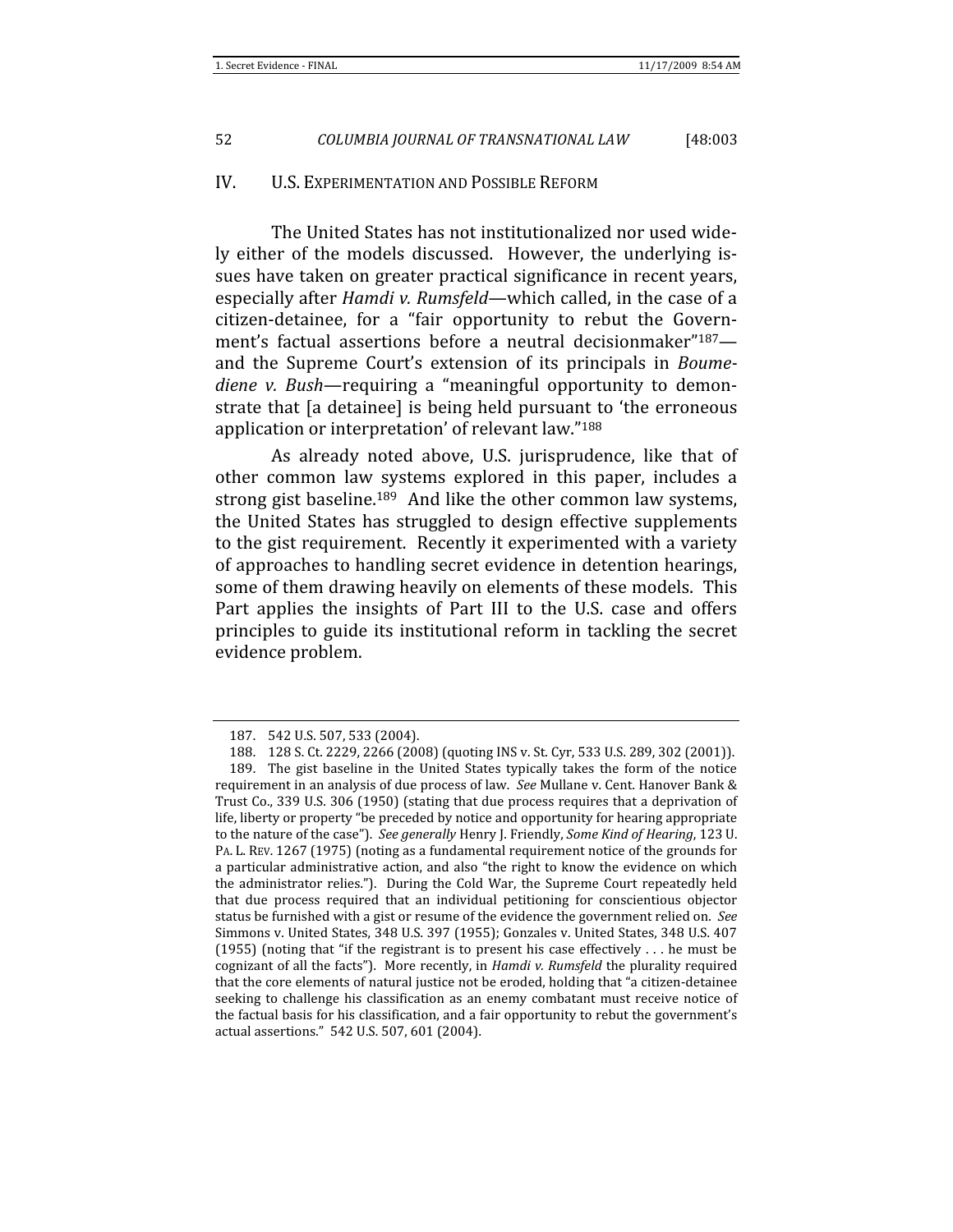## IV. U.S. EXPERIMENTATION AND POSSIBLE REFORM

The United States has not institutionalized nor used widely either of the models discussed. However, the underlying issues have taken on greater practical significance in recent years, especially after *Hamdi v. Rumsfeld*—which called, in the case of a citizen-detainee, for a "fair opportunity to rebut the Government's factual assertions before a neutral decisionmaker"[187]—and the Supreme Court's extension of its principals in *Boumediene v. Bush*—requiring a "meaningful opportunity to demonstrate that [a detainee] is being held pursuant to 'the erroneous application or interpretation' of relevant law."[188]

As already noted above, U.S. jurisprudence, like that of other common law systems explored in this paper, includes a strong gist baseline.[189] And like the other common law systems, the United States has struggled to design effective supplements to the gist requirement. Recently it experimented with a variety of approaches to handling secret evidence in detention hearings, some of them drawing heavily on elements of these models. This Part applies the insights of Part III to the U.S. case and offers principles to guide its institutional reform in tackling the secret evidence problem.

---

187. 542 U.S. 507, 533 (2004).

188. 128 S. Ct. 2229, 2266 (2008) (quoting INS v. St. Cyr, 533 U.S. 289, 302 (2001)).

189. The gist baseline in the United States typically takes the form of the notice requirement in an analysis of due process of law. *See* Mullane v. Cent. Hanover Bank & Trust Co., 339 U.S. 306 (1950) (stating that due process requires that a deprivation of life, liberty or property "be preceded by notice and opportunity for hearing appropriate to the nature of the case"). *See generally* Henry J. Friendly, *Some Kind of Hearing*, 123 U. PA. L. REV. 1267 (1975) (noting as a fundamental requirement notice of the grounds for a particular administrative action, and also "the right to know the evidence on which the administrator relies."). During the Cold War, the Supreme Court repeatedly held that due process required that an individual petitioning for conscientious objector status be furnished with a gist or resume of the evidence the government relied on. *See* Simmons v. United States, 348 U.S. 397 (1955); Gonzales v. United States, 348 U.S. 407 (1955) (noting that "if the registrant is to present his case effectively . . . he must be cognizant of all the facts"). More recently, in *Hamdi v. Rumsfeld* the plurality required that the core elements of natural justice not be eroded, holding that "a citizen-detainee seeking to challenge his classification as an enemy combatant must receive notice of the factual basis for his classification, and a fair opportunity to rebut the government's actual assertions." 542 U.S. 507, 601 (2004).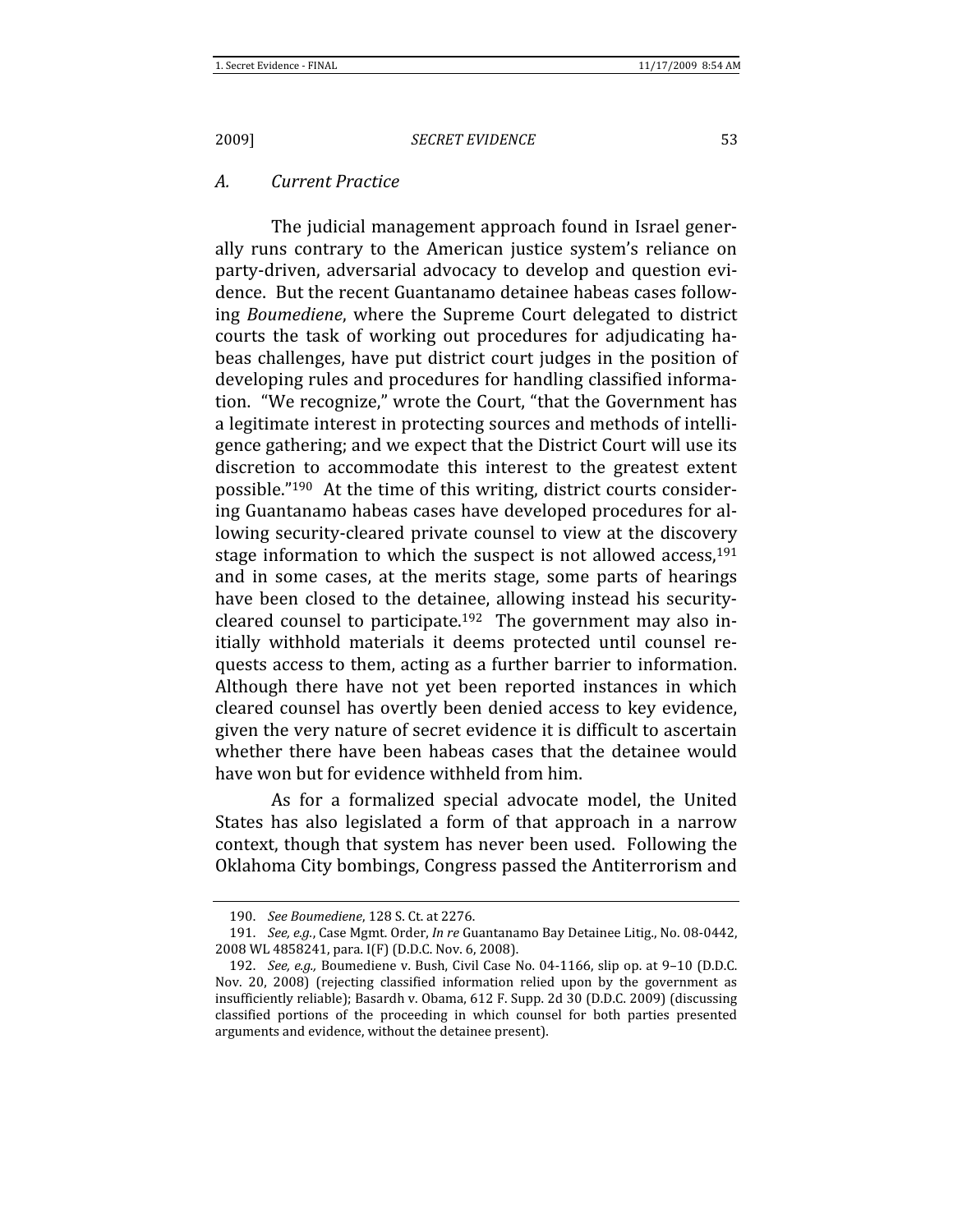### A. Current Practice

The judicial management approach found in Israel generally runs contrary to the American justice system's reliance on party-driven, adversarial advocacy to develop and question evidence. But the recent Guantanamo detainee habeas cases following *Boumediene*, where the Supreme Court delegated to district courts the task of working out procedures for adjudicating habeas challenges, have put district court judges in the position of developing rules and procedures for handling classified information. "We recognize," wrote the Court, "that the Government has a legitimate interest in protecting sources and methods of intelligence gathering; and we expect that the District Court will use its discretion to accommodate this interest to the greatest extent possible."[190] At the time of this writing, district courts considering Guantanamo habeas cases have developed procedures for allowing security-cleared private counsel to view at the discovery stage information to which the suspect is not allowed access,[191] and in some cases, at the merits stage, some parts of hearings have been closed to the detainee, allowing instead his security-cleared counsel to participate.[192] The government may also initially withhold materials it deems protected until counsel requests access to them, acting as a further barrier to information. Although there have not yet been reported instances in which cleared counsel has overtly been denied access to key evidence, given the very nature of secret evidence it is difficult to ascertain whether there have been habeas cases that the detainee would have won but for evidence withheld from him.

As for a formalized special advocate model, the United States has also legislated a form of that approach in a narrow context, though that system has never been used. Following the Oklahoma City bombings, Congress passed the Antiterrorism and

---

190. *See Boumediene*, 128 S. Ct. at 2276.

191. *See, e.g.*, Case Mgmt. Order, *In re* Guantanamo Bay Detainee Litig., No. 08-0442, 2008 WL 4858241, para. I(F) (D.D.C. Nov. 6, 2008).

192. *See, e.g.,* Boumediene v. Bush, Civil Case No. 04-1166, slip op. at 9–10 (D.D.C. Nov. 20, 2008) (rejecting classified information relied upon by the government as insufficiently reliable); Basardh v. Obama, 612 F. Supp. 2d 30 (D.D.C. 2009) (discussing classified portions of the proceeding in which counsel for both parties presented arguments and evidence, without the detainee present).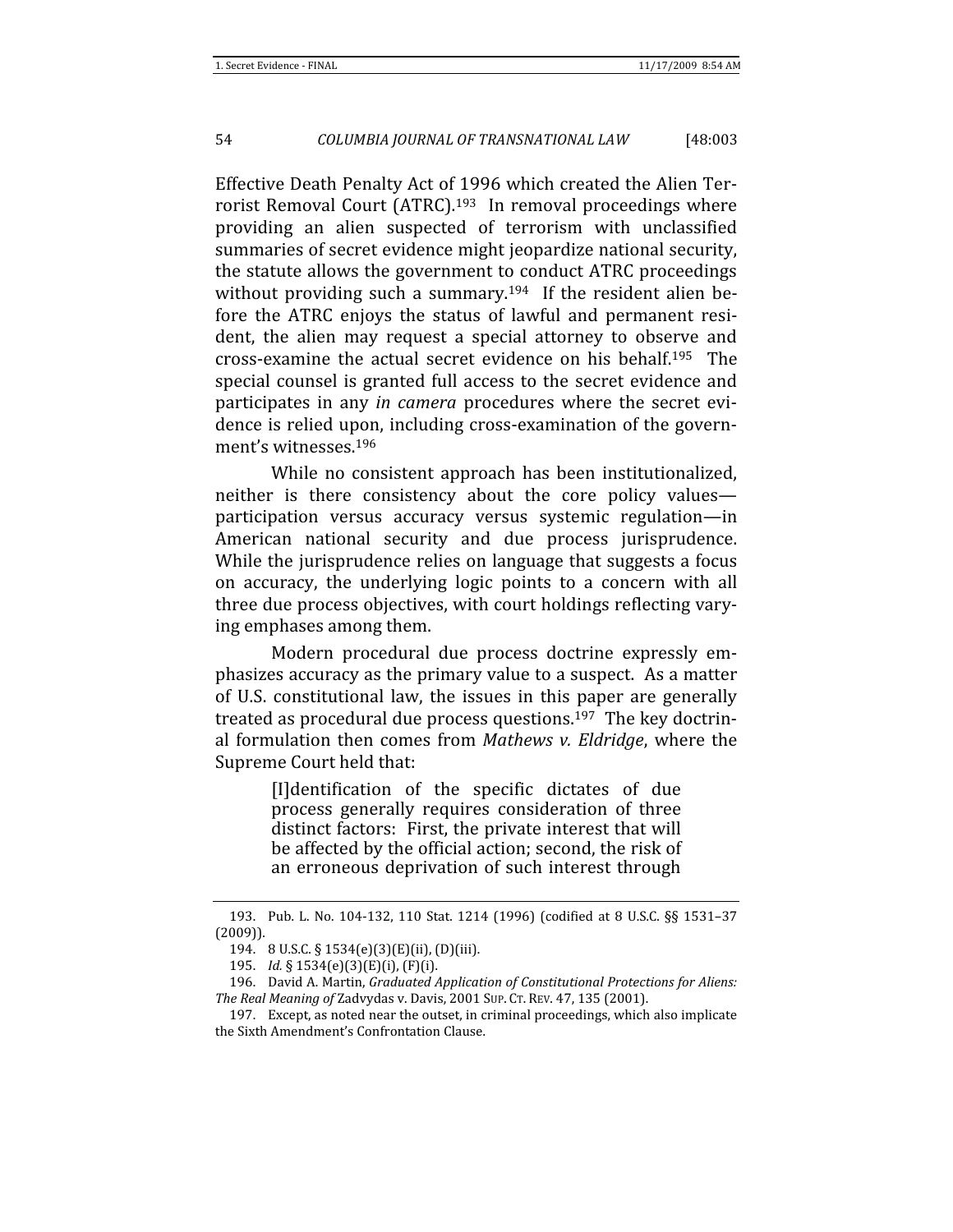Effective Death Penalty Act of 1996 which created the Alien Terrorist Removal Court (ATRC).[193] In removal proceedings where providing an alien suspected of terrorism with unclassified summaries of secret evidence might jeopardize national security, the statute allows the government to conduct ATRC proceedings without providing such a summary.[194] If the resident alien before the ATRC enjoys the status of lawful and permanent resident, the alien may request a special attorney to observe and cross-examine the actual secret evidence on his behalf.[195] The special counsel is granted full access to the secret evidence and participates in any *in camera* procedures where the secret evidence is relied upon, including cross-examination of the government's witnesses.[196]

While no consistent approach has been institutionalized, neither is there consistency about the core policy values—participation versus accuracy versus systemic regulation—in American national security and due process jurisprudence. While the jurisprudence relies on language that suggests a focus on accuracy, the underlying logic points to a concern with all three due process objectives, with court holdings reflecting varying emphases among them.

Modern procedural due process doctrine expressly emphasizes accuracy as the primary value to a suspect. As a matter of U.S. constitutional law, the issues in this paper are generally treated as procedural due process questions.[197] The key doctrinal formulation then comes from *Mathews v. Eldridge*, where the Supreme Court held that:

> [I]dentification of the specific dictates of due process generally requires consideration of three distinct factors: First, the private interest that will be affected by the official action; second, the risk of an erroneous deprivation of such interest through

---

193. Pub. L. No. 104-132, 110 Stat. 1214 (1996) (codified at 8 U.S.C. §§ 1531–37 (2009)).

194. 8 U.S.C. § 1534(e)(3)(E)(ii), (D)(iii).

195. *Id.* § 1534(e)(3)(E)(i), (F)(i).

196. David A. Martin, *Graduated Application of Constitutional Protections for Aliens: The Real Meaning of* Zadvydas v. Davis, 2001 SUP. CT. REV. 47, 135 (2001).

197. Except, as noted near the outset, in criminal proceedings, which also implicate the Sixth Amendment's Confrontation Clause.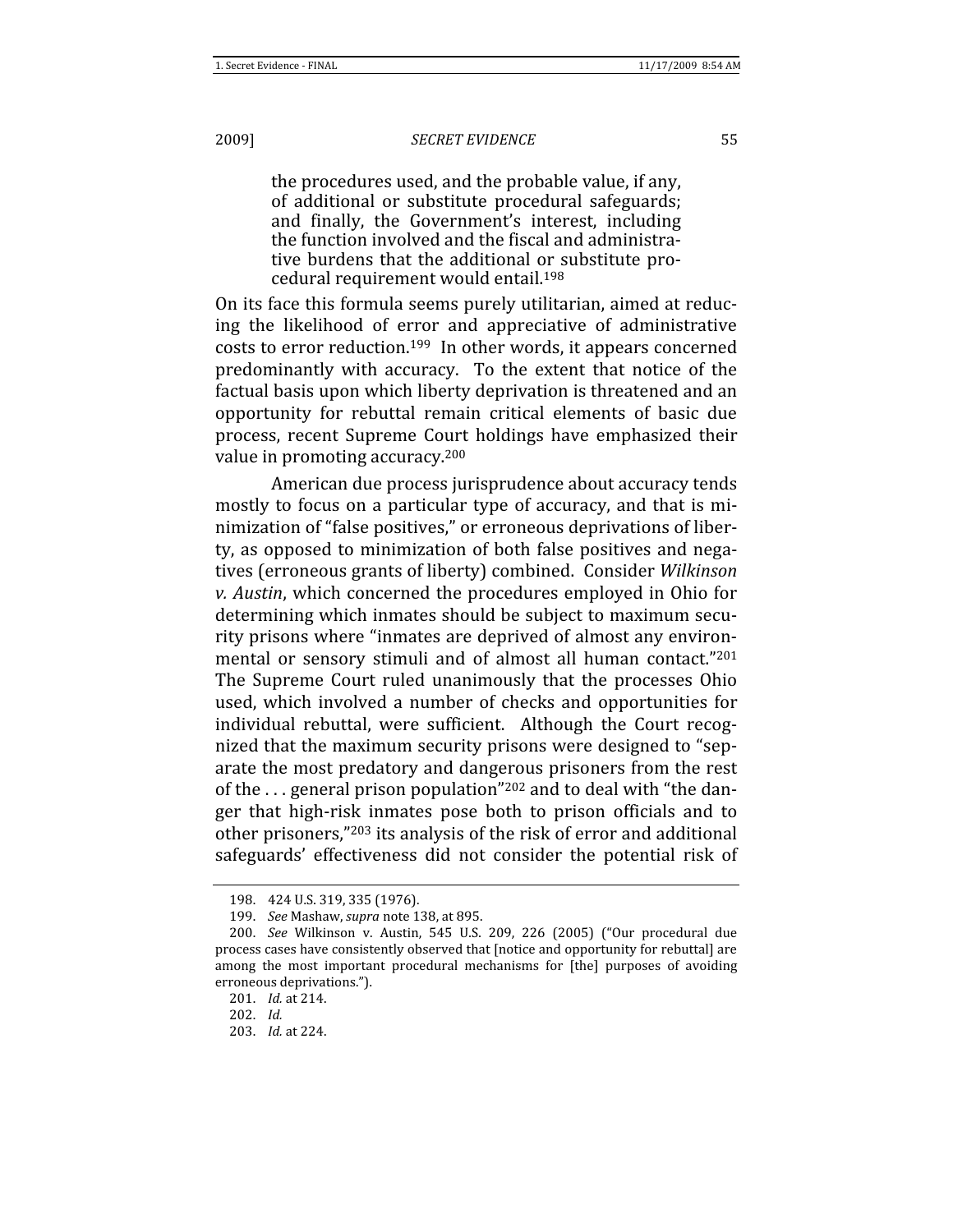> the procedures used, and the probable value, if any, of additional or substitute procedural safeguards; and finally, the Government's interest, including the function involved and the fiscal and administrative burdens that the additional or substitute procedural requirement would entail.[198]

On its face this formula seems purely utilitarian, aimed at reducing the likelihood of error and appreciative of administrative costs to error reduction.[199] In other words, it appears concerned predominantly with accuracy. To the extent that notice of the factual basis upon which liberty deprivation is threatened and an opportunity for rebuttal remain critical elements of basic due process, recent Supreme Court holdings have emphasized their value in promoting accuracy.[200]

American due process jurisprudence about accuracy tends mostly to focus on a particular type of accuracy, and that is minimization of "false positives," or erroneous deprivations of liberty, as opposed to minimization of both false positives and negatives (erroneous grants of liberty) combined. Consider *Wilkinson v. Austin*, which concerned the procedures employed in Ohio for determining which inmates should be subject to maximum security prisons where "inmates are deprived of almost any environmental or sensory stimuli and of almost all human contact."[201] The Supreme Court ruled unanimously that the processes Ohio used, which involved a number of checks and opportunities for individual rebuttal, were sufficient. Although the Court recognized that the maximum security prisons were designed to "separate the most predatory and dangerous prisoners from the rest of the . . . general prison population"[202] and to deal with "the danger that high-risk inmates pose both to prison officials and to other prisoners,"[203] its analysis of the risk of error and additional safeguards' effectiveness did not consider the potential risk of

---

198. 424 U.S. 319, 335 (1976).

199. *See* Mashaw, *supra* note 138, at 895.

200. *See* Wilkinson v. Austin, 545 U.S. 209, 226 (2005) ("Our procedural due process cases have consistently observed that [notice and opportunity for rebuttal] are among the most important procedural mechanisms for [the] purposes of avoiding erroneous deprivations.").

201. *Id.* at 214.

202. *Id.*

203. *Id.* at 224.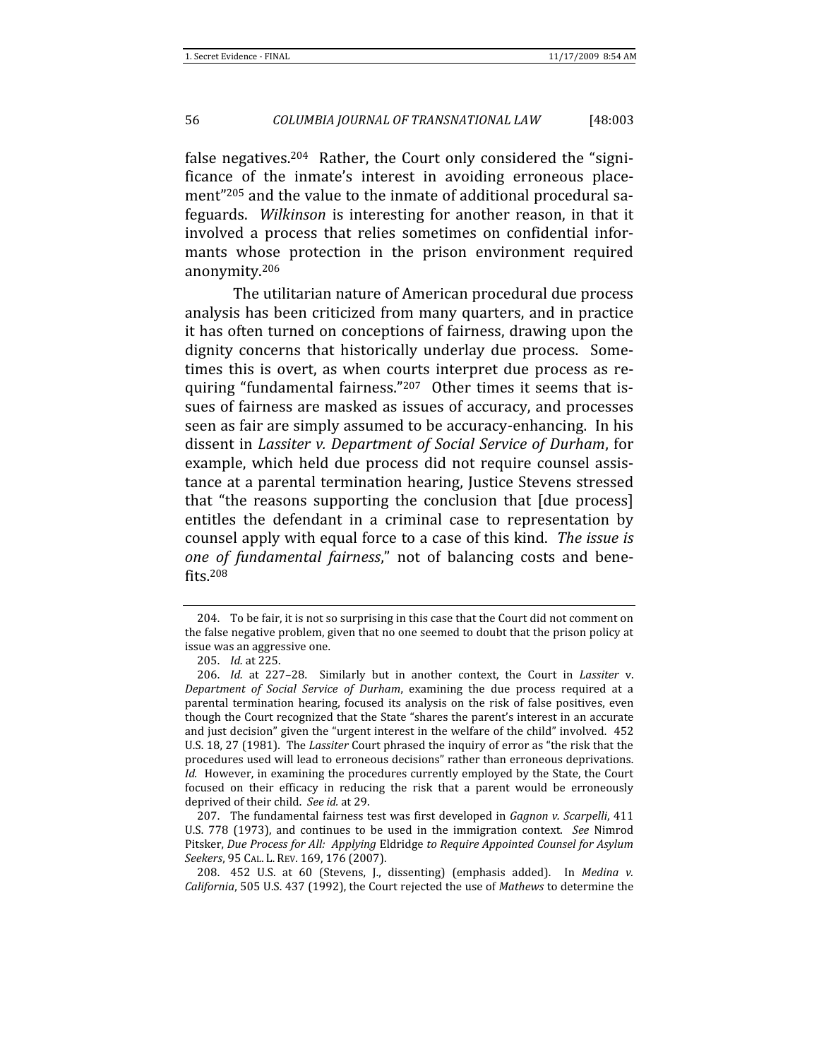false negatives.[204] Rather, the Court only considered the "significance of the inmate's interest in avoiding erroneous placement"[205] and the value to the inmate of additional procedural safeguards. *Wilkinson* is interesting for another reason, in that it involved a process that relies sometimes on confidential informants whose protection in the prison environment required anonymity.[206]

The utilitarian nature of American procedural due process analysis has been criticized from many quarters, and in practice it has often turned on conceptions of fairness, drawing upon the dignity concerns that historically underlay due process. Sometimes this is overt, as when courts interpret due process as requiring "fundamental fairness."[207] Other times it seems that issues of fairness are masked as issues of accuracy, and processes seen as fair are simply assumed to be accuracy-enhancing. In his dissent in *Lassiter v. Department of Social Service of Durham*, for example, which held due process did not require counsel assistance at a parental termination hearing, Justice Stevens stressed that "the reasons supporting the conclusion that [due process] entitles the defendant in a criminal case to representation by counsel apply with equal force to a case of this kind. *The issue is one of fundamental fairness*," not of balancing costs and benefits.[208]

---

204. To be fair, it is not so surprising in this case that the Court did not comment on the false negative problem, given that no one seemed to doubt that the prison policy at issue was an aggressive one.

205. *Id.* at 225.

206. *Id.* at 227–28. Similarly but in another context, the Court in *Lassiter* v. *Department of Social Service of Durham*, examining the due process required at a parental termination hearing, focused its analysis on the risk of false positives, even though the Court recognized that the State "shares the parent's interest in an accurate and just decision" given the "urgent interest in the welfare of the child" involved. 452 U.S. 18, 27 (1981). The *Lassiter* Court phrased the inquiry of error as "the risk that the procedures used will lead to erroneous decisions" rather than erroneous deprivations. *Id.* However, in examining the procedures currently employed by the State, the Court focused on their efficacy in reducing the risk that a parent would be erroneously deprived of their child. *See id.* at 29.

207. The fundamental fairness test was first developed in *Gagnon v. Scarpelli*, 411 U.S. 778 (1973), and continues to be used in the immigration context. *See* Nimrod Pitsker, *Due Process for All: Applying* Eldridge *to Require Appointed Counsel for Asylum Seekers*, 95 CAL. L. REV. 169, 176 (2007).

208. 452 U.S. at 60 (Stevens, J., dissenting) (emphasis added). In *Medina v. California*, 505 U.S. 437 (1992), the Court rejected the use of *Mathews* to determine the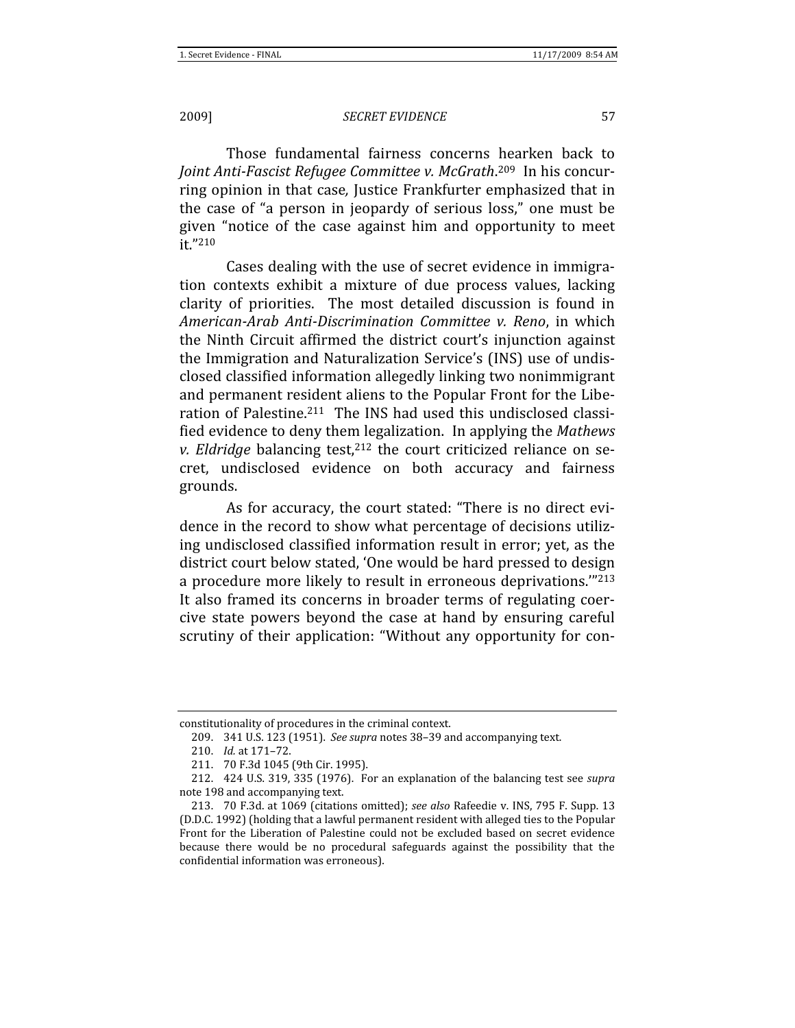Those fundamental fairness concerns hearken back to *Joint Anti-Fascist Refugee Committee v. McGrath*.[209] In his concurring opinion in that case, Justice Frankfurter emphasized that in the case of "a person in jeopardy of serious loss," one must be given "notice of the case against him and opportunity to meet it."[210]

Cases dealing with the use of secret evidence in immigration contexts exhibit a mixture of due process values, lacking clarity of priorities. The most detailed discussion is found in *American-Arab Anti-Discrimination Committee v. Reno*, in which the Ninth Circuit affirmed the district court's injunction against the Immigration and Naturalization Service's (INS) use of undisclosed classified information allegedly linking two nonimmigrant and permanent resident aliens to the Popular Front for the Liberation of Palestine.[211] The INS had used this undisclosed classified evidence to deny them legalization. In applying the *Mathews v. Eldridge* balancing test,[212] the court criticized reliance on secret, undisclosed evidence on both accuracy and fairness grounds.

As for accuracy, the court stated: "There is no direct evidence in the record to show what percentage of decisions utilizing undisclosed classified information result in error; yet, as the district court below stated, 'One would be hard pressed to design a procedure more likely to result in erroneous deprivations.'"[213] It also framed its concerns in broader terms of regulating coercive state powers beyond the case at hand by ensuring careful scrutiny of their application: "Without any opportunity for con-

---

constitutionality of procedures in the criminal context.

209. 341 U.S. 123 (1951). *See supra* notes 38–39 and accompanying text.

210. *Id.* at 171–72.

211. 70 F.3d 1045 (9th Cir. 1995).

212. 424 U.S. 319, 335 (1976). For an explanation of the balancing test see *supra* note 198 and accompanying text.

213. 70 F.3d. at 1069 (citations omitted); *see also* Rafeedie v. INS, 795 F. Supp. 13 (D.D.C. 1992) (holding that a lawful permanent resident with alleged ties to the Popular Front for the Liberation of Palestine could not be excluded based on secret evidence because there would be no procedural safeguards against the possibility that the confidential information was erroneous).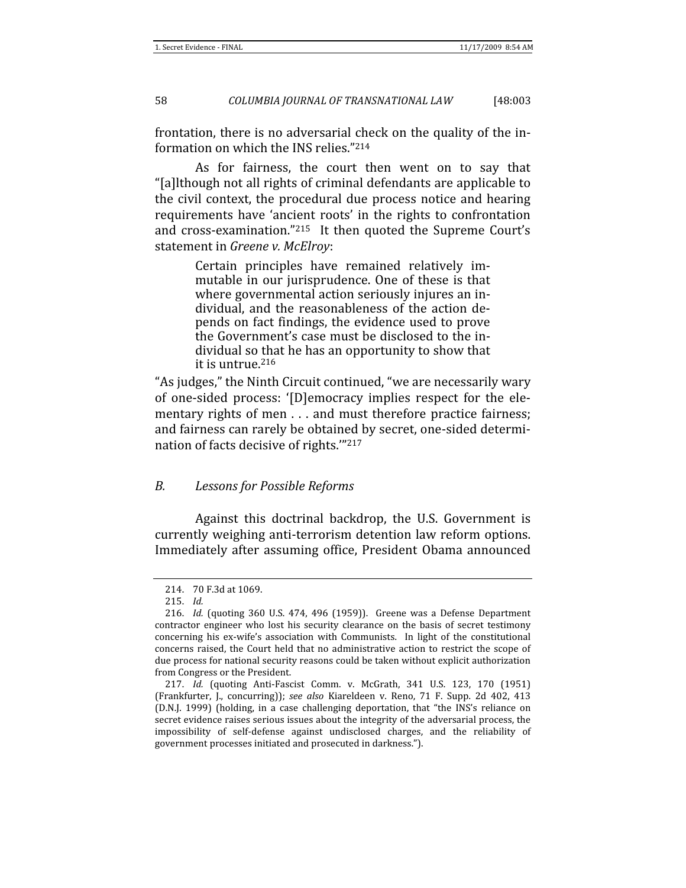frontation, there is no adversarial check on the quality of the information on which the INS relies."[214]

As for fairness, the court then went on to say that "[a]lthough not all rights of criminal defendants are applicable to the civil context, the procedural due process notice and hearing requirements have 'ancient roots' in the rights to confrontation and cross-examination."[215] It then quoted the Supreme Court's statement in *Greene v. McElroy*:

> Certain principles have remained relatively immutable in our jurisprudence. One of these is that where governmental action seriously injures an individual, and the reasonableness of the action depends on fact findings, the evidence used to prove the Government's case must be disclosed to the individual so that he has an opportunity to show that it is untrue.[216]

"As judges," the Ninth Circuit continued, "we are necessarily wary of one-sided process: '[D]emocracy implies respect for the elementary rights of men . . . and must therefore practice fairness; and fairness can rarely be obtained by secret, one-sided determination of facts decisive of rights.'"[217]

### *B. Lessons for Possible Reforms*

Against this doctrinal backdrop, the U.S. Government is currently weighing anti-terrorism detention law reform options. Immediately after assuming office, President Obama announced

---

214. 70 F.3d at 1069.

215. *Id.*

216. *Id.* (quoting 360 U.S. 474, 496 (1959)). Greene was a Defense Department contractor engineer who lost his security clearance on the basis of secret testimony concerning his ex-wife's association with Communists. In light of the constitutional concerns raised, the Court held that no administrative action to restrict the scope of due process for national security reasons could be taken without explicit authorization from Congress or the President.

217. *Id.* (quoting Anti-Fascist Comm. v. McGrath, 341 U.S. 123, 170 (1951) (Frankfurter, J., concurring)); *see also* Kiareldeen v. Reno, 71 F. Supp. 2d 402, 413 (D.N.J. 1999) (holding, in a case challenging deportation, that "the INS's reliance on secret evidence raises serious issues about the integrity of the adversarial process, the impossibility of self-defense against undisclosed charges, and the reliability of government processes initiated and prosecuted in darkness.").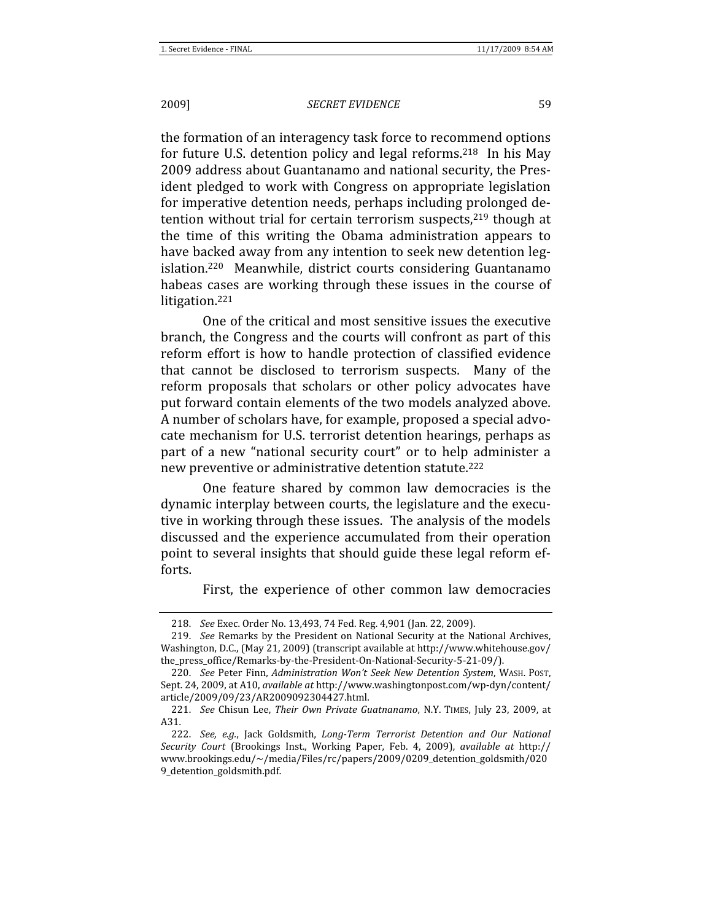the formation of an interagency task force to recommend options for future U.S. detention policy and legal reforms.[218] In his May 2009 address about Guantanamo and national security, the President pledged to work with Congress on appropriate legislation for imperative detention needs, perhaps including prolonged detention without trial for certain terrorism suspects,[219] though at the time of this writing the Obama administration appears to have backed away from any intention to seek new detention legislation.[220] Meanwhile, district courts considering Guantanamo habeas cases are working through these issues in the course of litigation.[221]

One of the critical and most sensitive issues the executive branch, the Congress and the courts will confront as part of this reform effort is how to handle protection of classified evidence that cannot be disclosed to terrorism suspects. Many of the reform proposals that scholars or other policy advocates have put forward contain elements of the two models analyzed above. A number of scholars have, for example, proposed a special advocate mechanism for U.S. terrorist detention hearings, perhaps as part of a new "national security court" or to help administer a new preventive or administrative detention statute.[222]

One feature shared by common law democracies is the dynamic interplay between courts, the legislature and the executive in working through these issues. The analysis of the models discussed and the experience accumulated from their operation point to several insights that should guide these legal reform efforts.

First, the experience of other common law democracies

---

218. *See* Exec. Order No. 13,493, 74 Fed. Reg. 4,901 (Jan. 22, 2009).

219. *See* Remarks by the President on National Security at the National Archives, Washington, D.C., (May 21, 2009) (transcript available at http://www.whitehouse.gov/the_press_office/Remarks-by-the-President-On-National-Security-5-21-09/).

220. *See* Peter Finn, *Administration Won't Seek New Detention System*, WASH. POST, Sept. 24, 2009, at A10, *available at* http://www.washingtonpost.com/wp-dyn/content/article/2009/09/23/AR2009092304427.html.

221. *See* Chisun Lee, *Their Own Private Guatnanamo*, N.Y. TIMES, July 23, 2009, at A31.

222. *See, e.g.*, Jack Goldsmith, *Long-Term Terrorist Detention and Our National Security Court* (Brookings Inst., Working Paper, Feb. 4, 2009), *available at* http://www.brookings.edu/~/media/Files/rc/papers/2009/0209_detention_goldsmith/0209_detention_goldsmith.pdf.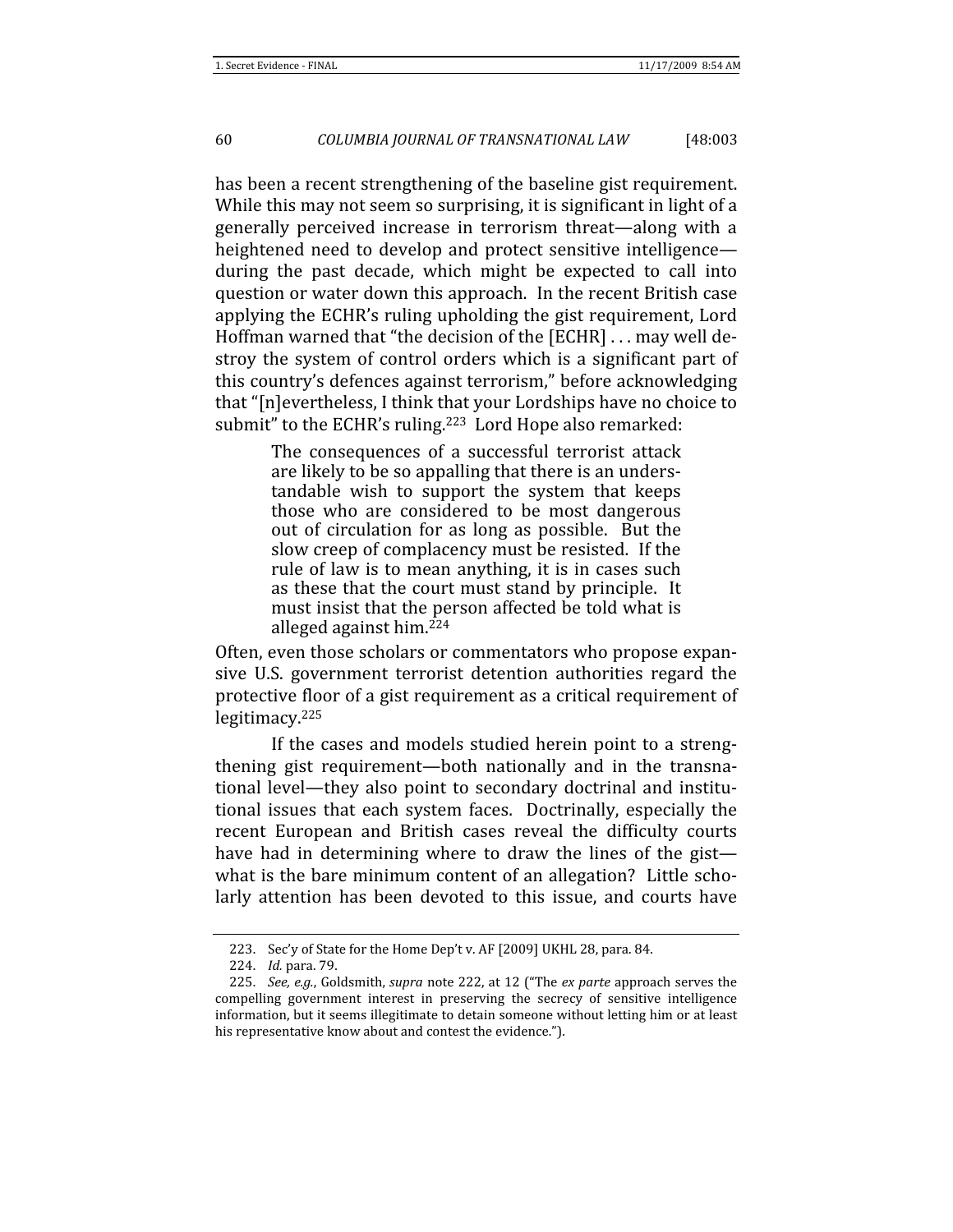has been a recent strengthening of the baseline gist requirement. While this may not seem so surprising, it is significant in light of a generally perceived increase in terrorism threat—along with a heightened need to develop and protect sensitive intelligence—during the past decade, which might be expected to call into question or water down this approach. In the recent British case applying the ECHR's ruling upholding the gist requirement, Lord Hoffman warned that "the decision of the [ECHR] . . . may well destroy the system of control orders which is a significant part of this country's defences against terrorism," before acknowledging that "[n]evertheless, I think that your Lordships have no choice to submit" to the ECHR's ruling.[223] Lord Hope also remarked:

> The consequences of a successful terrorist attack are likely to be so appalling that there is an understandable wish to support the system that keeps those who are considered to be most dangerous out of circulation for as long as possible. But the slow creep of complacency must be resisted. If the rule of law is to mean anything, it is in cases such as these that the court must stand by principle. It must insist that the person affected be told what is alleged against him.[224]

Often, even those scholars or commentators who propose expansive U.S. government terrorist detention authorities regard the protective floor of a gist requirement as a critical requirement of legitimacy.[225]

If the cases and models studied herein point to a strengthening gist requirement—both nationally and in the transnational level—they also point to secondary doctrinal and institutional issues that each system faces. Doctrinally, especially the recent European and British cases reveal the difficulty courts have had in determining where to draw the lines of the gist—what is the bare minimum content of an allegation? Little scholarly attention has been devoted to this issue, and courts have

---

223. Sec'y of State for the Home Dep't v. AF [2009] UKHL 28, para. 84.

224. *Id.* para. 79.

225. *See, e.g.*, Goldsmith, *supra* note 222, at 12 ("The *ex parte* approach serves the compelling government interest in preserving the secrecy of sensitive intelligence information, but it seems illegitimate to detain someone without letting him or at least his representative know about and contest the evidence.").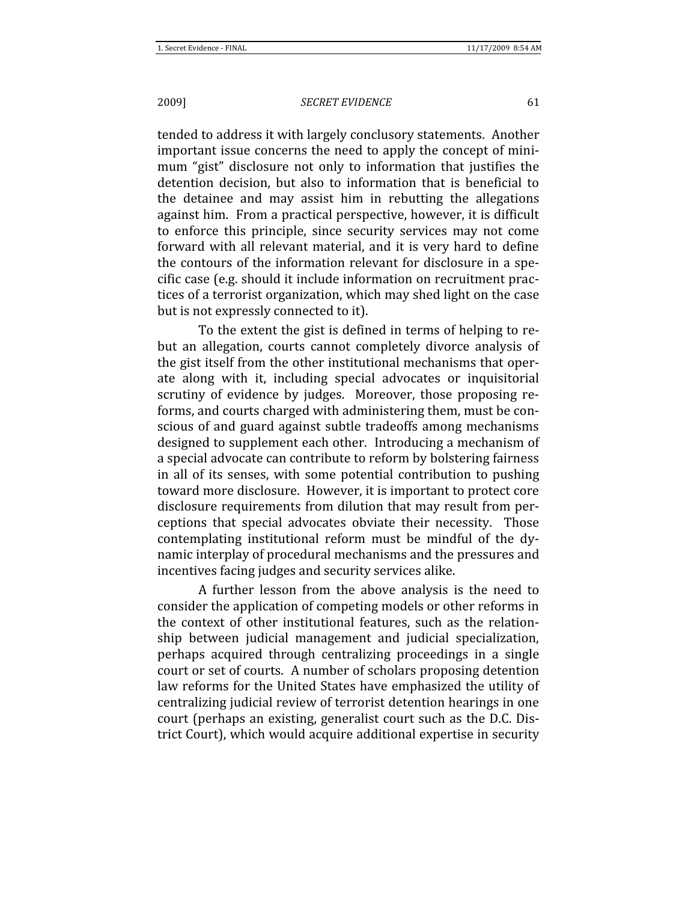tended to address it with largely conclusory statements. Another important issue concerns the need to apply the concept of minimum "gist" disclosure not only to information that justifies the detention decision, but also to information that is beneficial to the detainee and may assist him in rebutting the allegations against him. From a practical perspective, however, it is difficult to enforce this principle, since security services may not come forward with all relevant material, and it is very hard to define the contours of the information relevant for disclosure in a specific case (e.g. should it include information on recruitment practices of a terrorist organization, which may shed light on the case but is not expressly connected to it).

To the extent the gist is defined in terms of helping to rebut an allegation, courts cannot completely divorce analysis of the gist itself from the other institutional mechanisms that operate along with it, including special advocates or inquisitorial scrutiny of evidence by judges. Moreover, those proposing reforms, and courts charged with administering them, must be conscious of and guard against subtle tradeoffs among mechanisms designed to supplement each other. Introducing a mechanism of a special advocate can contribute to reform by bolstering fairness in all of its senses, with some potential contribution to pushing toward more disclosure. However, it is important to protect core disclosure requirements from dilution that may result from perceptions that special advocates obviate their necessity. Those contemplating institutional reform must be mindful of the dynamic interplay of procedural mechanisms and the pressures and incentives facing judges and security services alike.

A further lesson from the above analysis is the need to consider the application of competing models or other reforms in the context of other institutional features, such as the relationship between judicial management and judicial specialization, perhaps acquired through centralizing proceedings in a single court or set of courts. A number of scholars proposing detention law reforms for the United States have emphasized the utility of centralizing judicial review of terrorist detention hearings in one court (perhaps an existing, generalist court such as the D.C. District Court), which would acquire additional expertise in security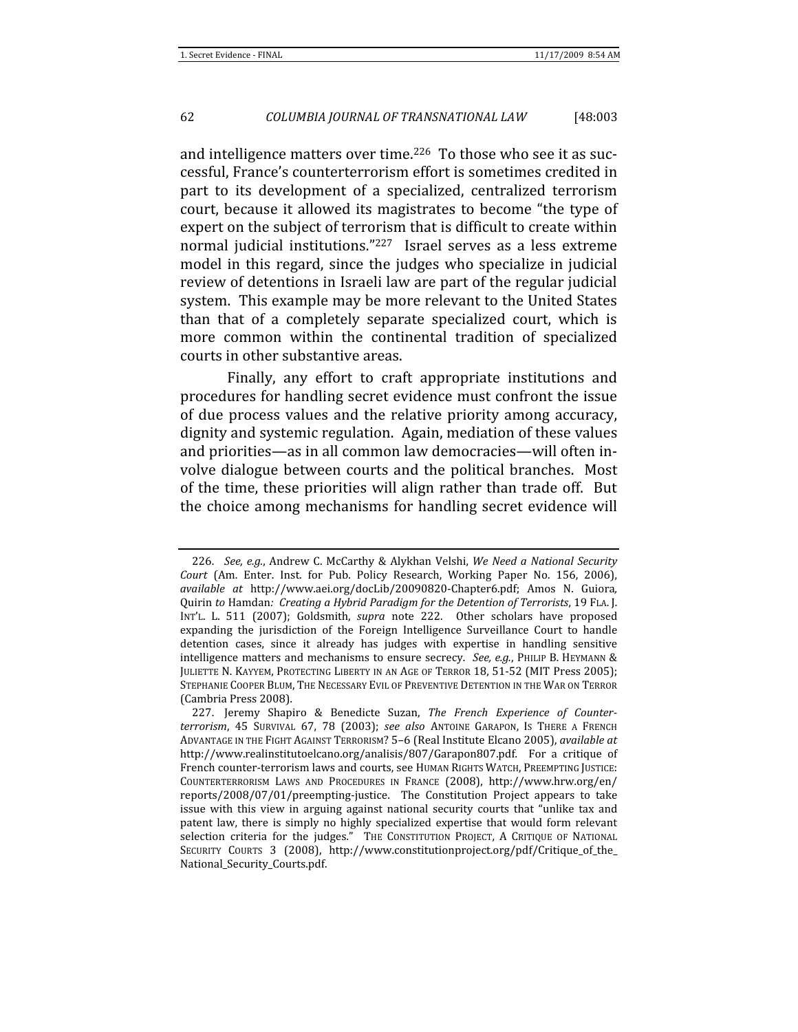and intelligence matters over time.[226] To those who see it as successful, France's counterterrorism effort is sometimes credited in part to its development of a specialized, centralized terrorism court, because it allowed its magistrates to become "the type of expert on the subject of terrorism that is difficult to create within normal judicial institutions."[227] Israel serves as a less extreme model in this regard, since the judges who specialize in judicial review of detentions in Israeli law are part of the regular judicial system. This example may be more relevant to the United States than that of a completely separate specialized court, which is more common within the continental tradition of specialized courts in other substantive areas.

Finally, any effort to craft appropriate institutions and procedures for handling secret evidence must confront the issue of due process values and the relative priority among accuracy, dignity and systemic regulation. Again, mediation of these values and priorities—as in all common law democracies—will often involve dialogue between courts and the political branches. Most of the time, these priorities will align rather than trade off. But the choice among mechanisms for handling secret evidence will

---

226. *See, e.g.*, Andrew C. McCarthy & Alykhan Velshi, *We Need a National Security Court* (Am. Enter. Inst. for Pub. Policy Research, Working Paper No. 156, 2006), *available at* http://www.aei.org/docLib/20090820-Chapter6.pdf; Amos N. Guiora, Quirin *to* Hamdan*: Creating a Hybrid Paradigm for the Detention of Terrorists*, 19 FLA. J. INT'L. L. 511 (2007); Goldsmith, *supra* note 222. Other scholars have proposed expanding the jurisdiction of the Foreign Intelligence Surveillance Court to handle detention cases, since it already has judges with expertise in handling sensitive intelligence matters and mechanisms to ensure secrecy. *See, e.g.*, PHILIP B. HEYMANN & JULIETTE N. KAYYEM, PROTECTING LIBERTY IN AN AGE OF TERROR 18, 51-52 (MIT Press 2005); STEPHANIE COOPER BLUM, THE NECESSARY EVIL OF PREVENTIVE DETENTION IN THE WAR ON TERROR (Cambria Press 2008).

227. Jeremy Shapiro & Benedicte Suzan, *The French Experience of Counter-terrorism*, 45 SURVIVAL 67, 78 (2003); *see also* ANTOINE GARAPON, IS THERE A FRENCH ADVANTAGE IN THE FIGHT AGAINST TERRORISM? 5–6 (Real Institute Elcano 2005), *available at* http://www.realinstitutoelcano.org/analisis/807/Garapon807.pdf. For a critique of French counter-terrorism laws and courts, see HUMAN RIGHTS WATCH, PREEMPTING JUSTICE: COUNTERTERRORISM LAWS AND PROCEDURES IN FRANCE (2008), http://www.hrw.org/en/reports/2008/07/01/preempting-justice. The Constitution Project appears to take issue with this view in arguing against national security courts that "unlike tax and patent law, there is simply no highly specialized expertise that would form relevant selection criteria for the judges." THE CONSTITUTION PROJECT, A CRITIQUE OF NATIONAL SECURITY COURTS 3 (2008), http://www.constitutionproject.org/pdf/Critique_of_the_National_Security_Courts.pdf.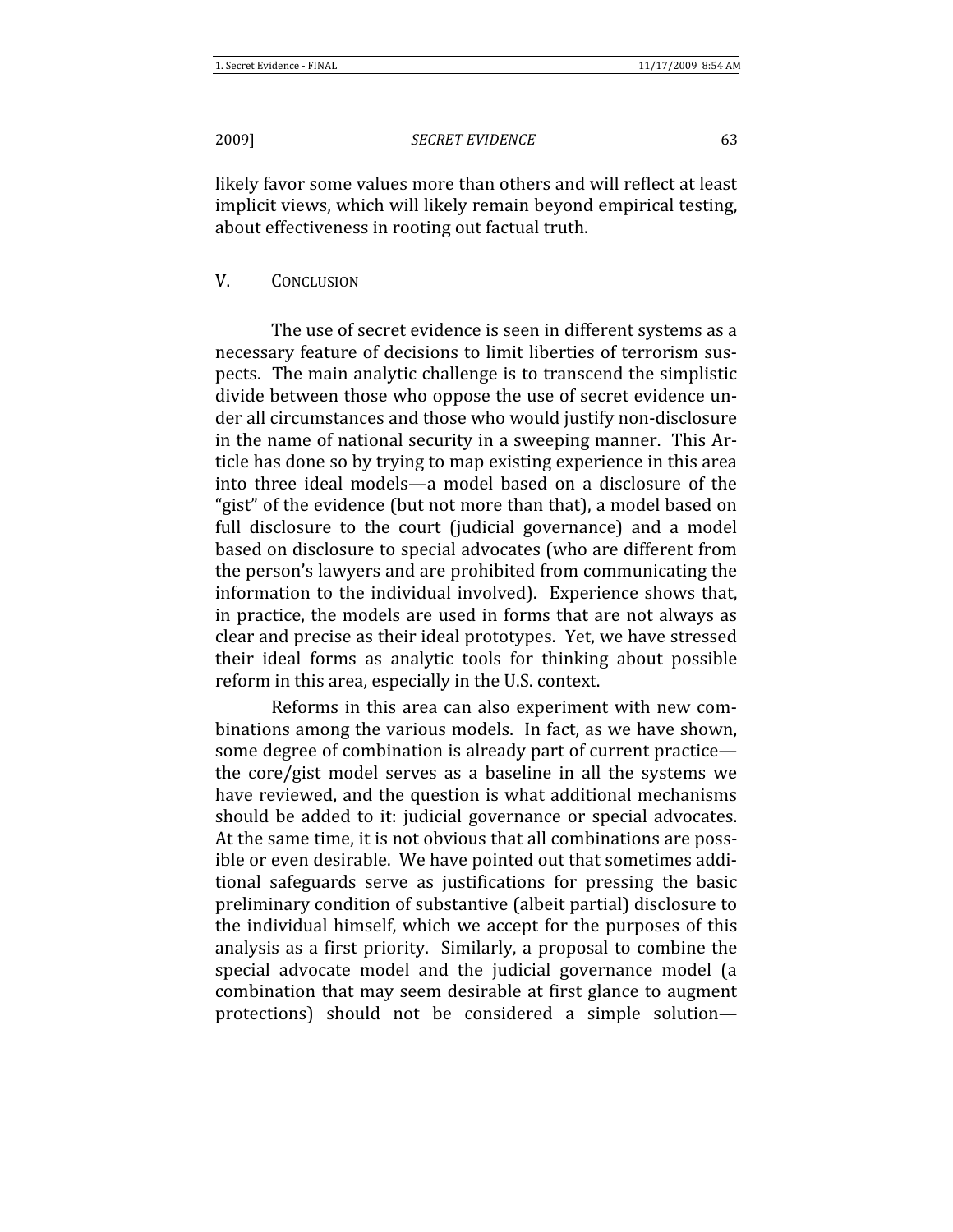likely favor some values more than others and will reflect at least implicit views, which will likely remain beyond empirical testing, about effectiveness in rooting out factual truth.

## V. CONCLUSION

The use of secret evidence is seen in different systems as a necessary feature of decisions to limit liberties of terrorism suspects. The main analytic challenge is to transcend the simplistic divide between those who oppose the use of secret evidence under all circumstances and those who would justify non-disclosure in the name of national security in a sweeping manner. This Article has done so by trying to map existing experience in this area into three ideal models—a model based on a disclosure of the "gist" of the evidence (but not more than that), a model based on full disclosure to the court (judicial governance) and a model based on disclosure to special advocates (who are different from the person's lawyers and are prohibited from communicating the information to the individual involved). Experience shows that, in practice, the models are used in forms that are not always as clear and precise as their ideal prototypes. Yet, we have stressed their ideal forms as analytic tools for thinking about possible reform in this area, especially in the U.S. context.

Reforms in this area can also experiment with new combinations among the various models. In fact, as we have shown, some degree of combination is already part of current practice—the core/gist model serves as a baseline in all the systems we have reviewed, and the question is what additional mechanisms should be added to it: judicial governance or special advocates. At the same time, it is not obvious that all combinations are possible or even desirable. We have pointed out that sometimes additional safeguards serve as justifications for pressing the basic preliminary condition of substantive (albeit partial) disclosure to the individual himself, which we accept for the purposes of this analysis as a first priority. Similarly, a proposal to combine the special advocate model and the judicial governance model (a combination that may seem desirable at first glance to augment protections) should not be considered a simple solution—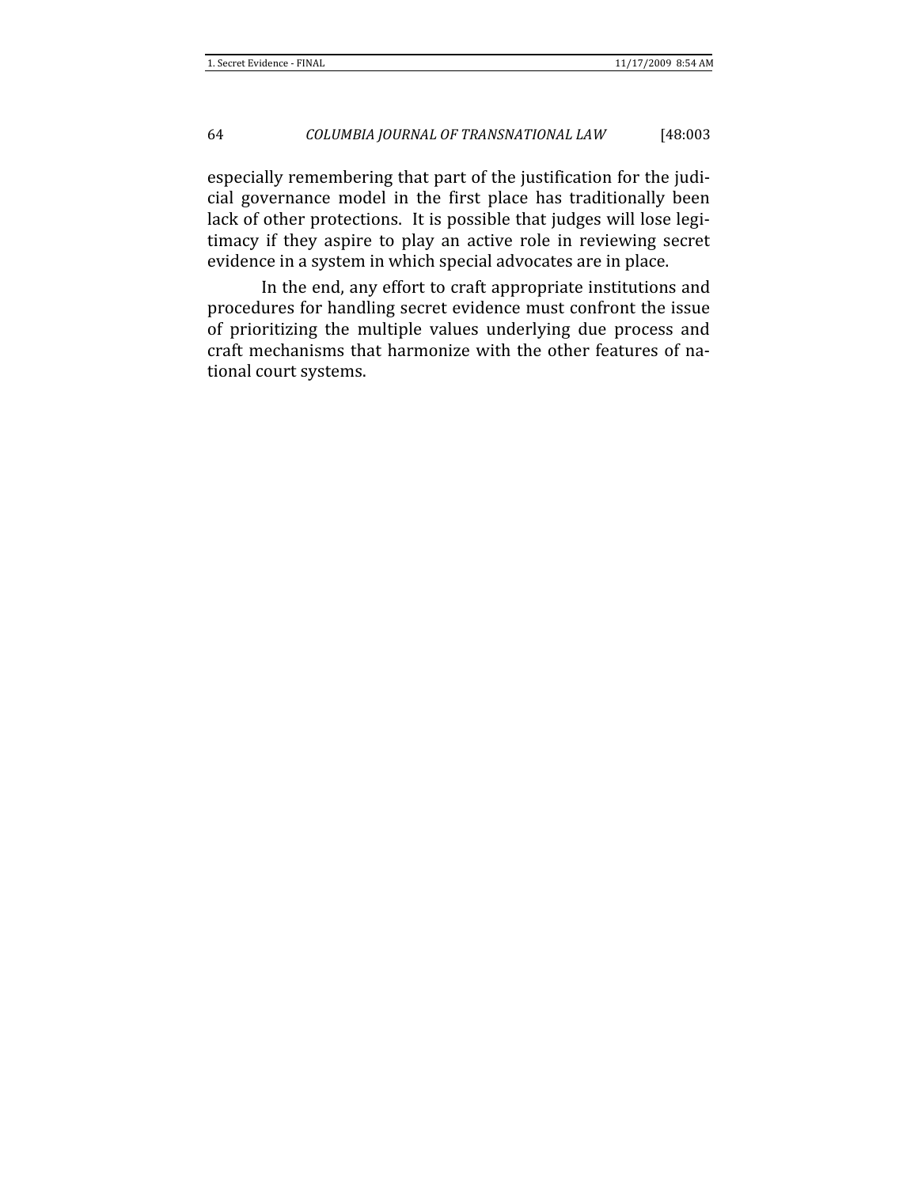especially remembering that part of the justification for the judicial governance model in the first place has traditionally been lack of other protections. It is possible that judges will lose legitimacy if they aspire to play an active role in reviewing secret evidence in a system in which special advocates are in place.

In the end, any effort to craft appropriate institutions and procedures for handling secret evidence must confront the issue of prioritizing the multiple values underlying due process and craft mechanisms that harmonize with the other features of national court systems.